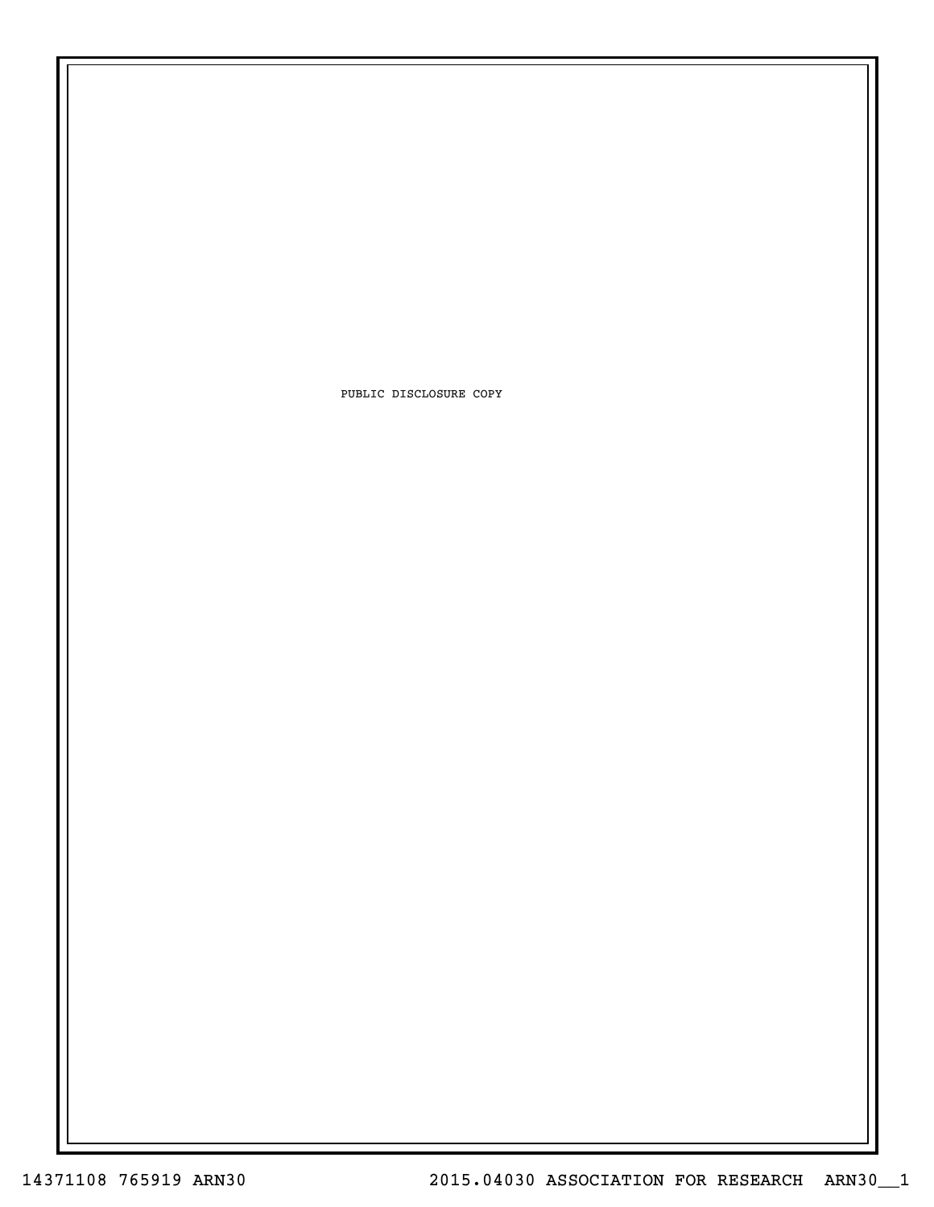PUBLIC DISCLOSURE COPY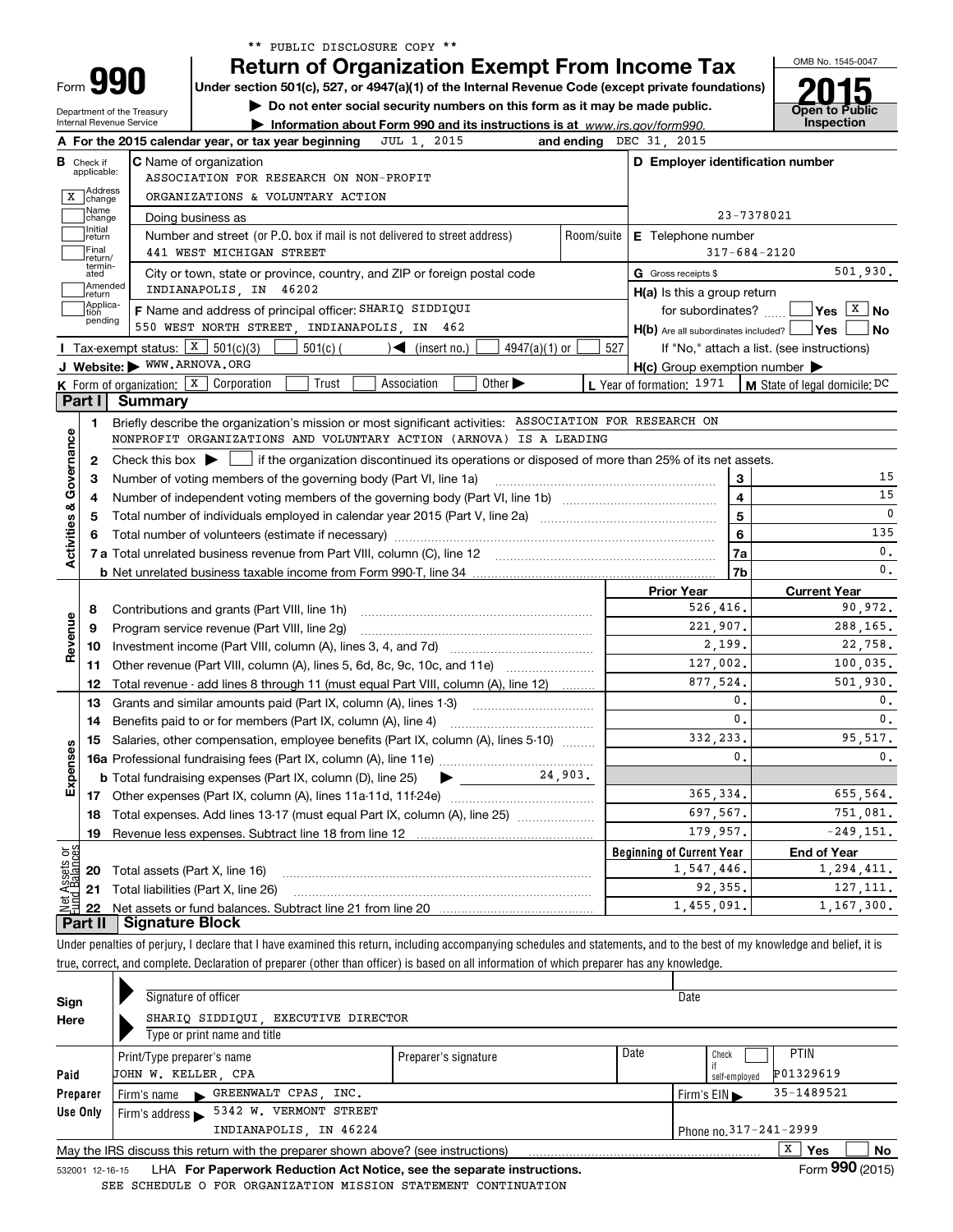** PUBLIC DISCLOSURE COPY **

# Form 990 — Return of Organization Exempt From Income Tax

**2015**

Under section 501(c), 527, or 4947(a)(1) of the Internal Revenue Code (except private foundations)

▶ Do not enter social security numbers on this form as it may be made public.

▶ Information about Form 990 and its instructions is at www.irs.gov/form990.

Department of the Treasury
Internal Revenue Service

OMB No. 1545-0047

Open to Public Inspection

**A** For the 2015 calendar year, or tax year beginning JUL 1, 2015 and ending DEC 31, 2015

**B** Check if applicable:
- [X] Address change
- [ ] Name change
- [ ] Initial return
- [ ] Final return/terminated
- [ ] Amended return
- [ ] Application pending

**C** Name of organization
ASSOCIATION FOR RESEARCH ON NON-PROFIT ORGANIZATIONS & VOLUNTARY ACTION

Doing business as

Number and street (or P.O. box if mail is not delivered to street address) Room/suite
441 WEST MICHIGAN STREET

City or town, state or province, country, and ZIP or foreign postal code
INDIANAPOLIS, IN 46202

**D** Employer identification number: 23-7378021

**E** Telephone number: 317-684-2120

**G** Gross receipts $ 501,930.

**F** Name and address of principal officer: SHARIQ SIDDIQUI
550 WEST NORTH STREET, INDIANAPOLIS, IN 462

**H(a)** Is this a group return for subordinates? [ ] Yes [X] No

**H(b)** Are all subordinates included? [ ] Yes [ ] No
If "No," attach a list. (see instructions)

**H(c)** Group exemption number ▶

**I** Tax-exempt status: [X] 501(c)(3) [ ] 501(c) ( ) ◀ (insert no.) [ ] 4947(a)(1) or [ ] 527

**J** Website: ▶ WWW.ARNOVA.ORG

**K** Form of organization: [X] Corporation [ ] Trust [ ] Association [ ] Other ▶

**L** Year of formation: 1971

**M** State of legal domicile: DC

## Part I Summary

**Activities & Governance**

1. Briefly describe the organization's mission or most significant activities: ASSOCIATION FOR RESEARCH ON NONPROFIT ORGANIZATIONS AND VOLUNTARY ACTION (ARNOVA) IS A LEADING
2. Check this box ▶ [ ] if the organization discontinued its operations or disposed of more than 25% of its net assets.

| | | Line | |
|---|---|---|---|
| 3 | Number of voting members of the governing body (Part VI, line 1a) | 3 | 15 |
| 4 | Number of independent voting members of the governing body (Part VI, line 1b) | 4 | 15 |
| 5 | Total number of individuals employed in calendar year 2015 (Part V, line 2a) | 5 | 0 |
| 6 | Total number of volunteers (estimate if necessary) | 6 | 135 |
| 7a | Total unrelated business revenue from Part VIII, column (C), line 12 | 7a | 0. |
| b | Net unrelated business taxable income from Form 990-T, line 34 | 7b | 0. |

| | | Prior Year | Current Year |
|---|---|---|---|
| **Revenue** | | | |
| 8 | Contributions and grants (Part VIII, line 1h) | 526,416. | 90,972. |
| 9 | Program service revenue (Part VIII, line 2g) | 221,907. | 288,165. |
| 10 | Investment income (Part VIII, column (A), lines 3, 4, and 7d) | 2,199. | 22,758. |
| 11 | Other revenue (Part VIII, column (A), lines 5, 6d, 8c, 9c, 10c, and 11e) | 127,002. | 100,035. |
| 12 | Total revenue - add lines 8 through 11 (must equal Part VIII, column (A), line 12) | 877,524. | 501,930. |
| **Expenses** | | | |
| 13 | Grants and similar amounts paid (Part IX, column (A), lines 1-3) | 0. | 0. |
| 14 | Benefits paid to or for members (Part IX, column (A), line 4) | 0. | 0. |
| 15 | Salaries, other compensation, employee benefits (Part IX, column (A), lines 5-10) | 332,233. | 95,517. |
| 16a | Professional fundraising fees (Part IX, column (A), line 11e) | 0. | 0. |
| b | Total fundraising expenses (Part IX, column (D), line 25) ▶ 24,903. | | |
| 17 | Other expenses (Part IX, column (A), lines 11a-11d, 11f-24e) | 365,334. | 655,564. |
| 18 | Total expenses. Add lines 13-17 (must equal Part IX, column (A), line 25) | 697,567. | 751,081. |
| 19 | Revenue less expenses. Subtract line 18 from line 12 | 179,957. | -249,151. |

| **Net Assets or Fund Balances** | | Beginning of Current Year | End of Year |
|---|---|---|---|
| 20 | Total assets (Part X, line 16) | 1,547,446. | 1,294,411. |
| 21 | Total liabilities (Part X, line 26) | 92,355. | 127,111. |
| 22 | Net assets or fund balances. Subtract line 21 from line 20 | 1,455,091. | 1,167,300. |

## Part II Signature Block

Under penalties of perjury, I declare that I have examined this return, including accompanying schedules and statements, and to the best of my knowledge and belief, it is true, correct, and complete. Declaration of preparer (other than officer) is based on all information of which preparer has any knowledge.

**Sign Here**

Signature of officer — Date

SHARIQ SIDDIQUI, EXECUTIVE DIRECTOR
Type or print name and title

**Paid Preparer Use Only**

| Print/Type preparer's name | Preparer's signature | Date | Check [ ] if self-employed | PTIN |
|---|---|---|---|---|
| JOHN W. KELLER, CPA | | | | P01329619 |

Firm's name ▶ GREENWALT CPAS, INC. — Firm's EIN ▶ 35-1489521

Firm's address ▶ 5342 W. VERMONT STREET, INDIANAPOLIS, IN 46224 — Phone no. 317-241-2999

May the IRS discuss this return with the preparer shown above? (see instructions) [X] Yes [ ] No

532001 12-16-15 LHA For Paperwork Reduction Act Notice, see the separate instructions. Form **990** (2015)

SEE SCHEDULE O FOR ORGANIZATION MISSION STATEMENT CONTINUATION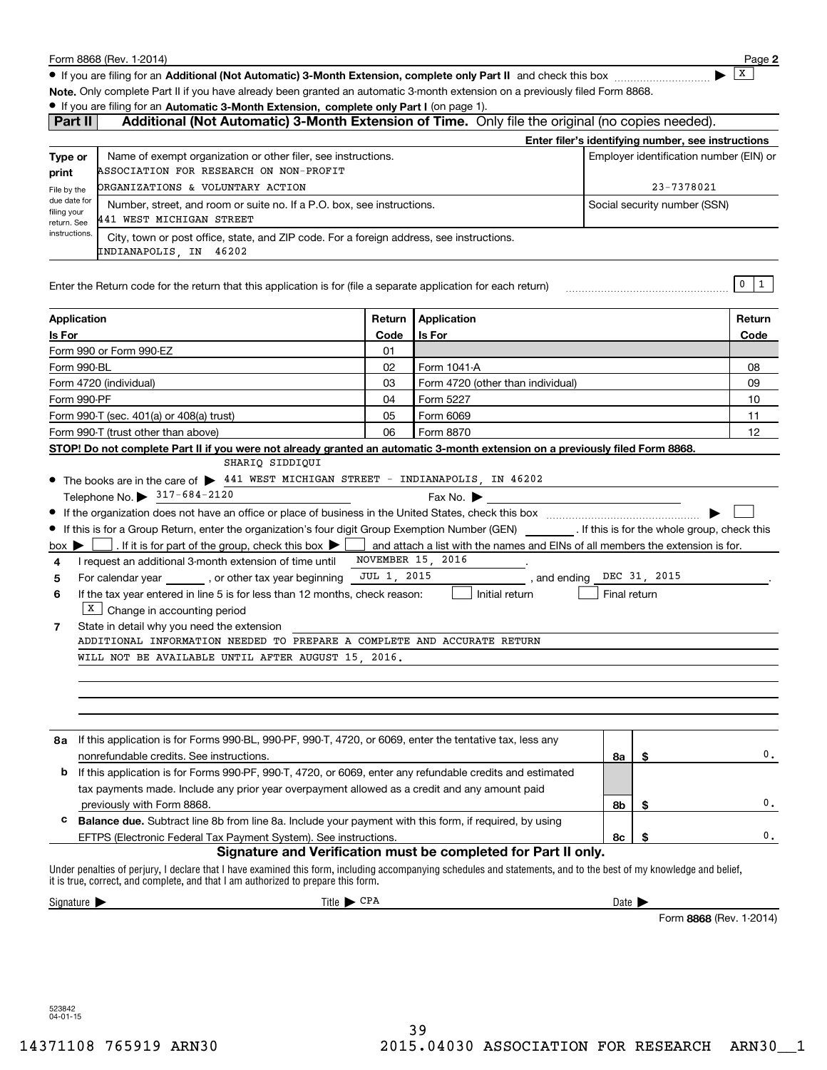Form 8868 (Rev. 1-2014)

- If you are filing for an **Additional (Not Automatic) 3-Month Extension, complete only Part II** and check this box ▶ X

**Note.** Only complete Part II if you have already been granted an automatic 3-month extension on a previously filed Form 8868.

- If you are filing for an **Automatic 3-Month Extension, complete only Part I** (on page 1).

## Part II Additional (Not Automatic) 3-Month Extension of Time. Only file the original (no copies needed).

**Enter filer's identifying number, see instructions**

| Type or print | Name of exempt organization or other filer, see instructions. | Employer identification number (EIN) or |
|---|---|---|
| File by the due date for filing your return. See instructions. | ASSOCIATION FOR RESEARCH ON NON-PROFIT ORGANIZATIONS & VOLUNTARY ACTION | 23-7378021 |
| | Number, street, and room or suite no. If a P.O. box, see instructions. 441 WEST MICHIGAN STREET | Social security number (SSN) |
| | City, town or post office, state, and ZIP code. For a foreign address, see instructions. INDIANAPOLIS, IN 46202 | |

Enter the Return code for the return that this application is for (file a separate application for each return) 0 1

| Application Is For | Return Code | Application Is For | Return Code |
|---|---|---|---|
| Form 990 or Form 990-EZ | 01 | | |
| Form 990-BL | 02 | Form 1041-A | 08 |
| Form 4720 (individual) | 03 | Form 4720 (other than individual) | 09 |
| Form 990-PF | 04 | Form 5227 | 10 |
| Form 990-T (sec. 401(a) or 408(a) trust) | 05 | Form 6069 | 11 |
| Form 990-T (trust other than above) | 06 | Form 8870 | 12 |

**STOP! Do not complete Part II if you were not already granted an automatic 3-month extension on a previously filed Form 8868.**

- The books are in the care of ▶ SHARIQ SIDDIQUI 441 WEST MICHIGAN STREET - INDIANAPOLIS, IN 46202

  Telephone No. ▶ 317-684-2120 Fax No. ▶

- If the organization does not have an office or place of business in the United States, check this box ▶ ☐
- If this is for a Group Return, enter the organization's four digit Group Exemption Number (GEN) ______ . If this is for the whole group, check this box ▶ ☐ . If it is for part of the group, check this box ▶ ☐ and attach a list with the names and EINs of all members the extension is for.

4 I request an additional 3-month extension of time until NOVEMBER 15, 2016 .

5 For calendar year ______ , or other tax year beginning JUL 1, 2015 , and ending DEC 31, 2015 .

6 If the tax year entered in line 5 is for less than 12 months, check reason: ☐ Initial return ☐ Final return ☒ Change in accounting period

7 State in detail why you need the extension
ADDITIONAL INFORMATION NEEDED TO PREPARE A COMPLETE AND ACCURATE RETURN WILL NOT BE AVAILABLE UNTIL AFTER AUGUST 15, 2016.

| | | | |
|---|---|---|---|
| **8a** If this application is for Forms 990-BL, 990-PF, 990-T, 4720, or 6069, enter the tentative tax, less any nonrefundable credits. See instructions. | 8a | $ | 0. |
| **b** If this application is for Forms 990-PF, 990-T, 4720, or 6069, enter any refundable credits and estimated tax payments made. Include any prior year overpayment allowed as a credit and any amount paid previously with Form 8868. | 8b | $ | 0. |
| **c** **Balance due.** Subtract line 8b from line 8a. Include your payment with this form, if required, by using EFTPS (Electronic Federal Tax Payment System). See instructions. | 8c | $ | 0. |

**Signature and Verification must be completed for Part II only.**

Under penalties of perjury, I declare that I have examined this form, including accompanying schedules and statements, and to the best of my knowledge and belief, it is true, correct, and complete, and that I am authorized to prepare this form.

Signature ▶ Title ▶ CPA Date ▶

Form **8868** (Rev. 1-2014)

523842 04-01-15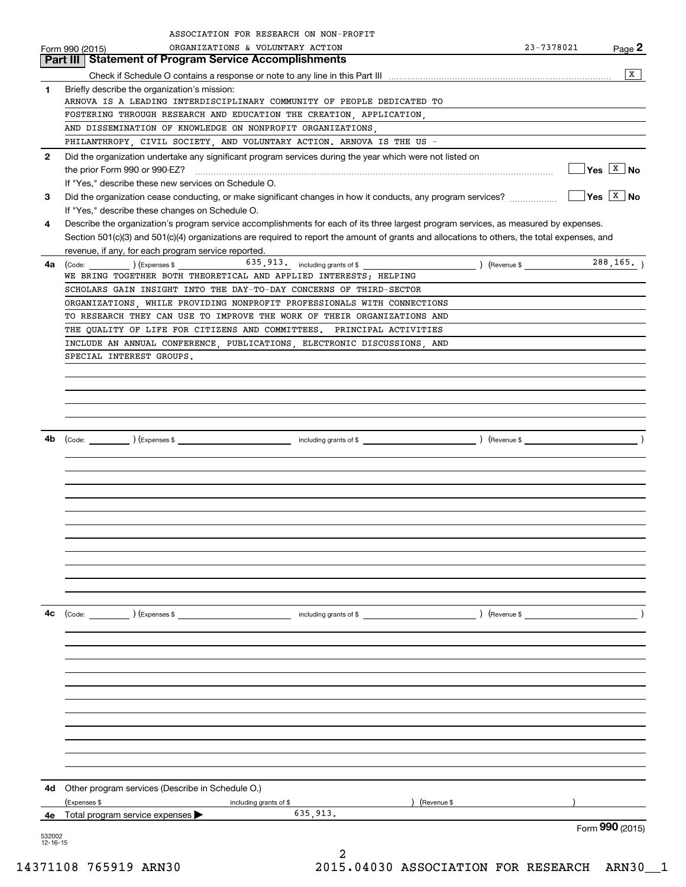ASSOCIATION FOR RESEARCH ON NON-PROFIT ORGANIZATIONS & VOLUNTARY ACTION 23-7378021

Form 990 (2015) Page **2**

## Part III Statement of Program Service Accomplishments

Check if Schedule O contains a response or note to any line in this Part III ..... [X]

**1** Briefly describe the organization's mission:

ARNOVA IS A LEADING INTERDISCIPLINARY COMMUNITY OF PEOPLE DEDICATED TO FOSTERING THROUGH RESEARCH AND EDUCATION THE CREATION, APPLICATION, AND DISSEMINATION OF KNOWLEDGE ON NONPROFIT ORGANIZATIONS, PHILANTHROPY, CIVIL SOCIETY, AND VOLUNTARY ACTION. ARNOVA IS THE US -

**2** Did the organization undertake any significant program services during the year which were not listed on the prior Form 990 or 990-EZ? ..... [ ] Yes [X] No

If "Yes," describe these new services on Schedule O.

**3** Did the organization cease conducting, or make significant changes in how it conducts, any program services? ..... [ ] Yes [X] No

If "Yes," describe these changes on Schedule O.

**4** Describe the organization's program service accomplishments for each of its three largest program services, as measured by expenses. Section 501(c)(3) and 501(c)(4) organizations are required to report the amount of grants and allocations to others, the total expenses, and revenue, if any, for each program service reported.

**4a** (Code: ) (Expenses $ 635,913. including grants of $ ) (Revenue $ 288,165. )

WE BRING TOGETHER BOTH THEORETICAL AND APPLIED INTERESTS; HELPING SCHOLARS GAIN INSIGHT INTO THE DAY-TO-DAY CONCERNS OF THIRD-SECTOR ORGANIZATIONS, WHILE PROVIDING NONPROFIT PROFESSIONALS WITH CONNECTIONS TO RESEARCH THEY CAN USE TO IMPROVE THE WORK OF THEIR ORGANIZATIONS AND THE QUALITY OF LIFE FOR CITIZENS AND COMMITTEES. PRINCIPAL ACTIVITIES INCLUDE AN ANNUAL CONFERENCE, PUBLICATIONS, ELECTRONIC DISCUSSIONS, AND SPECIAL INTEREST GROUPS.

**4b** (Code: ) (Expenses $ including grants of $ ) (Revenue $ )

**4c** (Code: ) (Expenses $ including grants of $ ) (Revenue $ )

**4d** Other program services (Describe in Schedule O.)

(Expenses $ including grants of $ ) (Revenue $ )

**4e** Total program service expenses ▶ 635,913.

Form **990** (2015)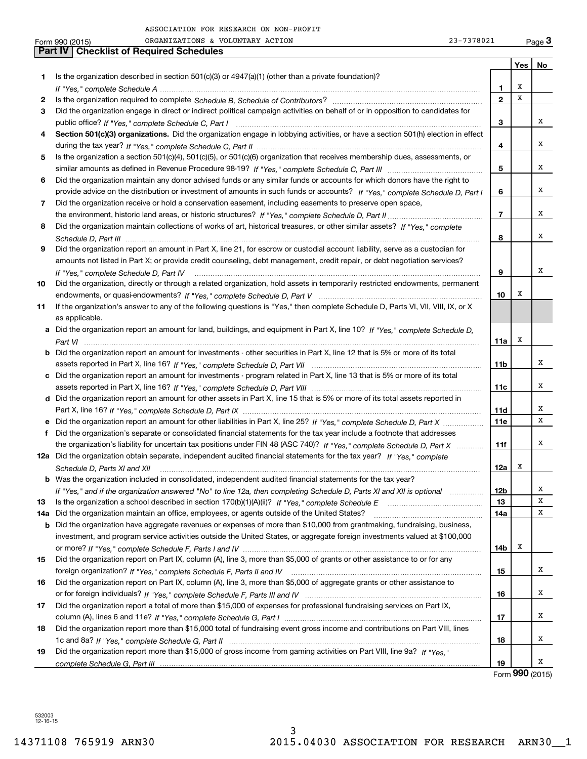ASSOCIATION FOR RESEARCH ON NON-PROFIT ORGANIZATIONS & VOLUNTARY ACTION 23-7378021

Form 990 (2015)

## Part IV Checklist of Required Schedules

| | | | Yes | No |
|---|---|---|---|---|
| **1** | Is the organization described in section 501(c)(3) or 4947(a)(1) (other than a private foundation)? *If "Yes," complete Schedule A* | **1** | X | |
| **2** | Is the organization required to complete *Schedule B, Schedule of Contributors*? | **2** | X | |
| **3** | Did the organization engage in direct or indirect political campaign activities on behalf of or in opposition to candidates for public office? *If "Yes," complete Schedule C, Part I* | **3** | | X |
| **4** | **Section 501(c)(3) organizations.** Did the organization engage in lobbying activities, or have a section 501(h) election in effect during the tax year? *If "Yes," complete Schedule C, Part II* | **4** | | X |
| **5** | Is the organization a section 501(c)(4), 501(c)(5), or 501(c)(6) organization that receives membership dues, assessments, or similar amounts as defined in Revenue Procedure 98-19? *If "Yes," complete Schedule C, Part III* | **5** | | X |
| **6** | Did the organization maintain any donor advised funds or any similar funds or accounts for which donors have the right to provide advice on the distribution or investment of amounts in such funds or accounts? *If "Yes," complete Schedule D, Part I* | **6** | | X |
| **7** | Did the organization receive or hold a conservation easement, including easements to preserve open space, the environment, historic land areas, or historic structures? *If "Yes," complete Schedule D, Part II* | **7** | | X |
| **8** | Did the organization maintain collections of works of art, historical treasures, or other similar assets? *If "Yes," complete Schedule D, Part III* | **8** | | X |
| **9** | Did the organization report an amount in Part X, line 21, for escrow or custodial account liability, serve as a custodian for amounts not listed in Part X; or provide credit counseling, debt management, credit repair, or debt negotiation services? *If "Yes," complete Schedule D, Part IV* | **9** | | X |
| **10** | Did the organization, directly or through a related organization, hold assets in temporarily restricted endowments, permanent endowments, or quasi-endowments? *If "Yes," complete Schedule D, Part V* | **10** | X | |
| **11** | If the organization's answer to any of the following questions is "Yes," then complete Schedule D, Parts VI, VII, VIII, IX, or X as applicable. | | | |
| **a** | Did the organization report an amount for land, buildings, and equipment in Part X, line 10? *If "Yes," complete Schedule D, Part VI* | **11a** | X | |
| **b** | Did the organization report an amount for investments - other securities in Part X, line 12 that is 5% or more of its total assets reported in Part X, line 16? *If "Yes," complete Schedule D, Part VII* | **11b** | | X |
| **c** | Did the organization report an amount for investments - program related in Part X, line 13 that is 5% or more of its total assets reported in Part X, line 16? *If "Yes," complete Schedule D, Part VIII* | **11c** | | X |
| **d** | Did the organization report an amount for other assets in Part X, line 15 that is 5% or more of its total assets reported in Part X, line 16? *If "Yes," complete Schedule D, Part IX* | **11d** | | X |
| **e** | Did the organization report an amount for other liabilities in Part X, line 25? *If "Yes," complete Schedule D, Part X* | **11e** | | X |
| **f** | Did the organization's separate or consolidated financial statements for the tax year include a footnote that addresses the organization's liability for uncertain tax positions under FIN 48 (ASC 740)? *If "Yes," complete Schedule D, Part X* | **11f** | | X |
| **12a** | Did the organization obtain separate, independent audited financial statements for the tax year? *If "Yes," complete Schedule D, Parts XI and XII* | **12a** | X | |
| **b** | Was the organization included in consolidated, independent audited financial statements for the tax year? *If "Yes," and if the organization answered "No" to line 12a, then completing Schedule D, Parts XI and XII is optional* | **12b** | | X |
| **13** | Is the organization a school described in section 170(b)(1)(A)(ii)? *If "Yes," complete Schedule E* | **13** | | X |
| **14a** | Did the organization maintain an office, employees, or agents outside of the United States? | **14a** | | X |
| **b** | Did the organization have aggregate revenues or expenses of more than $10,000 from grantmaking, fundraising, business, investment, and program service activities outside the United States, or aggregate foreign investments valued at $100,000 or more? *If "Yes," complete Schedule F, Parts I and IV* | **14b** | X | |
| **15** | Did the organization report on Part IX, column (A), line 3, more than $5,000 of grants or other assistance to or for any foreign organization? *If "Yes," complete Schedule F, Parts II and IV* | **15** | | X |
| **16** | Did the organization report on Part IX, column (A), line 3, more than $5,000 of aggregate grants or other assistance to or for foreign individuals? *If "Yes," complete Schedule F, Parts III and IV* | **16** | | X |
| **17** | Did the organization report a total of more than $15,000 of expenses for professional fundraising services on Part IX, column (A), lines 6 and 11e? *If "Yes," complete Schedule G, Part I* | **17** | | X |
| **18** | Did the organization report more than $15,000 total of fundraising event gross income and contributions on Part VIII, lines 1c and 8a? *If "Yes," complete Schedule G, Part II* | **18** | | X |
| **19** | Did the organization report more than $15,000 of gross income from gaming activities on Part VIII, line 9a? *If "Yes," complete Schedule G, Part III* | **19** | | X |

Form **990** (2015)

532003 12-16-15

14371108 765919 ARN30 2015.04030 ASSOCIATION FOR RESEARCH ARN30__1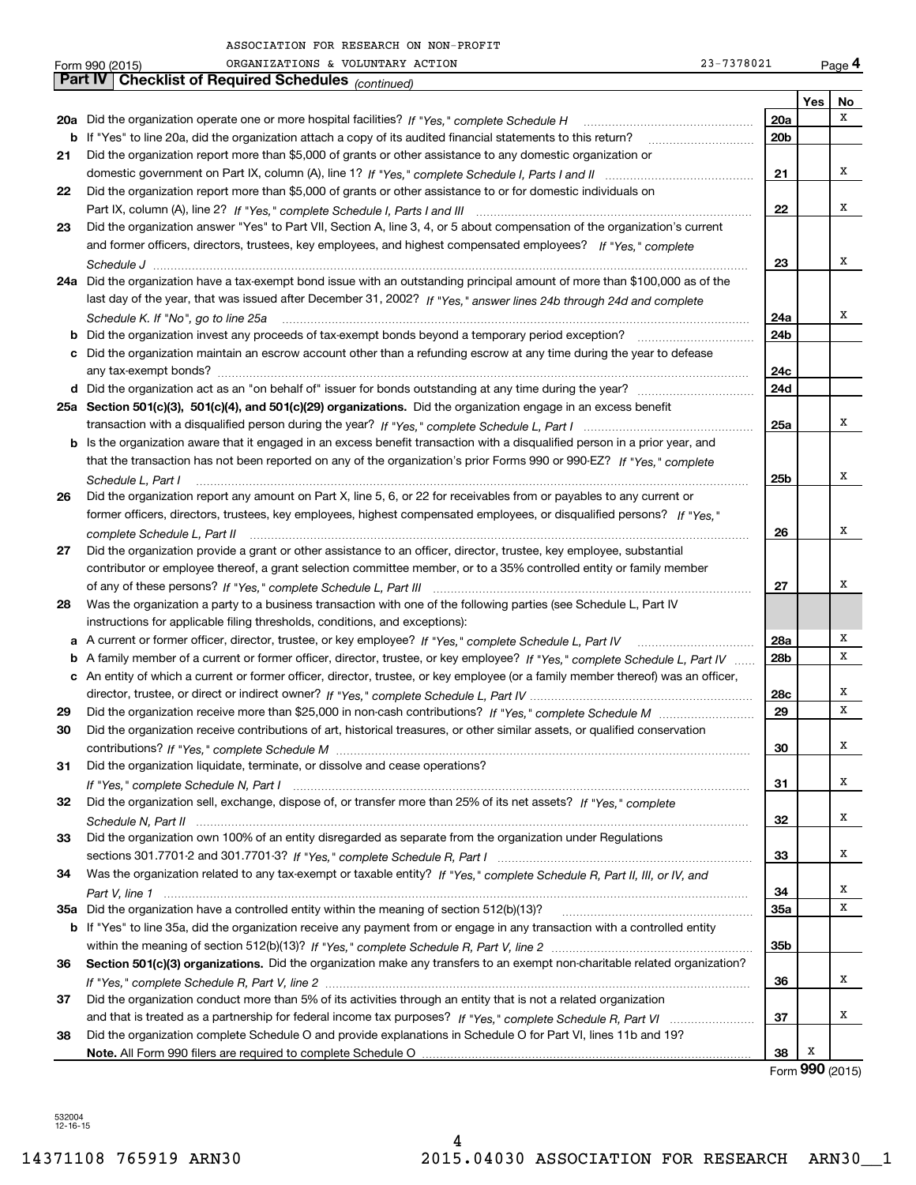ASSOCIATION FOR RESEARCH ON NON-PROFIT ORGANIZATIONS & VOLUNTARY ACTION 23-7378021

Form 990 (2015)

## Part IV Checklist of Required Schedules *(continued)*

| | | | Yes | No |
|---|---|---|---|---|
| 20a | Did the organization operate one or more hospital facilities? *If "Yes," complete Schedule H* | 20a | | X |
| b | If "Yes" to line 20a, did the organization attach a copy of its audited financial statements to this return? | 20b | | |
| 21 | Did the organization report more than $5,000 of grants or other assistance to any domestic organization or domestic government on Part IX, column (A), line 1? *If "Yes," complete Schedule I, Parts I and II* | 21 | | X |
| 22 | Did the organization report more than $5,000 of grants or other assistance to or for domestic individuals on Part IX, column (A), line 2? *If "Yes," complete Schedule I, Parts I and III* | 22 | | X |
| 23 | Did the organization answer "Yes" to Part VII, Section A, line 3, 4, or 5 about compensation of the organization's current and former officers, directors, trustees, key employees, and highest compensated employees? *If "Yes," complete Schedule J* | 23 | | X |
| 24a | Did the organization have a tax-exempt bond issue with an outstanding principal amount of more than $100,000 as of the last day of the year, that was issued after December 31, 2002? *If "Yes," answer lines 24b through 24d and complete Schedule K. If "No", go to line 25a* | 24a | | X |
| b | Did the organization invest any proceeds of tax-exempt bonds beyond a temporary period exception? | 24b | | |
| c | Did the organization maintain an escrow account other than a refunding escrow at any time during the year to defease any tax-exempt bonds? | 24c | | |
| d | Did the organization act as an "on behalf of" issuer for bonds outstanding at any time during the year? | 24d | | |
| 25a | **Section 501(c)(3), 501(c)(4), and 501(c)(29) organizations.** Did the organization engage in an excess benefit transaction with a disqualified person during the year? *If "Yes," complete Schedule L, Part I* | 25a | | X |
| b | Is the organization aware that it engaged in an excess benefit transaction with a disqualified person in a prior year, and that the transaction has not been reported on any of the organization's prior Forms 990 or 990-EZ? *If "Yes," complete Schedule L, Part I* | 25b | | X |
| 26 | Did the organization report any amount on Part X, line 5, 6, or 22 for receivables from or payables to any current or former officers, directors, trustees, key employees, highest compensated employees, or disqualified persons? *If "Yes," complete Schedule L, Part II* | 26 | | X |
| 27 | Did the organization provide a grant or other assistance to an officer, director, trustee, key employee, substantial contributor or employee thereof, a grant selection committee member, or to a 35% controlled entity or family member of any of these persons? *If "Yes," complete Schedule L, Part III* | 27 | | X |
| 28 | Was the organization a party to a business transaction with one of the following parties (see Schedule L, Part IV instructions for applicable filing thresholds, conditions, and exceptions): | | | |
| a | A current or former officer, director, trustee, or key employee? *If "Yes," complete Schedule L, Part IV* | 28a | | X |
| b | A family member of a current or former officer, director, trustee, or key employee? *If "Yes," complete Schedule L, Part IV* | 28b | | X |
| c | An entity of which a current or former officer, director, trustee, or key employee (or a family member thereof) was an officer, director, trustee, or direct or indirect owner? *If "Yes," complete Schedule L, Part IV* | 28c | | X |
| 29 | Did the organization receive more than $25,000 in non-cash contributions? *If "Yes," complete Schedule M* | 29 | | X |
| 30 | Did the organization receive contributions of art, historical treasures, or other similar assets, or qualified conservation contributions? *If "Yes," complete Schedule M* | 30 | | X |
| 31 | Did the organization liquidate, terminate, or dissolve and cease operations? *If "Yes," complete Schedule N, Part I* | 31 | | X |
| 32 | Did the organization sell, exchange, dispose of, or transfer more than 25% of its net assets? *If "Yes," complete Schedule N, Part II* | 32 | | X |
| 33 | Did the organization own 100% of an entity disregarded as separate from the organization under Regulations sections 301.7701-2 and 301.7701-3? *If "Yes," complete Schedule R, Part I* | 33 | | X |
| 34 | Was the organization related to any tax-exempt or taxable entity? *If "Yes," complete Schedule R, Part II, III, or IV, and Part V, line 1* | 34 | | X |
| 35a | Did the organization have a controlled entity within the meaning of section 512(b)(13)? | 35a | | X |
| b | If "Yes" to line 35a, did the organization receive any payment from or engage in any transaction with a controlled entity within the meaning of section 512(b)(13)? *If "Yes," complete Schedule R, Part V, line 2* | 35b | | |
| 36 | **Section 501(c)(3) organizations.** Did the organization make any transfers to an exempt non-charitable related organization? *If "Yes," complete Schedule R, Part V, line 2* | 36 | | X |
| 37 | Did the organization conduct more than 5% of its activities through an entity that is not a related organization and that is treated as a partnership for federal income tax purposes? *If "Yes," complete Schedule R, Part VI* | 37 | | X |
| 38 | Did the organization complete Schedule O and provide explanations in Schedule O for Part VI, lines 11b and 19? **Note.** All Form 990 filers are required to complete Schedule O | 38 | X | |

Form **990** (2015)

532004 12-16-15

14371108 765919 ARN30 2015.04030 ASSOCIATION FOR RESEARCH ARN30__1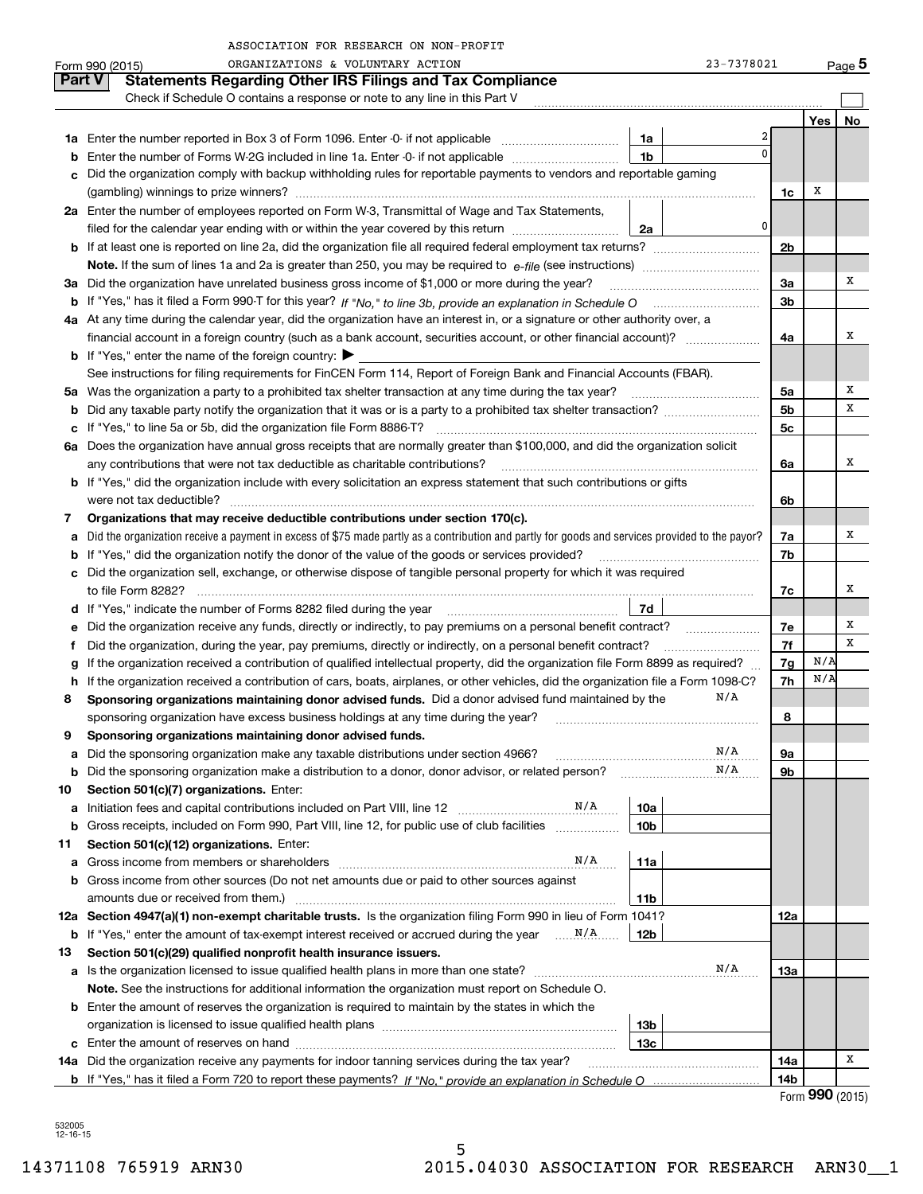ASSOCIATION FOR RESEARCH ON NON-PROFIT ORGANIZATIONS & VOLUNTARY ACTION

Form 990 (2015) 23-7378021 Page 5

## Part V Statements Regarding Other IRS Filings and Tax Compliance

Check if Schedule O contains a response or note to any line in this Part V

| | | | | | Yes | No |
|---|---|---|---|---|---|---|
| **1a** | Enter the number reported in Box 3 of Form 1096. Enter -0- if not applicable | 1a | 2 | | | |
| **b** | Enter the number of Forms W-2G included in line 1a. Enter -0- if not applicable | 1b | 0 | | | |
| **c** | Did the organization comply with backup withholding rules for reportable payments to vendors and reportable gaming (gambling) winnings to prize winners? | | | 1c | X | |
| **2a** | Enter the number of employees reported on Form W-3, Transmittal of Wage and Tax Statements, filed for the calendar year ending with or within the year covered by this return | 2a | 0 | | | |
| **b** | If at least one is reported on line 2a, did the organization file all required federal employment tax returns? | | | 2b | | |
| | **Note.** If the sum of lines 1a and 2a is greater than 250, you may be required to *e-file* (see instructions) | | | | | |
| **3a** | Did the organization have unrelated business gross income of $1,000 or more during the year? | | | 3a | | X |
| **b** | If "Yes," has it filed a Form 990-T for this year? *If "No," to line 3b, provide an explanation in Schedule O* | | | 3b | | |
| **4a** | At any time during the calendar year, did the organization have an interest in, or a signature or other authority over, a financial account in a foreign country (such as a bank account, securities account, or other financial account)? | | | 4a | | X |
| **b** | If "Yes," enter the name of the foreign country: ▶ | | | | | |
| | See instructions for filing requirements for FinCEN Form 114, Report of Foreign Bank and Financial Accounts (FBAR). | | | | | |
| **5a** | Was the organization a party to a prohibited tax shelter transaction at any time during the tax year? | | | 5a | | X |
| **b** | Did any taxable party notify the organization that it was or is a party to a prohibited tax shelter transaction? | | | 5b | | X |
| **c** | If "Yes," to line 5a or 5b, did the organization file Form 8886-T? | | | 5c | | |
| **6a** | Does the organization have annual gross receipts that are normally greater than $100,000, and did the organization solicit any contributions that were not tax deductible as charitable contributions? | | | 6a | | X |
| **b** | If "Yes," did the organization include with every solicitation an express statement that such contributions or gifts were not tax deductible? | | | 6b | | |
| **7** | **Organizations that may receive deductible contributions under section 170(c).** | | | | | |
| **a** | Did the organization receive a payment in excess of $75 made partly as a contribution and partly for goods and services provided to the payor? | | | 7a | | X |
| **b** | If "Yes," did the organization notify the donor of the value of the goods or services provided? | | | 7b | | |
| **c** | Did the organization sell, exchange, or otherwise dispose of tangible personal property for which it was required to file Form 8282? | | | 7c | | X |
| **d** | If "Yes," indicate the number of Forms 8282 filed during the year | 7d | | | | |
| **e** | Did the organization receive any funds, directly or indirectly, to pay premiums on a personal benefit contract? | | | 7e | | X |
| **f** | Did the organization, during the year, pay premiums, directly or indirectly, on a personal benefit contract? | | | 7f | | X |
| **g** | If the organization received a contribution of qualified intellectual property, did the organization file Form 8899 as required? | | | 7g | N/A | |
| **h** | If the organization received a contribution of cars, boats, airplanes, or other vehicles, did the organization file a Form 1098-C? | | | 7h | N/A | |
| **8** | **Sponsoring organizations maintaining donor advised funds.** Did a donor advised fund maintained by the sponsoring organization have excess business holdings at any time during the year? N/A | | | 8 | | |
| **9** | **Sponsoring organizations maintaining donor advised funds.** | | | | | |
| **a** | Did the sponsoring organization make any taxable distributions under section 4966? N/A | | | 9a | | |
| **b** | Did the sponsoring organization make a distribution to a donor, donor advisor, or related person? N/A | | | 9b | | |
| **10** | **Section 501(c)(7) organizations.** Enter: | | | | | |
| **a** | Initiation fees and capital contributions included on Part VIII, line 12 N/A | 10a | | | | |
| **b** | Gross receipts, included on Form 990, Part VIII, line 12, for public use of club facilities | 10b | | | | |
| **11** | **Section 501(c)(12) organizations.** Enter: | | | | | |
| **a** | Gross income from members or shareholders N/A | 11a | | | | |
| **b** | Gross income from other sources (Do not net amounts due or paid to other sources against amounts due or received from them.) | 11b | | | | |
| **12a** | **Section 4947(a)(1) non-exempt charitable trusts.** Is the organization filing Form 990 in lieu of Form 1041? | | | 12a | | |
| **b** | If "Yes," enter the amount of tax-exempt interest received or accrued during the year N/A | 12b | | | | |
| **13** | **Section 501(c)(29) qualified nonprofit health insurance issuers.** | | | | | |
| **a** | Is the organization licensed to issue qualified health plans in more than one state? N/A | | | 13a | | |
| | **Note.** See the instructions for additional information the organization must report on Schedule O. | | | | | |
| **b** | Enter the amount of reserves the organization is required to maintain by the states in which the organization is licensed to issue qualified health plans | 13b | | | | |
| **c** | Enter the amount of reserves on hand | 13c | | | | |
| **14a** | Did the organization receive any payments for indoor tanning services during the tax year? | | | 14a | | X |
| **b** | If "Yes," has it filed a Form 720 to report these payments? *If "No," provide an explanation in Schedule O* | | | 14b | | |

Form **990** (2015)

532005 12-16-15

14371108 765919 ARN30 2015.04030 ASSOCIATION FOR RESEARCH ARN30__1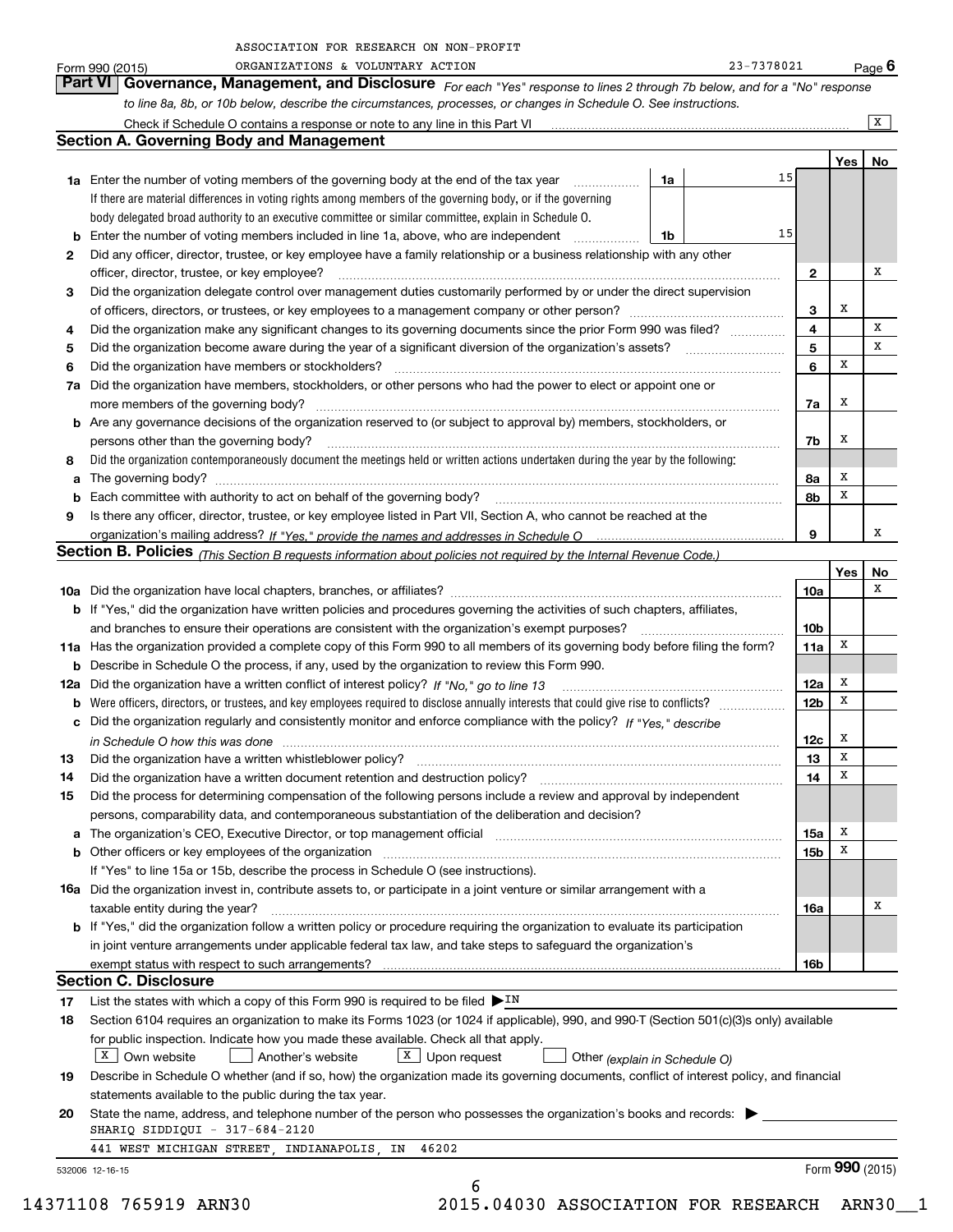ASSOCIATION FOR RESEARCH ON NON-PROFIT ORGANIZATIONS & VOLUNTARY ACTION 23-7378021

Form 990 (2015) Page 6

## Part VI Governance, Management, and Disclosure

*For each "Yes" response to lines 2 through 7b below, and for a "No" response to line 8a, 8b, or 10b below, describe the circumstances, processes, or changes in Schedule O. See instructions.*

Check if Schedule O contains a response or note to any line in this Part VI .......... [X]

### Section A. Governing Body and Management

| | | | | Yes | No |
|---|---|---|---|---|---|
| **1a** | Enter the number of voting members of the governing body at the end of the tax year. If there are material differences in voting rights among members of the governing body, or if the governing body delegated broad authority to an executive committee or similar committee, explain in Schedule O. | 1a | 15 | | |
| **b** | Enter the number of voting members included in line 1a, above, who are independent | 1b | 15 | | |
| **2** | Did any officer, director, trustee, or key employee have a family relationship or a business relationship with any other officer, director, trustee, or key employee? | 2 | | | X |
| **3** | Did the organization delegate control over management duties customarily performed by or under the direct supervision of officers, directors, or trustees, or key employees to a management company or other person? | 3 | | X | |
| **4** | Did the organization make any significant changes to its governing documents since the prior Form 990 was filed? | 4 | | | X |
| **5** | Did the organization become aware during the year of a significant diversion of the organization's assets? | 5 | | | X |
| **6** | Did the organization have members or stockholders? | 6 | | X | |
| **7a** | Did the organization have members, stockholders, or other persons who had the power to elect or appoint one or more members of the governing body? | 7a | | X | |
| **b** | Are any governance decisions of the organization reserved to (or subject to approval by) members, stockholders, or persons other than the governing body? | 7b | | X | |
| **8** | Did the organization contemporaneously document the meetings held or written actions undertaken during the year by the following: | | | | |
| **a** | The governing body? | 8a | | X | |
| **b** | Each committee with authority to act on behalf of the governing body? | 8b | | X | |
| **9** | Is there any officer, director, trustee, or key employee listed in Part VII, Section A, who cannot be reached at the organization's mailing address? *If "Yes," provide the names and addresses in Schedule O* | 9 | | | X |

### Section B. Policies *(This Section B requests information about policies not required by the Internal Revenue Code.)*

| | | | Yes | No |
|---|---|---|---|---|
| **10a** | Did the organization have local chapters, branches, or affiliates? | 10a | | X |
| **b** | If "Yes," did the organization have written policies and procedures governing the activities of such chapters, affiliates, and branches to ensure their operations are consistent with the organization's exempt purposes? | 10b | | |
| **11a** | Has the organization provided a complete copy of this Form 990 to all members of its governing body before filing the form? | 11a | X | |
| **b** | Describe in Schedule O the process, if any, used by the organization to review this Form 990. | | | |
| **12a** | Did the organization have a written conflict of interest policy? *If "No," go to line 13* | 12a | X | |
| **b** | Were officers, directors, or trustees, and key employees required to disclose annually interests that could give rise to conflicts? | 12b | X | |
| **c** | Did the organization regularly and consistently monitor and enforce compliance with the policy? *If "Yes," describe in Schedule O how this was done* | 12c | X | |
| **13** | Did the organization have a written whistleblower policy? | 13 | X | |
| **14** | Did the organization have a written document retention and destruction policy? | 14 | X | |
| **15** | Did the process for determining compensation of the following persons include a review and approval by independent persons, comparability data, and contemporaneous substantiation of the deliberation and decision? | | | |
| **a** | The organization's CEO, Executive Director, or top management official | 15a | X | |
| **b** | Other officers or key employees of the organization. If "Yes" to line 15a or 15b, describe the process in Schedule O (see instructions). | 15b | X | |
| **16a** | Did the organization invest in, contribute assets to, or participate in a joint venture or similar arrangement with a taxable entity during the year? | 16a | | X |
| **b** | If "Yes," did the organization follow a written policy or procedure requiring the organization to evaluate its participation in joint venture arrangements under applicable federal tax law, and take steps to safeguard the organization's exempt status with respect to such arrangements? | 16b | | |

### Section C. Disclosure

**17** List the states with which a copy of this Form 990 is required to be filed ▶ IN

**18** Section 6104 requires an organization to make its Forms 1023 (or 1024 if applicable), 990, and 990-T (Section 501(c)(3)s only) available for public inspection. Indicate how you made these available. Check all that apply.

[X] Own website [ ] Another's website [X] Upon request [ ] Other *(explain in Schedule O)*

**19** Describe in Schedule O whether (and if so, how) the organization made its governing documents, conflict of interest policy, and financial statements available to the public during the tax year.

**20** State the name, address, and telephone number of the person who possesses the organization's books and records: ▶

SHARIQ SIDDIQUI - 317-684-2120

441 WEST MICHIGAN STREET, INDIANAPOLIS, IN 46202

532006 12-16-15 Form 990 (2015)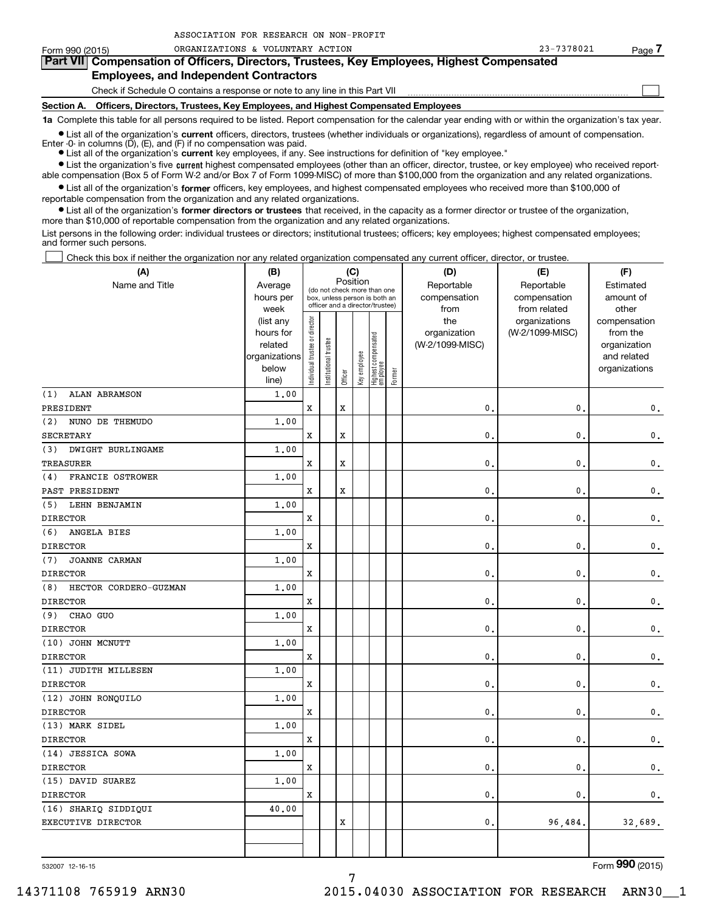ASSOCIATION FOR RESEARCH ON NON-PROFIT ORGANIZATIONS & VOLUNTARY ACTION 23-7378021

Form 990 (2015)

## Part VII Compensation of Officers, Directors, Trustees, Key Employees, Highest Compensated Employees, and Independent Contractors

Check if Schedule O contains a response or note to any line in this Part VII ☐

### Section A. Officers, Directors, Trustees, Key Employees, and Highest Compensated Employees

**1a** Complete this table for all persons required to be listed. Report compensation for the calendar year ending with or within the organization's tax year.

- List all of the organization's **current** officers, directors, trustees (whether individuals or organizations), regardless of amount of compensation. Enter -0- in columns (D), (E), and (F) if no compensation was paid.
- List all of the organization's **current** key employees, if any. See instructions for definition of "key employee."
- List the organization's five **current** highest compensated employees (other than an officer, director, trustee, or key employee) who received reportable compensation (Box 5 of Form W-2 and/or Box 7 of Form 1099-MISC) of more than $100,000 from the organization and any related organizations.
- List all of the organization's **former** officers, key employees, and highest compensated employees who received more than $100,000 of reportable compensation from the organization and any related organizations.
- List all of the organization's **former directors or trustees** that received, in the capacity as a former director or trustee of the organization, more than $10,000 of reportable compensation from the organization and any related organizations.

List persons in the following order: individual trustees or directors; institutional trustees; officers; key employees; highest compensated employees; and former such persons.

☐ Check this box if neither the organization nor any related organization compensated any current officer, director, or trustee.

| (A) Name and Title | (B) Average hours per week (list any hours for related organizations below line) | (C) Position: Individual trustee or director | Institutional trustee | Officer | Key employee | Highest compensated employee | Former | (D) Reportable compensation from the organization (W-2/1099-MISC) | (E) Reportable compensation from related organizations (W-2/1099-MISC) | (F) Estimated amount of other compensation from the organization and related organizations |
|---|---|---|---|---|---|---|---|---|---|---|
| (1) ALAN ABRAMSON<br>PRESIDENT | 1.00 | X | | X | | | | 0. | 0. | 0. |
| (2) NUNO DE THEMUDO<br>SECRETARY | 1.00 | X | | X | | | | 0. | 0. | 0. |
| (3) DWIGHT BURLINGAME<br>TREASURER | 1.00 | X | | X | | | | 0. | 0. | 0. |
| (4) FRANCIE OSTROWER<br>PAST PRESIDENT | 1.00 | X | | X | | | | 0. | 0. | 0. |
| (5) LEHN BENJAMIN<br>DIRECTOR | 1.00 | X | | | | | | 0. | 0. | 0. |
| (6) ANGELA BIES<br>DIRECTOR | 1.00 | X | | | | | | 0. | 0. | 0. |
| (7) JOANNE CARMAN<br>DIRECTOR | 1.00 | X | | | | | | 0. | 0. | 0. |
| (8) HECTOR CORDERO-GUZMAN<br>DIRECTOR | 1.00 | X | | | | | | 0. | 0. | 0. |
| (9) CHAO GUO<br>DIRECTOR | 1.00 | X | | | | | | 0. | 0. | 0. |
| (10) JOHN MCNUTT<br>DIRECTOR | 1.00 | X | | | | | | 0. | 0. | 0. |
| (11) JUDITH MILLESEN<br>DIRECTOR | 1.00 | X | | | | | | 0. | 0. | 0. |
| (12) JOHN RONQUILO<br>DIRECTOR | 1.00 | X | | | | | | 0. | 0. | 0. |
| (13) MARK SIDEL<br>DIRECTOR | 1.00 | X | | | | | | 0. | 0. | 0. |
| (14) JESSICA SOWA<br>DIRECTOR | 1.00 | X | | | | | | 0. | 0. | 0. |
| (15) DAVID SUAREZ<br>DIRECTOR | 1.00 | X | | | | | | 0. | 0. | 0. |
| (16) SHARIQ SIDDIQUI<br>EXECUTIVE DIRECTOR | 40.00 | | | X | | | | 0. | 96,484. | 32,689. |

532007 12-16-15

Form 990 (2015)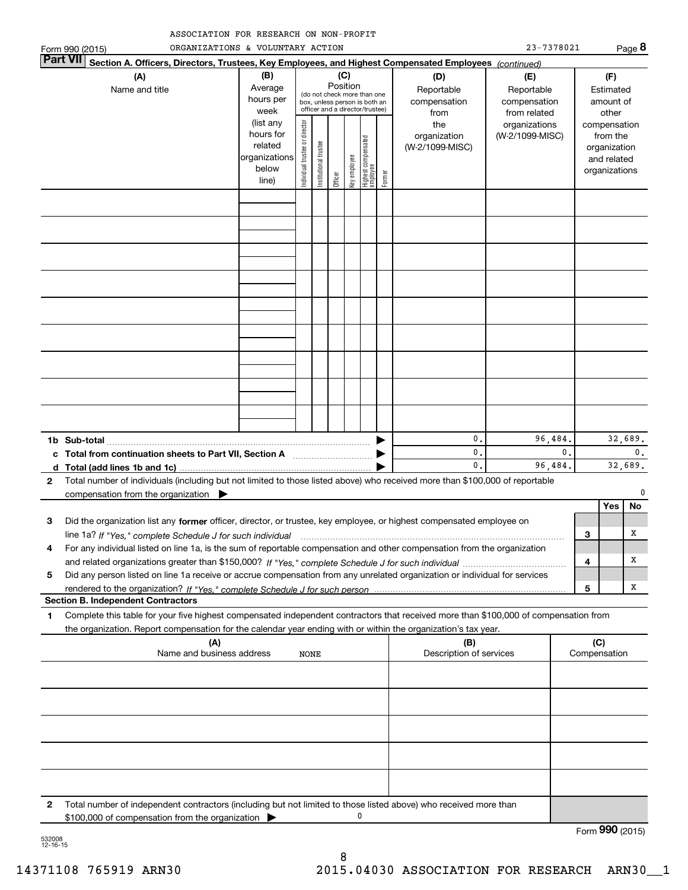ASSOCIATION FOR RESEARCH ON NON-PROFIT ORGANIZATIONS & VOLUNTARY ACTION

Form 990 (2015) 23-7378021 Page **8**

**Part VII** **Section A. Officers, Directors, Trustees, Key Employees, and Highest Compensated Employees** *(continued)*

| (A) Name and title | (B) Average hours per week (list any hours for related organizations below line) | (C) Position: Individual trustee or director | Institutional trustee | Officer | Key employee | Highest compensated employee | Former | (D) Reportable compensation from the organization (W-2/1099-MISC) | (E) Reportable compensation from related organizations (W-2/1099-MISC) | (F) Estimated amount of other compensation from the organization and related organizations |
|---|---|---|---|---|---|---|---|---|---|---|
| | | | | | | | | | | |
| **1b Sub-total** | | | | | | | | 0. | 96,484. | 32,689. |
| **c Total from continuation sheets to Part VII, Section A** | | | | | | | | 0. | 0. | 0. |
| **d Total (add lines 1b and 1c)** | | | | | | | | 0. | 96,484. | 32,689. |

**2** Total number of individuals (including but not limited to those listed above) who received more than $100,000 of reportable compensation from the organization ▶ 0

| | | | Yes | No |
|---|---|---|---|---|
| **3** | Did the organization list any **former** officer, director, or trustee, key employee, or highest compensated employee on line 1a? *If "Yes," complete Schedule J for such individual* | **3** | | X |
| **4** | For any individual listed on line 1a, is the sum of reportable compensation and other compensation from the organization and related organizations greater than $150,000? *If "Yes," complete Schedule J for such individual* | **4** | | X |
| **5** | Did any person listed on line 1a receive or accrue compensation from any unrelated organization or individual for services rendered to the organization? *If "Yes," complete Schedule J for such person* | **5** | | X |

**Section B. Independent Contractors**

**1** Complete this table for your five highest compensated independent contractors that received more than $100,000 of compensation from the organization. Report compensation for the calendar year ending with or within the organization's tax year.

| (A) Name and business address | (B) Description of services | (C) Compensation |
|---|---|---|
| NONE | | |
| | | |
| | | |
| | | |
| | | |

**2** Total number of independent contractors (including but not limited to those listed above) who received more than $100,000 of compensation from the organization ▶ 0

Form **990** (2015)

532008 12-16-15

14371108 765919 ARN30 2015.04030 ASSOCIATION FOR RESEARCH ARN30__1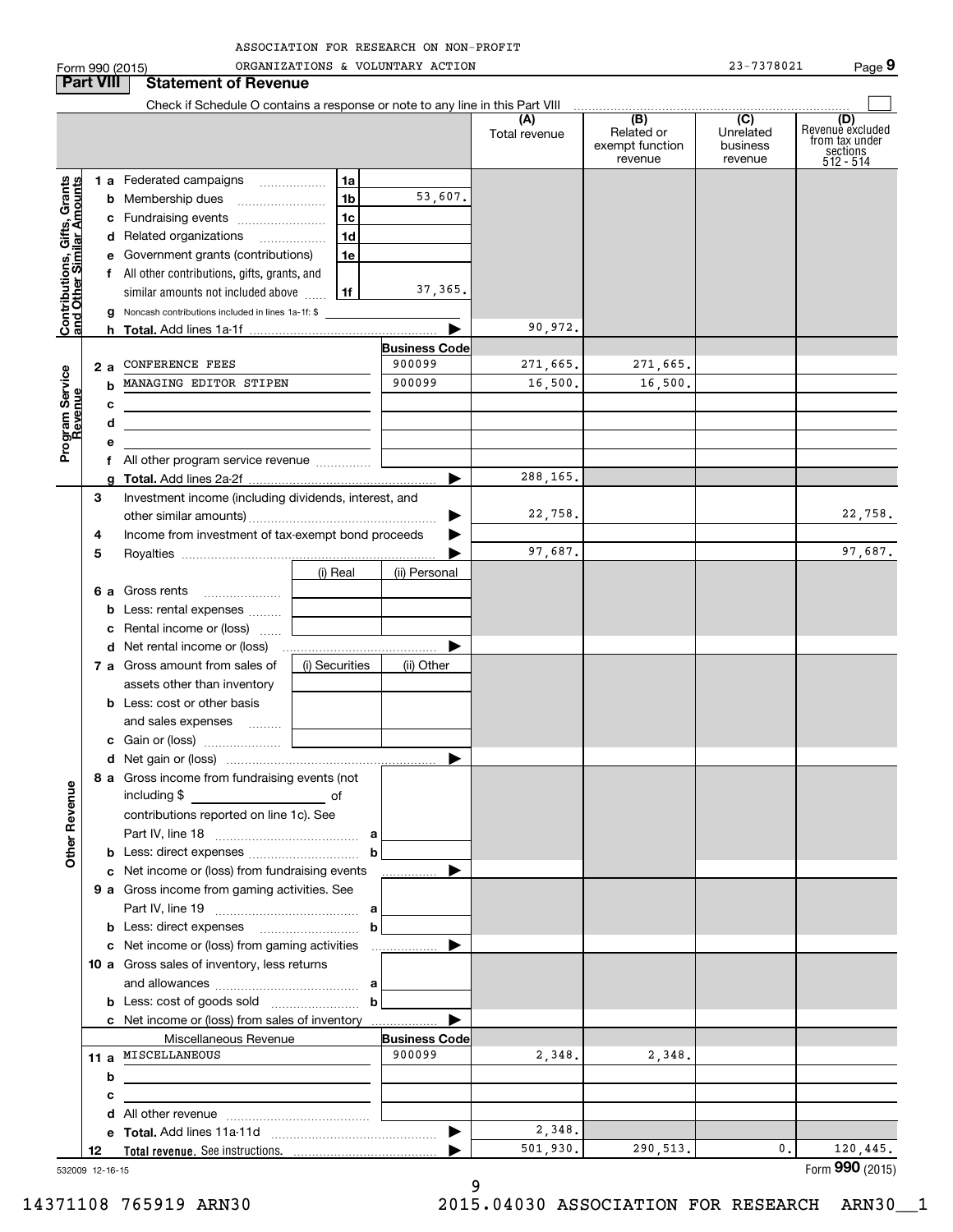ASSOCIATION FOR RESEARCH ON NON-PROFIT ORGANIZATIONS & VOLUNTARY ACTION

Form 990 (2015) 23-7378021 Page 9

## Part VIII Statement of Revenue

Check if Schedule O contains a response or note to any line in this Part VIII

| | | | | (A) Total revenue | (B) Related or exempt function revenue | (C) Unrelated business revenue | (D) Revenue excluded from tax under sections 512 - 514 |
|---|---|---|---|---|---|---|---|
| **Contributions, Gifts, Grants and Other Similar Amounts** | 1 a Federated campaigns | 1a | | | | | |
| | b Membership dues | 1b | 53,607. | | | | |
| | c Fundraising events | 1c | | | | | |
| | d Related organizations | 1d | | | | | |
| | e Government grants (contributions) | 1e | | | | | |
| | f All other contributions, gifts, grants, and similar amounts not included above | 1f | 37,365. | | | | |
| | g Noncash contributions included in lines 1a-1f: $ | | | | | | |
| | h **Total.** Add lines 1a-1f | | | 90,972. | | | |
| **Program Service Revenue** | | | **Business Code** | | | | |
| | 2 a CONFERENCE FEES | | 900099 | 271,665. | 271,665. | | |
| | b MANAGING EDITOR STIPEN | | 900099 | 16,500. | 16,500. | | |
| | c | | | | | | |
| | d | | | | | | |
| | e | | | | | | |
| | f All other program service revenue | | | | | | |
| | g **Total.** Add lines 2a-2f | | | 288,165. | | | |
| **Other Revenue** | 3 Investment income (including dividends, interest, and other similar amounts) | | | 22,758. | | | 22,758. |
| | 4 Income from investment of tax-exempt bond proceeds | | | | | | |
| | 5 Royalties | | | 97,687. | | | 97,687. |
| | | (i) Real | (ii) Personal | | | | |
| | 6 a Gross rents | | | | | | |
| | b Less: rental expenses | | | | | | |
| | c Rental income or (loss) | | | | | | |
| | d Net rental income or (loss) | | | | | | |
| | 7 a Gross amount from sales of assets other than inventory | (i) Securities | (ii) Other | | | | |
| | b Less: cost or other basis and sales expenses | | | | | | |
| | c Gain or (loss) | | | | | | |
| | d Net gain or (loss) | | | | | | |
| | 8 a Gross income from fundraising events (not including $ of contributions reported on line 1c). See Part IV, line 18 | a | | | | | |
| | b Less: direct expenses | b | | | | | |
| | c Net income or (loss) from fundraising events | | | | | | |
| | 9 a Gross income from gaming activities. See Part IV, line 19 | a | | | | | |
| | b Less: direct expenses | b | | | | | |
| | c Net income or (loss) from gaming activities | | | | | | |
| | 10 a Gross sales of inventory, less returns and allowances | a | | | | | |
| | b Less: cost of goods sold | b | | | | | |
| | c Net income or (loss) from sales of inventory | | | | | | |
| | Miscellaneous Revenue | | **Business Code** | | | | |
| | 11 a MISCELLANEOUS | | 900099 | 2,348. | 2,348. | | |
| | b | | | | | | |
| | c | | | | | | |
| | d All other revenue | | | | | | |
| | e **Total.** Add lines 11a-11d | | | 2,348. | | | |
| | 12 **Total revenue.** See instructions. | | | 501,930. | 290,513. | 0. | 120,445. |

532009 12-16-15

Form **990** (2015)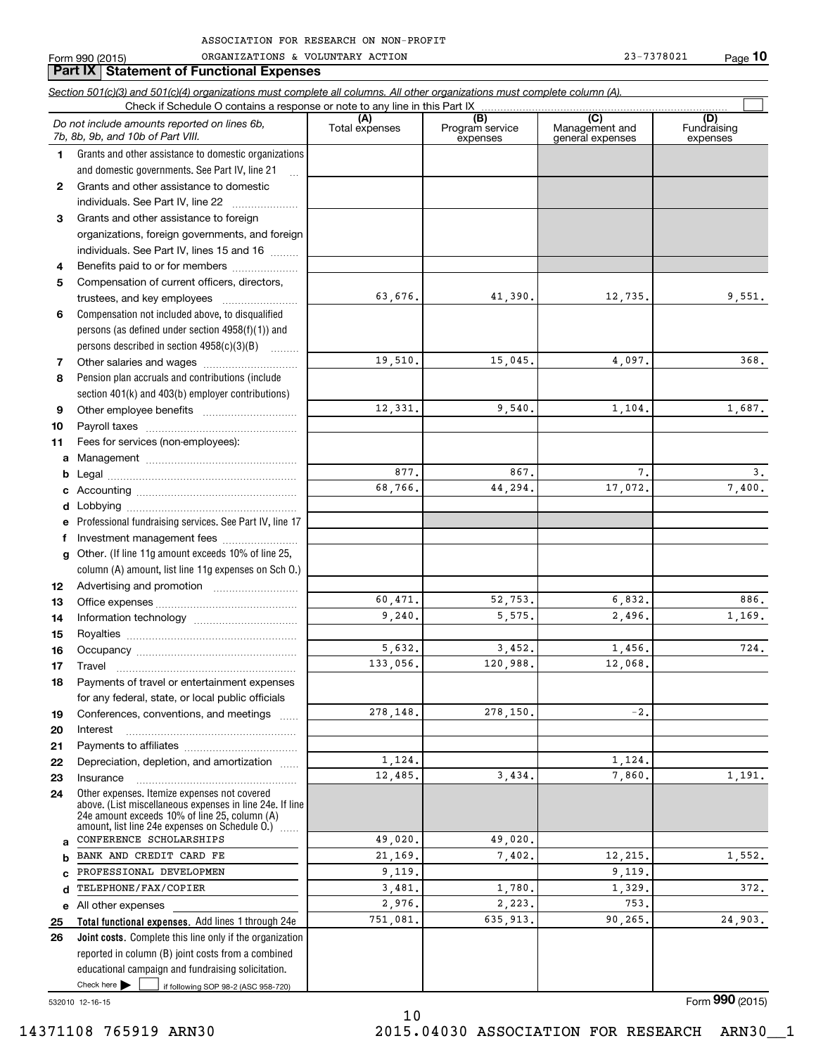ASSOCIATION FOR RESEARCH ON NON-PROFIT ORGANIZATIONS & VOLUNTARY ACTION 23-7378021

Form 990 (2015)

## Part IX Statement of Functional Expenses

*Section 501(c)(3) and 501(c)(4) organizations must complete all columns. All other organizations must complete column (A).*

Check if Schedule O contains a response or note to any line in this Part IX ☐

| | *Do not include amounts reported on lines 6b, 7b, 8b, 9b, and 10b of Part VIII.* | (A) Total expenses | (B) Program service expenses | (C) Management and general expenses | (D) Fundraising expenses |
|---|---|---|---|---|---|
| 1 | Grants and other assistance to domestic organizations and domestic governments. See Part IV, line 21 | | | | |
| 2 | Grants and other assistance to domestic individuals. See Part IV, line 22 | | | | |
| 3 | Grants and other assistance to foreign organizations, foreign governments, and foreign individuals. See Part IV, lines 15 and 16 | | | | |
| 4 | Benefits paid to or for members | | | | |
| 5 | Compensation of current officers, directors, trustees, and key employees | 63,676. | 41,390. | 12,735. | 9,551. |
| 6 | Compensation not included above, to disqualified persons (as defined under section 4958(f)(1)) and persons described in section 4958(c)(3)(B) | | | | |
| 7 | Other salaries and wages | 19,510. | 15,045. | 4,097. | 368. |
| 8 | Pension plan accruals and contributions (include section 401(k) and 403(b) employer contributions) | | | | |
| 9 | Other employee benefits | 12,331. | 9,540. | 1,104. | 1,687. |
| 10 | Payroll taxes | | | | |
| 11 | Fees for services (non-employees): | | | | |
| a | Management | | | | |
| b | Legal | 877. | 867. | 7. | 3. |
| c | Accounting | 68,766. | 44,294. | 17,072. | 7,400. |
| d | Lobbying | | | | |
| e | Professional fundraising services. See Part IV, line 17 | | | | |
| f | Investment management fees | | | | |
| g | Other. (If line 11g amount exceeds 10% of line 25, column (A) amount, list line 11g expenses on Sch O.) | | | | |
| 12 | Advertising and promotion | | | | |
| 13 | Office expenses | 60,471. | 52,753. | 6,832. | 886. |
| 14 | Information technology | 9,240. | 5,575. | 2,496. | 1,169. |
| 15 | Royalties | | | | |
| 16 | Occupancy | 5,632. | 3,452. | 1,456. | 724. |
| 17 | Travel | 133,056. | 120,988. | 12,068. | |
| 18 | Payments of travel or entertainment expenses for any federal, state, or local public officials | | | | |
| 19 | Conferences, conventions, and meetings | 278,148. | 278,150. | -2. | |
| 20 | Interest | | | | |
| 21 | Payments to affiliates | | | | |
| 22 | Depreciation, depletion, and amortization | 1,124. | | 1,124. | |
| 23 | Insurance | 12,485. | 3,434. | 7,860. | 1,191. |
| 24 | Other expenses. Itemize expenses not covered above. (List miscellaneous expenses in line 24e. If line 24e amount exceeds 10% of line 25, column (A) amount, list line 24e expenses on Schedule O.) | | | | |
| a | CONFERENCE SCHOLARSHIPS | 49,020. | 49,020. | | |
| b | BANK AND CREDIT CARD FE | 21,169. | 7,402. | 12,215. | 1,552. |
| c | PROFESSIONAL DEVELOPMEN | 9,119. | | 9,119. | |
| d | TELEPHONE/FAX/COPIER | 3,481. | 1,780. | 1,329. | 372. |
| e | All other expenses | 2,976. | 2,223. | 753. | |
| 25 | **Total functional expenses.** Add lines 1 through 24e | 751,081. | 635,913. | 90,265. | 24,903. |
| 26 | **Joint costs.** Complete this line only if the organization reported in column (B) joint costs from a combined educational campaign and fundraising solicitation. Check here ☐ if following SOP 98-2 (ASC 958-720) | | | | |

532010 12-16-15

Form **990** (2015)

14371108 765919 ARN30 2015.04030 ASSOCIATION FOR RESEARCH ARN30__1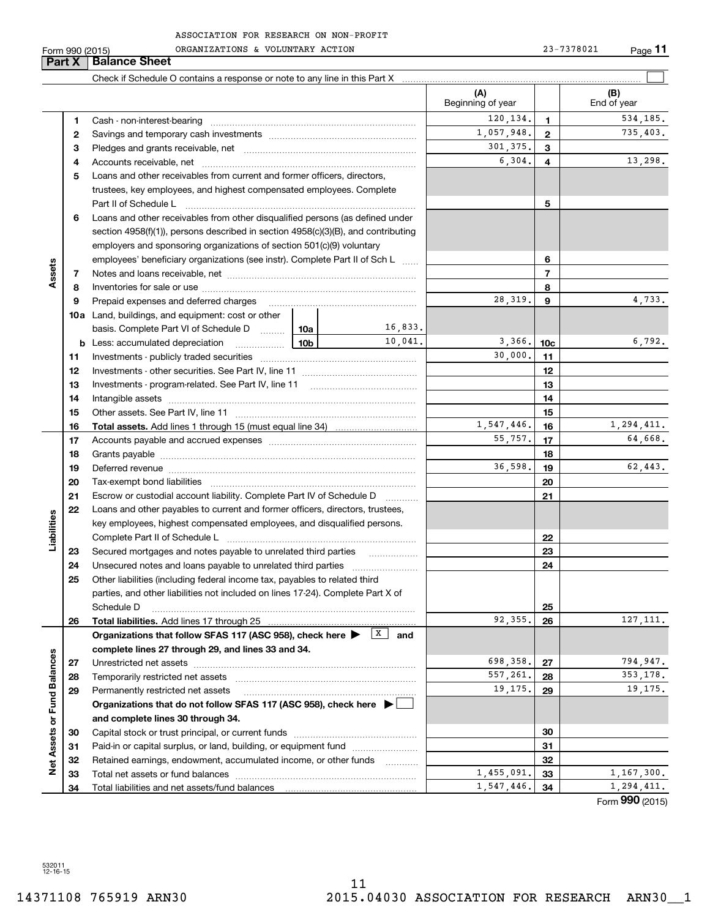ASSOCIATION FOR RESEARCH ON NON-PROFIT ORGANIZATIONS & VOLUNTARY ACTION

Form 990 (2015) 23-7378021

## Part X Balance Sheet

Check if Schedule O contains a response or note to any line in this Part X ☐

| | | | (A) Beginning of year | | (B) End of year |
|---|---|---|---|---|---|
| **Assets** | 1 | Cash - non-interest-bearing | 120,134. | 1 | 534,185. |
| | 2 | Savings and temporary cash investments | 1,057,948. | 2 | 735,403. |
| | 3 | Pledges and grants receivable, net | 301,375. | 3 | |
| | 4 | Accounts receivable, net | 6,304. | 4 | 13,298. |
| | 5 | Loans and other receivables from current and former officers, directors, trustees, key employees, and highest compensated employees. Complete Part II of Schedule L | | 5 | |
| | 6 | Loans and other receivables from other disqualified persons (as defined under section 4958(f)(1)), persons described in section 4958(c)(3)(B), and contributing employers and sponsoring organizations of section 501(c)(9) voluntary employees' beneficiary organizations (see instr). Complete Part II of Sch L | | 6 | |
| | 7 | Notes and loans receivable, net | | 7 | |
| | 8 | Inventories for sale or use | | 8 | |
| | 9 | Prepaid expenses and deferred charges | 28,319. | 9 | 4,733. |
| | 10a | Land, buildings, and equipment: cost or other basis. Complete Part VI of Schedule D — 10a: 16,833. | | | |
| | b | Less: accumulated depreciation — 10b: 10,041. | 3,366. | 10c | 6,792. |
| | 11 | Investments - publicly traded securities | 30,000. | 11 | |
| | 12 | Investments - other securities. See Part IV, line 11 | | 12 | |
| | 13 | Investments - program-related. See Part IV, line 11 | | 13 | |
| | 14 | Intangible assets | | 14 | |
| | 15 | Other assets. See Part IV, line 11 | | 15 | |
| | 16 | **Total assets.** Add lines 1 through 15 (must equal line 34) | 1,547,446. | 16 | 1,294,411. |
| **Liabilities** | 17 | Accounts payable and accrued expenses | 55,757. | 17 | 64,668. |
| | 18 | Grants payable | | 18 | |
| | 19 | Deferred revenue | 36,598. | 19 | 62,443. |
| | 20 | Tax-exempt bond liabilities | | 20 | |
| | 21 | Escrow or custodial account liability. Complete Part IV of Schedule D | | 21 | |
| | 22 | Loans and other payables to current and former officers, directors, trustees, key employees, highest compensated employees, and disqualified persons. Complete Part II of Schedule L | | 22 | |
| | 23 | Secured mortgages and notes payable to unrelated third parties | | 23 | |
| | 24 | Unsecured notes and loans payable to unrelated third parties | | 24 | |
| | 25 | Other liabilities (including federal income tax, payables to related third parties, and other liabilities not included on lines 17-24). Complete Part X of Schedule D | | 25 | |
| | 26 | **Total liabilities.** Add lines 17 through 25 | 92,355. | 26 | 127,111. |
| **Net Assets or Fund Balances** | | **Organizations that follow SFAS 117 (ASC 958), check here ▶ ☒ and complete lines 27 through 29, and lines 33 and 34.** | | | |
| | 27 | Unrestricted net assets | 698,358. | 27 | 794,947. |
| | 28 | Temporarily restricted net assets | 557,261. | 28 | 353,178. |
| | 29 | Permanently restricted net assets | 19,175. | 29 | 19,175. |
| | | **Organizations that do not follow SFAS 117 (ASC 958), check here ▶ ☐ and complete lines 30 through 34.** | | | |
| | 30 | Capital stock or trust principal, or current funds | | 30 | |
| | 31 | Paid-in or capital surplus, or land, building, or equipment fund | | 31 | |
| | 32 | Retained earnings, endowment, accumulated income, or other funds | | 32 | |
| | 33 | Total net assets or fund balances | 1,455,091. | 33 | 1,167,300. |
| | 34 | Total liabilities and net assets/fund balances | 1,547,446. | 34 | 1,294,411. |

Form **990** (2015)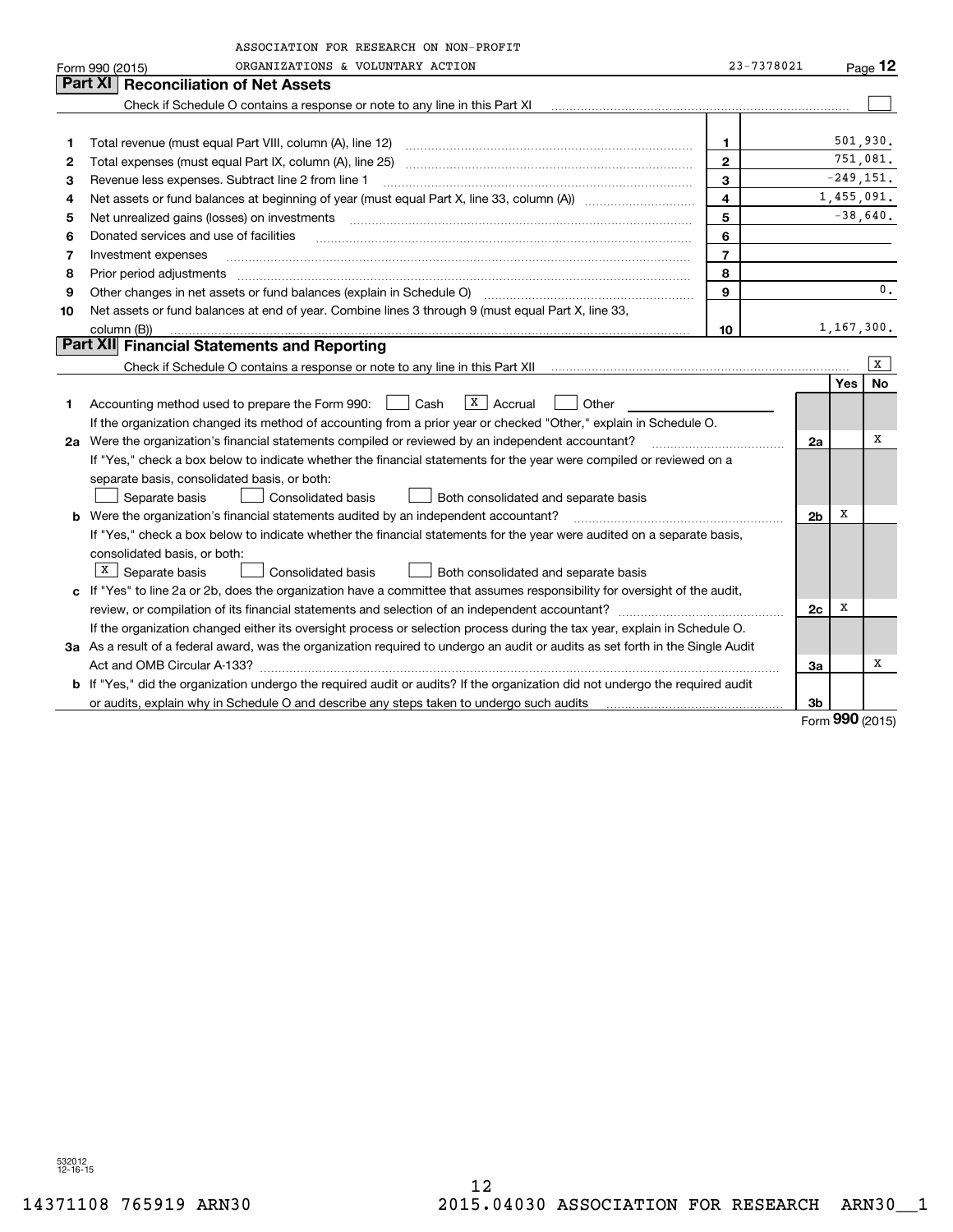ASSOCIATION FOR RESEARCH ON NON-PROFIT ORGANIZATIONS & VOLUNTARY ACTION

Form 990 (2015) | 23-7378021 | Page **12**

## Part XI Reconciliation of Net Assets

Check if Schedule O contains a response or note to any line in this Part XI ☐

| | | | |
|---|---|---|---|
| 1 | Total revenue (must equal Part VIII, column (A), line 12) | 1 | 501,930. |
| 2 | Total expenses (must equal Part IX, column (A), line 25) | 2 | 751,081. |
| 3 | Revenue less expenses. Subtract line 2 from line 1 | 3 | -249,151. |
| 4 | Net assets or fund balances at beginning of year (must equal Part X, line 33, column (A)) | 4 | 1,455,091. |
| 5 | Net unrealized gains (losses) on investments | 5 | -38,640. |
| 6 | Donated services and use of facilities | 6 | |
| 7 | Investment expenses | 7 | |
| 8 | Prior period adjustments | 8 | |
| 9 | Other changes in net assets or fund balances (explain in Schedule O) | 9 | 0. |
| 10 | Net assets or fund balances at end of year. Combine lines 3 through 9 (must equal Part X, line 33, column (B)) | 10 | 1,167,300. |

## Part XII Financial Statements and Reporting

Check if Schedule O contains a response or note to any line in this Part XII ☒

| | | | Yes | No |
|---|---|---|---|---|
| 1 | Accounting method used to prepare the Form 990: ☐ Cash ☒ Accrual ☐ Other | | | |
| | If the organization changed its method of accounting from a prior year or checked "Other," explain in Schedule O. | | | |
| 2a | Were the organization's financial statements compiled or reviewed by an independent accountant? | 2a | | X |
| | If "Yes," check a box below to indicate whether the financial statements for the year were compiled or reviewed on a separate basis, consolidated basis, or both: ☐ Separate basis ☐ Consolidated basis ☐ Both consolidated and separate basis | | | |
| b | Were the organization's financial statements audited by an independent accountant? | 2b | X | |
| | If "Yes," check a box below to indicate whether the financial statements for the year were audited on a separate basis, consolidated basis, or both: ☒ Separate basis ☐ Consolidated basis ☐ Both consolidated and separate basis | | | |
| c | If "Yes" to line 2a or 2b, does the organization have a committee that assumes responsibility for oversight of the audit, review, or compilation of its financial statements and selection of an independent accountant? | 2c | X | |
| | If the organization changed either its oversight process or selection process during the tax year, explain in Schedule O. | | | |
| 3a | As a result of a federal award, was the organization required to undergo an audit or audits as set forth in the Single Audit Act and OMB Circular A-133? | 3a | | X |
| b | If "Yes," did the organization undergo the required audit or audits? If the organization did not undergo the required audit or audits, explain why in Schedule O and describe any steps taken to undergo such audits | 3b | | |

Form **990** (2015)

532012 12-16-15

14371108 765919 ARN30 2015.04030 ASSOCIATION FOR RESEARCH ARN30__1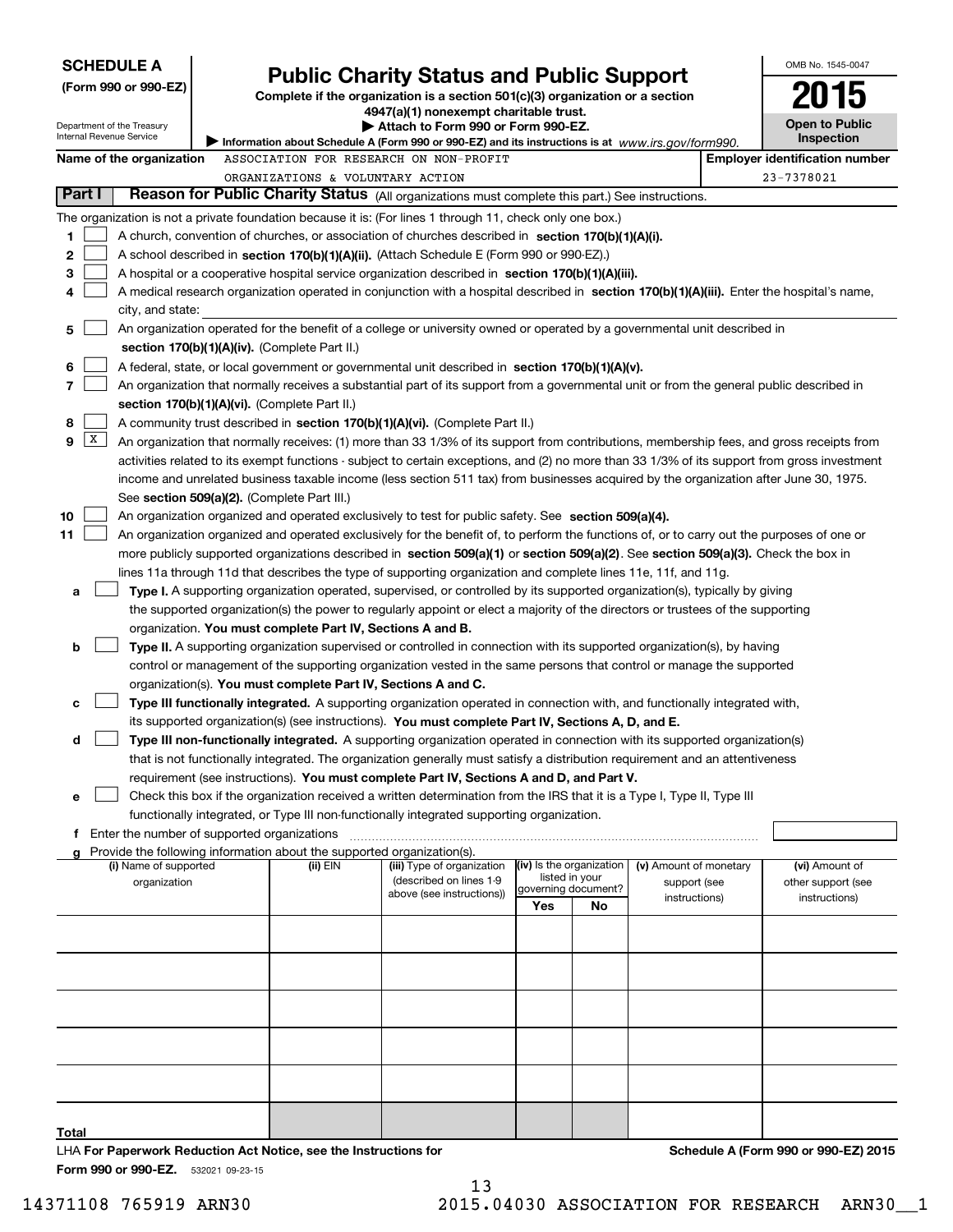**SCHEDULE A**
**(Form 990 or 990-EZ)**

Department of the Treasury
Internal Revenue Service

# Public Charity Status and Public Support

**Complete if the organization is a section 501(c)(3) organization or a section 4947(a)(1) nonexempt charitable trust.**
**▶ Attach to Form 990 or Form 990-EZ.**
**▶ Information about Schedule A (Form 990 or 990-EZ) and its instructions is at** *www.irs.gov/form990.*

OMB No. 1545-0047

**2015**

**Open to Public Inspection**

**Name of the organization** ASSOCIATION FOR RESEARCH ON NON-PROFIT ORGANIZATIONS & VOLUNTARY ACTION

**Employer identification number** 23-7378021

## Part I Reason for Public Charity Status (All organizations must complete this part.) See instructions.

The organization is not a private foundation because it is: (For lines 1 through 11, check only one box.)

1 [ ] A church, convention of churches, or association of churches described in **section 170(b)(1)(A)(i).**

2 [ ] A school described in **section 170(b)(1)(A)(ii).** (Attach Schedule E (Form 990 or 990-EZ).)

3 [ ] A hospital or a cooperative hospital service organization described in **section 170(b)(1)(A)(iii).**

4 [ ] A medical research organization operated in conjunction with a hospital described in **section 170(b)(1)(A)(iii).** Enter the hospital's name, city, and state:

5 [ ] An organization operated for the benefit of a college or university owned or operated by a governmental unit described in **section 170(b)(1)(A)(iv).** (Complete Part II.)

6 [ ] A federal, state, or local government or governmental unit described in **section 170(b)(1)(A)(v).**

7 [ ] An organization that normally receives a substantial part of its support from a governmental unit or from the general public described in **section 170(b)(1)(A)(vi).** (Complete Part II.)

8 [ ] A community trust described in **section 170(b)(1)(A)(vi).** (Complete Part II.)

9 [X] An organization that normally receives: (1) more than 33 1/3% of its support from contributions, membership fees, and gross receipts from activities related to its exempt functions - subject to certain exceptions, and (2) no more than 33 1/3% of its support from gross investment income and unrelated business taxable income (less section 511 tax) from businesses acquired by the organization after June 30, 1975. See **section 509(a)(2).** (Complete Part III.)

10 [ ] An organization organized and operated exclusively to test for public safety. See **section 509(a)(4).**

11 [ ] An organization organized and operated exclusively for the benefit of, to perform the functions of, or to carry out the purposes of one or more publicly supported organizations described in **section 509(a)(1)** or **section 509(a)(2).** See **section 509(a)(3).** Check the box in lines 11a through 11d that describes the type of supporting organization and complete lines 11e, 11f, and 11g.

a [ ] **Type I.** A supporting organization operated, supervised, or controlled by its supported organization(s), typically by giving the supported organization(s) the power to regularly appoint or elect a majority of the directors or trustees of the supporting organization. **You must complete Part IV, Sections A and B.**

b [ ] **Type II.** A supporting organization supervised or controlled in connection with its supported organization(s), by having control or management of the supporting organization vested in the same persons that control or manage the supported organization(s). **You must complete Part IV, Sections A and C.**

c [ ] **Type III functionally integrated.** A supporting organization operated in connection with, and functionally integrated with, its supported organization(s) (see instructions). **You must complete Part IV, Sections A, D, and E.**

d [ ] **Type III non-functionally integrated.** A supporting organization operated in connection with its supported organization(s) that is not functionally integrated. The organization generally must satisfy a distribution requirement and an attentiveness requirement (see instructions). **You must complete Part IV, Sections A and D, and Part V.**

e [ ] Check this box if the organization received a written determination from the IRS that it is a Type I, Type II, Type III functionally integrated, or Type III non-functionally integrated supporting organization.

f Enter the number of supported organizations

g Provide the following information about the supported organization(s).

| (i) Name of supported organization | (ii) EIN | (iii) Type of organization (described on lines 1-9 above (see instructions)) | (iv) Is the organization listed in your governing document? Yes | No | (v) Amount of monetary support (see instructions) | (vi) Amount of other support (see instructions) |
|---|---|---|---|---|---|---|
| | | | | | | |
| | | | | | | |
| | | | | | | |
| | | | | | | |
| | | | | | | |
| | | | | | | |
| **Total** | | | | | | |

LHA **For Paperwork Reduction Act Notice, see the Instructions for Form 990 or 990-EZ.** 532021 09-23-15

**Schedule A (Form 990 or 990-EZ) 2015**

14371108 765919 ARN30 2015.04030 ASSOCIATION FOR RESEARCH ARN30__1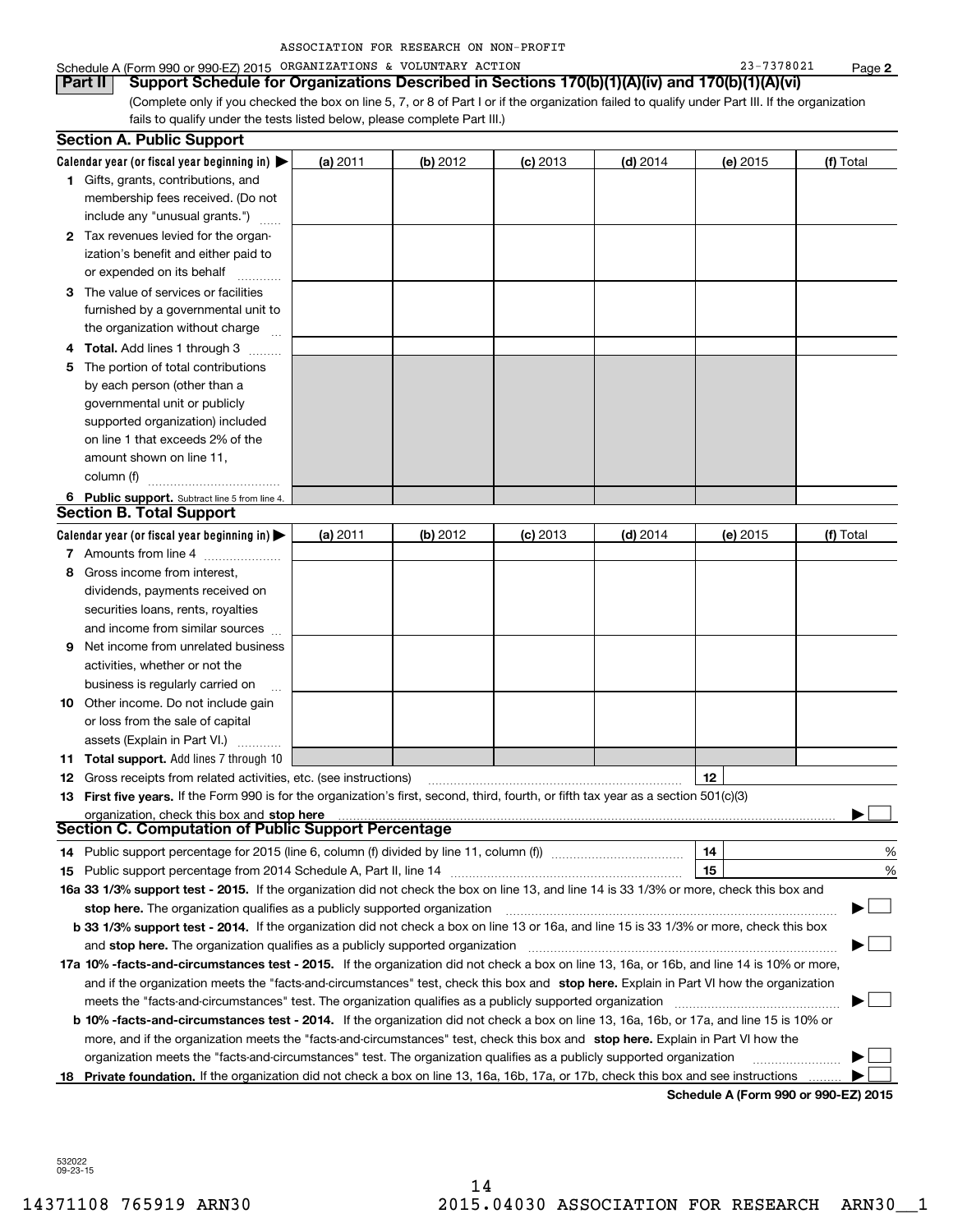ASSOCIATION FOR RESEARCH ON NON-PROFIT

Schedule A (Form 990 or 990-EZ) 2015 ORGANIZATIONS & VOLUNTARY ACTION 23-7378021 Page 2

## Part II Support Schedule for Organizations Described in Sections 170(b)(1)(A)(iv) and 170(b)(1)(A)(vi)

(Complete only if you checked the box on line 5, 7, or 8 of Part I or if the organization failed to qualify under Part III. If the organization fails to qualify under the tests listed below, please complete Part III.)

### Section A. Public Support

| Calendar year (or fiscal year beginning in) ▶ | (a) 2011 | (b) 2012 | (c) 2013 | (d) 2014 | (e) 2015 | (f) Total |
|---|---|---|---|---|---|---|
| **1** Gifts, grants, contributions, and membership fees received. (Do not include any "unusual grants.") | | | | | | |
| **2** Tax revenues levied for the organization's benefit and either paid to or expended on its behalf | | | | | | |
| **3** The value of services or facilities furnished by a governmental unit to the organization without charge | | | | | | |
| **4 Total.** Add lines 1 through 3 | | | | | | |
| **5** The portion of total contributions by each person (other than a governmental unit or publicly supported organization) included on line 1 that exceeds 2% of the amount shown on line 11, column (f) | | | | | | |
| **6 Public support.** Subtract line 5 from line 4. | | | | | | |

### Section B. Total Support

| Calendar year (or fiscal year beginning in) ▶ | (a) 2011 | (b) 2012 | (c) 2013 | (d) 2014 | (e) 2015 | (f) Total |
|---|---|---|---|---|---|---|
| **7** Amounts from line 4 | | | | | | |
| **8** Gross income from interest, dividends, payments received on securities loans, rents, royalties and income from similar sources | | | | | | |
| **9** Net income from unrelated business activities, whether or not the business is regularly carried on | | | | | | |
| **10** Other income. Do not include gain or loss from the sale of capital assets (Explain in Part VI.) | | | | | | |
| **11 Total support.** Add lines 7 through 10 | | | | | | |

**12** Gross receipts from related activities, etc. (see instructions) | **12** |

**13 First five years.** If the Form 990 is for the organization's first, second, third, fourth, or fifth tax year as a section 501(c)(3) organization, check this box and **stop here** ▶ ☐

### Section C. Computation of Public Support Percentage

**14** Public support percentage for 2015 (line 6, column (f) divided by line 11, column (f)) | **14** | %

**15** Public support percentage from 2014 Schedule A, Part II, line 14 | **15** | %

**16a 33 1/3% support test - 2015.** If the organization did not check the box on line 13, and line 14 is 33 1/3% or more, check this box and **stop here.** The organization qualifies as a publicly supported organization ▶ ☐

**b 33 1/3% support test - 2014.** If the organization did not check a box on line 13 or 16a, and line 15 is 33 1/3% or more, check this box and **stop here.** The organization qualifies as a publicly supported organization ▶ ☐

**17a 10% -facts-and-circumstances test - 2015.** If the organization did not check a box on line 13, 16a, or 16b, and line 14 is 10% or more, and if the organization meets the "facts-and-circumstances" test, check this box and **stop here.** Explain in Part VI how the organization meets the "facts-and-circumstances" test. The organization qualifies as a publicly supported organization ▶ ☐

**b 10% -facts-and-circumstances test - 2014.** If the organization did not check a box on line 13, 16a, 16b, or 17a, and line 15 is 10% or more, and if the organization meets the "facts-and-circumstances" test, check this box and **stop here.** Explain in Part VI how the organization meets the "facts-and-circumstances" test. The organization qualifies as a publicly supported organization ▶ ☐

**18 Private foundation.** If the organization did not check a box on line 13, 16a, 16b, 17a, or 17b, check this box and see instructions ▶ ☐

**Schedule A (Form 990 or 990-EZ) 2015**

532022 09-23-15

14371108 765919 ARN30 2015.04030 ASSOCIATION FOR RESEARCH ARN30__1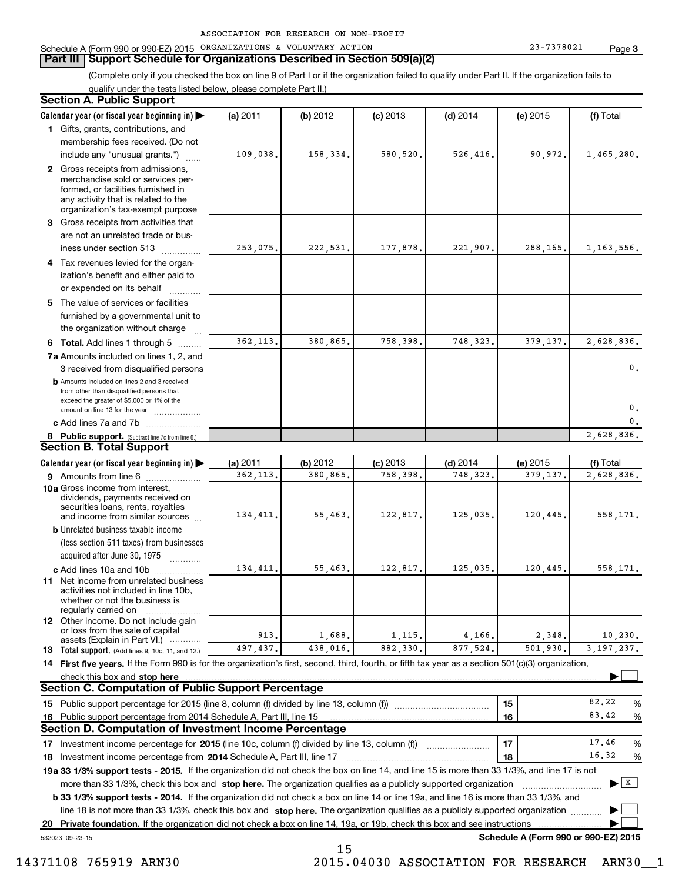ASSOCIATION FOR RESEARCH ON NON-PROFIT

Schedule A (Form 990 or 990-EZ) 2015 ORGANIZATIONS & VOLUNTARY ACTION 23-7378021 Page 3

## Part III Support Schedule for Organizations Described in Section 509(a)(2)

(Complete only if you checked the box on line 9 of Part I or if the organization failed to qualify under Part II. If the organization fails to qualify under the tests listed below, please complete Part II.)

### Section A. Public Support

| Calendar year (or fiscal year beginning in) ▶ | (a) 2011 | (b) 2012 | (c) 2013 | (d) 2014 | (e) 2015 | (f) Total |
|---|---|---|---|---|---|---|
| **1** Gifts, grants, contributions, and membership fees received. (Do not include any "unusual grants.") | 109,038. | 158,334. | 580,520. | 526,416. | 90,972. | 1,465,280. |
| **2** Gross receipts from admissions, merchandise sold or services performed, or facilities furnished in any activity that is related to the organization's tax-exempt purpose | | | | | | |
| **3** Gross receipts from activities that are not an unrelated trade or business under section 513 | 253,075. | 222,531. | 177,878. | 221,907. | 288,165. | 1,163,556. |
| **4** Tax revenues levied for the organization's benefit and either paid to or expended on its behalf | | | | | | |
| **5** The value of services or facilities furnished by a governmental unit to the organization without charge | | | | | | |
| **6 Total.** Add lines 1 through 5 | 362,113. | 380,865. | 758,398. | 748,323. | 379,137. | 2,628,836. |
| **7a** Amounts included on lines 1, 2, and 3 received from disqualified persons | | | | | | 0. |
| **b** Amounts included on lines 2 and 3 received from other than disqualified persons that exceed the greater of $5,000 or 1% of the amount on line 13 for the year | | | | | | 0. |
| **c** Add lines 7a and 7b | | | | | | 0. |
| **8 Public support.** (Subtract line 7c from line 6.) | | | | | | 2,628,836. |

### Section B. Total Support

| Calendar year (or fiscal year beginning in) ▶ | (a) 2011 | (b) 2012 | (c) 2013 | (d) 2014 | (e) 2015 | (f) Total |
|---|---|---|---|---|---|---|
| **9** Amounts from line 6 | 362,113. | 380,865. | 758,398. | 748,323. | 379,137. | 2,628,836. |
| **10a** Gross income from interest, dividends, payments received on securities loans, rents, royalties and income from similar sources | 134,411. | 55,463. | 122,817. | 125,035. | 120,445. | 558,171. |
| **b** Unrelated business taxable income (less section 511 taxes) from businesses acquired after June 30, 1975 | | | | | | |
| **c** Add lines 10a and 10b | 134,411. | 55,463. | 122,817. | 125,035. | 120,445. | 558,171. |
| **11** Net income from unrelated business activities not included in line 10b, whether or not the business is regularly carried on | | | | | | |
| **12** Other income. Do not include gain or loss from the sale of capital assets (Explain in Part VI.) | 913. | 1,688. | 1,115. | 4,166. | 2,348. | 10,230. |
| **13 Total support.** (Add lines 9, 10c, 11, and 12.) | 497,437. | 438,016. | 882,330. | 877,524. | 501,930. | 3,197,237. |

**14 First five years.** If the Form 990 is for the organization's first, second, third, fourth, or fifth tax year as a section 501(c)(3) organization, check this box and **stop here** ▶ ☐

### Section C. Computation of Public Support Percentage

| | | | |
|---|---|---|---|
| **15** Public support percentage for 2015 (line 8, column (f) divided by line 13, column (f)) | 15 | 82.22 | % |
| **16** Public support percentage from 2014 Schedule A, Part III, line 15 | 16 | 83.42 | % |

### Section D. Computation of Investment Income Percentage

| | | | |
|---|---|---|---|
| **17** Investment income percentage for **2015** (line 10c, column (f) divided by line 13, column (f)) | 17 | 17.46 | % |
| **18** Investment income percentage from **2014** Schedule A, Part III, line 17 | 18 | 16.32 | % |

**19a 33 1/3% support tests - 2015.** If the organization did not check the box on line 14, and line 15 is more than 33 1/3%, and line 17 is not more than 33 1/3%, check this box and **stop here.** The organization qualifies as a publicly supported organization ▶ ☒

**b 33 1/3% support tests - 2014.** If the organization did not check a box on line 14 or line 19a, and line 16 is more than 33 1/3%, and line 18 is not more than 33 1/3%, check this box and **stop here.** The organization qualifies as a publicly supported organization ▶ ☐

**20 Private foundation.** If the organization did not check a box on line 14, 19a, or 19b, check this box and see instructions ▶ ☐

532023 09-23-15 **Schedule A (Form 990 or 990-EZ) 2015**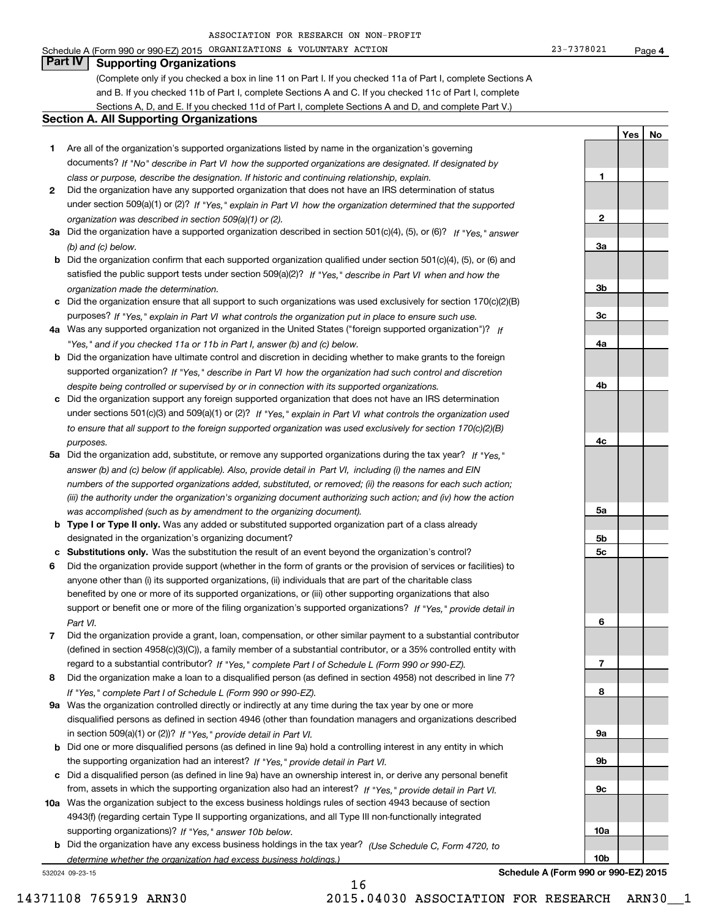ASSOCIATION FOR RESEARCH ON NON-PROFIT

Schedule A (Form 990 or 990-EZ) 2015 ORGANIZATIONS & VOLUNTARY ACTION 23-7378021 Page **4**

## Part IV Supporting Organizations

(Complete only if you checked a box in line 11 on Part I. If you checked 11a of Part I, complete Sections A and B. If you checked 11b of Part I, complete Sections A and C. If you checked 11c of Part I, complete Sections A, D, and E. If you checked 11d of Part I, complete Sections A and D, and complete Part V.)

### Section A. All Supporting Organizations

| | | | Yes | No |
|---|---|---|---|---|
| **1** | Are all of the organization's supported organizations listed by name in the organization's governing documents? *If "No" describe in Part VI how the supported organizations are designated. If designated by class or purpose, describe the designation. If historic and continuing relationship, explain.* | 1 | | |
| **2** | Did the organization have any supported organization that does not have an IRS determination of status under section 509(a)(1) or (2)? *If "Yes," explain in Part VI how the organization determined that the supported organization was described in section 509(a)(1) or (2).* | 2 | | |
| **3a** | Did the organization have a supported organization described in section 501(c)(4), (5), or (6)? *If "Yes," answer (b) and (c) below.* | 3a | | |
| **b** | Did the organization confirm that each supported organization qualified under section 501(c)(4), (5), or (6) and satisfied the public support tests under section 509(a)(2)? *If "Yes," describe in Part VI when and how the organization made the determination.* | 3b | | |
| **c** | Did the organization ensure that all support to such organizations was used exclusively for section 170(c)(2)(B) purposes? *If "Yes," explain in Part VI what controls the organization put in place to ensure such use.* | 3c | | |
| **4a** | Was any supported organization not organized in the United States ("foreign supported organization")? *If "Yes," and if you checked 11a or 11b in Part I, answer (b) and (c) below.* | 4a | | |
| **b** | Did the organization have ultimate control and discretion in deciding whether to make grants to the foreign supported organization? *If "Yes," describe in Part VI how the organization had such control and discretion despite being controlled or supervised by or in connection with its supported organizations.* | 4b | | |
| **c** | Did the organization support any foreign supported organization that does not have an IRS determination under sections 501(c)(3) and 509(a)(1) or (2)? *If "Yes," explain in Part VI what controls the organization used to ensure that all support to the foreign supported organization was used exclusively for section 170(c)(2)(B) purposes.* | 4c | | |
| **5a** | Did the organization add, substitute, or remove any supported organizations during the tax year? *If "Yes," answer (b) and (c) below (if applicable). Also, provide detail in Part VI, including (i) the names and EIN numbers of the supported organizations added, substituted, or removed; (ii) the reasons for each such action; (iii) the authority under the organization's organizing document authorizing such action; and (iv) how the action was accomplished (such as by amendment to the organizing document).* | 5a | | |
| **b** | **Type I or Type II only.** Was any added or substituted supported organization part of a class already designated in the organization's organizing document? | 5b | | |
| **c** | **Substitutions only.** Was the substitution the result of an event beyond the organization's control? | 5c | | |
| **6** | Did the organization provide support (whether in the form of grants or the provision of services or facilities) to anyone other than (i) its supported organizations, (ii) individuals that are part of the charitable class benefited by one or more of its supported organizations, or (iii) other supporting organizations that also support or benefit one or more of the filing organization's supported organizations? *If "Yes," provide detail in Part VI.* | 6 | | |
| **7** | Did the organization provide a grant, loan, compensation, or other similar payment to a substantial contributor (defined in section 4958(c)(3)(C)), a family member of a substantial contributor, or a 35% controlled entity with regard to a substantial contributor? *If "Yes," complete Part I of Schedule L (Form 990 or 990-EZ).* | 7 | | |
| **8** | Did the organization make a loan to a disqualified person (as defined in section 4958) not described in line 7? *If "Yes," complete Part I of Schedule L (Form 990 or 990-EZ).* | 8 | | |
| **9a** | Was the organization controlled directly or indirectly at any time during the tax year by one or more disqualified persons as defined in section 4946 (other than foundation managers and organizations described in section 509(a)(1) or (2))? *If "Yes," provide detail in Part VI.* | 9a | | |
| **b** | Did one or more disqualified persons (as defined in line 9a) hold a controlling interest in any entity in which the supporting organization had an interest? *If "Yes," provide detail in Part VI.* | 9b | | |
| **c** | Did a disqualified person (as defined in line 9a) have an ownership interest in, or derive any personal benefit from, assets in which the supporting organization also had an interest? *If "Yes," provide detail in Part VI.* | 9c | | |
| **10a** | Was the organization subject to the excess business holdings rules of section 4943 because of section 4943(f) (regarding certain Type II supporting organizations, and all Type III non-functionally integrated supporting organizations)? *If "Yes," answer 10b below.* | 10a | | |
| **b** | Did the organization have any excess business holdings in the tax year? *(Use Schedule C, Form 4720, to determine whether the organization had excess business holdings.)* | 10b | | |

532024 09-23-15

**Schedule A (Form 990 or 990-EZ) 2015**

14371108 765919 ARN30 2015.04030 ASSOCIATION FOR RESEARCH ARN30__1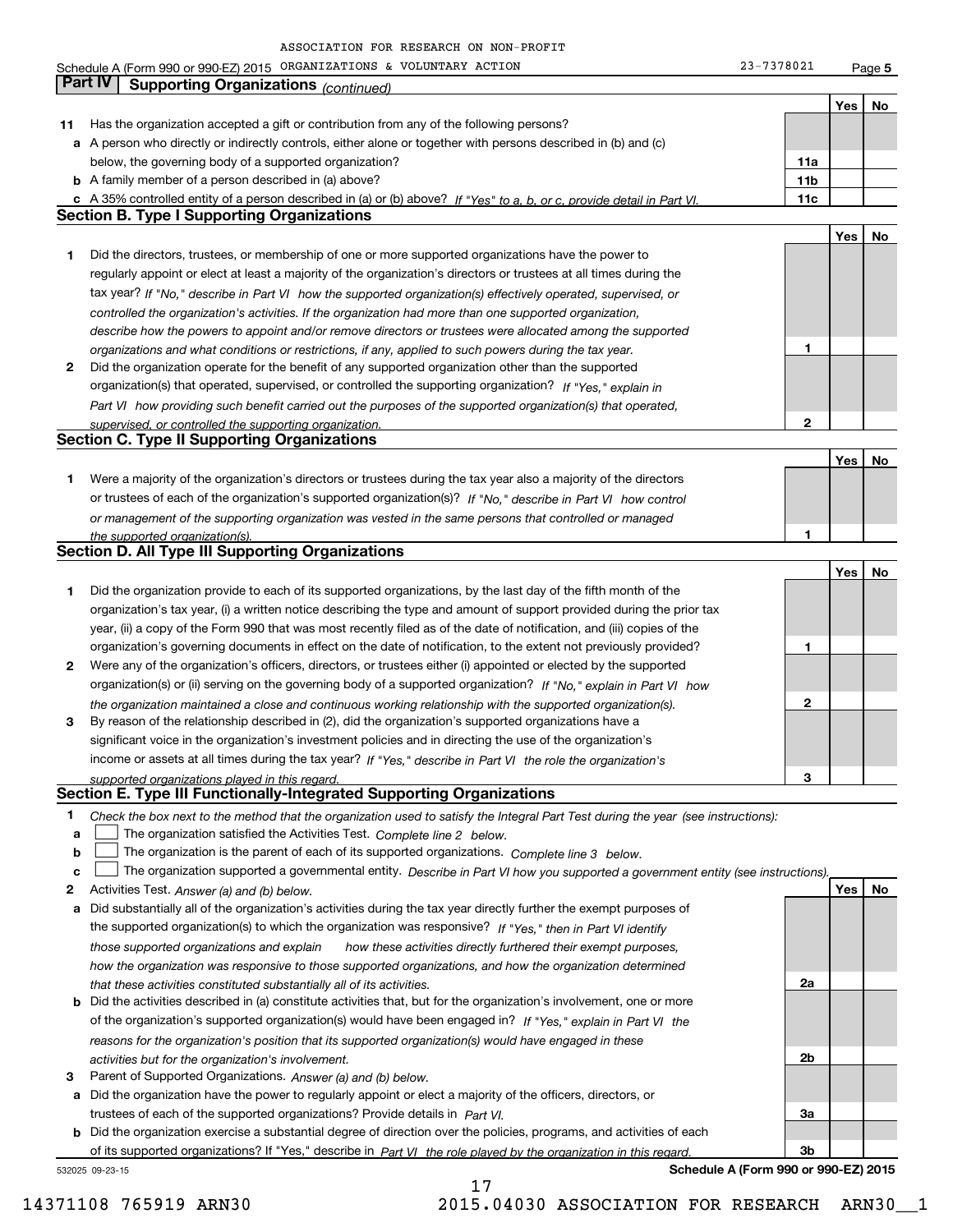ASSOCIATION FOR RESEARCH ON NON-PROFIT

Schedule A (Form 990 or 990-EZ) 2015 ORGANIZATIONS & VOLUNTARY ACTION 23-7378021 Page 5

## Part IV Supporting Organizations *(continued)*

| | | | Yes | No |
|---|---|---|---|---|
| **11** | Has the organization accepted a gift or contribution from any of the following persons? | | | |
| **a** | A person who directly or indirectly controls, either alone or together with persons described in (b) and (c) below, the governing body of a supported organization? | **11a** | | |
| **b** | A family member of a person described in (a) above? | **11b** | | |
| **c** | A 35% controlled entity of a person described in (a) or (b) above? *If "Yes" to a, b, or c, provide detail in Part VI.* | **11c** | | |

### Section B. Type I Supporting Organizations

| | | | Yes | No |
|---|---|---|---|---|
| **1** | Did the directors, trustees, or membership of one or more supported organizations have the power to regularly appoint or elect at least a majority of the organization's directors or trustees at all times during the tax year? *If "No," describe in Part VI how the supported organization(s) effectively operated, supervised, or controlled the organization's activities. If the organization had more than one supported organization, describe how the powers to appoint and/or remove directors or trustees were allocated among the supported organizations and what conditions or restrictions, if any, applied to such powers during the tax year.* | **1** | | |
| **2** | Did the organization operate for the benefit of any supported organization other than the supported organization(s) that operated, supervised, or controlled the supporting organization? *If "Yes," explain in Part VI how providing such benefit carried out the purposes of the supported organization(s) that operated, supervised, or controlled the supporting organization.* | **2** | | |

### Section C. Type II Supporting Organizations

| | | | Yes | No |
|---|---|---|---|---|
| **1** | Were a majority of the organization's directors or trustees during the tax year also a majority of the directors or trustees of each of the organization's supported organization(s)? *If "No," describe in Part VI how control or management of the supporting organization was vested in the same persons that controlled or managed the supported organization(s).* | **1** | | |

### Section D. All Type III Supporting Organizations

| | | | Yes | No |
|---|---|---|---|---|
| **1** | Did the organization provide to each of its supported organizations, by the last day of the fifth month of the organization's tax year, (i) a written notice describing the type and amount of support provided during the prior tax year, (ii) a copy of the Form 990 that was most recently filed as of the date of notification, and (iii) copies of the organization's governing documents in effect on the date of notification, to the extent not previously provided? | **1** | | |
| **2** | Were any of the organization's officers, directors, or trustees either (i) appointed or elected by the supported organization(s) or (ii) serving on the governing body of a supported organization? *If "No," explain in Part VI how the organization maintained a close and continuous working relationship with the supported organization(s).* | **2** | | |
| **3** | By reason of the relationship described in (2), did the organization's supported organizations have a significant voice in the organization's investment policies and in directing the use of the organization's income or assets at all times during the tax year? *If "Yes," describe in Part VI the role the organization's supported organizations played in this regard.* | **3** | | |

### Section E. Type III Functionally-Integrated Supporting Organizations

**1** *Check the box next to the method that the organization used to satisfy the Integral Part Test during the year (see instructions):*

- **a** ☐ The organization satisfied the Activities Test. *Complete line 2 below.*
- **b** ☐ The organization is the parent of each of its supported organizations. *Complete line 3 below.*
- **c** ☐ The organization supported a governmental entity. *Describe in Part VI how you supported a government entity (see instructions).*

| | | | Yes | No |
|---|---|---|---|---|
| **2** | Activities Test. *Answer (a) and (b) below.* | | | |
| **a** | Did substantially all of the organization's activities during the tax year directly further the exempt purposes of the supported organization(s) to which the organization was responsive? *If "Yes," then in Part VI identify those supported organizations and explain how these activities directly furthered their exempt purposes, how the organization was responsive to those supported organizations, and how the organization determined that these activities constituted substantially all of its activities.* | **2a** | | |
| **b** | Did the activities described in (a) constitute activities that, but for the organization's involvement, one or more of the organization's supported organization(s) would have been engaged in? *If "Yes," explain in Part VI the reasons for the organization's position that its supported organization(s) would have engaged in these activities but for the organization's involvement.* | **2b** | | |
| **3** | Parent of Supported Organizations. *Answer (a) and (b) below.* | | | |
| **a** | Did the organization have the power to regularly appoint or elect a majority of the officers, directors, or trustees of each of the supported organizations? Provide details in *Part VI.* | **3a** | | |
| **b** | Did the organization exercise a substantial degree of direction over the policies, programs, and activities of each of its supported organizations? If "Yes," describe in *Part VI the role played by the organization in this regard.* | **3b** | | |

532025 09-23-15 **Schedule A (Form 990 or 990-EZ) 2015**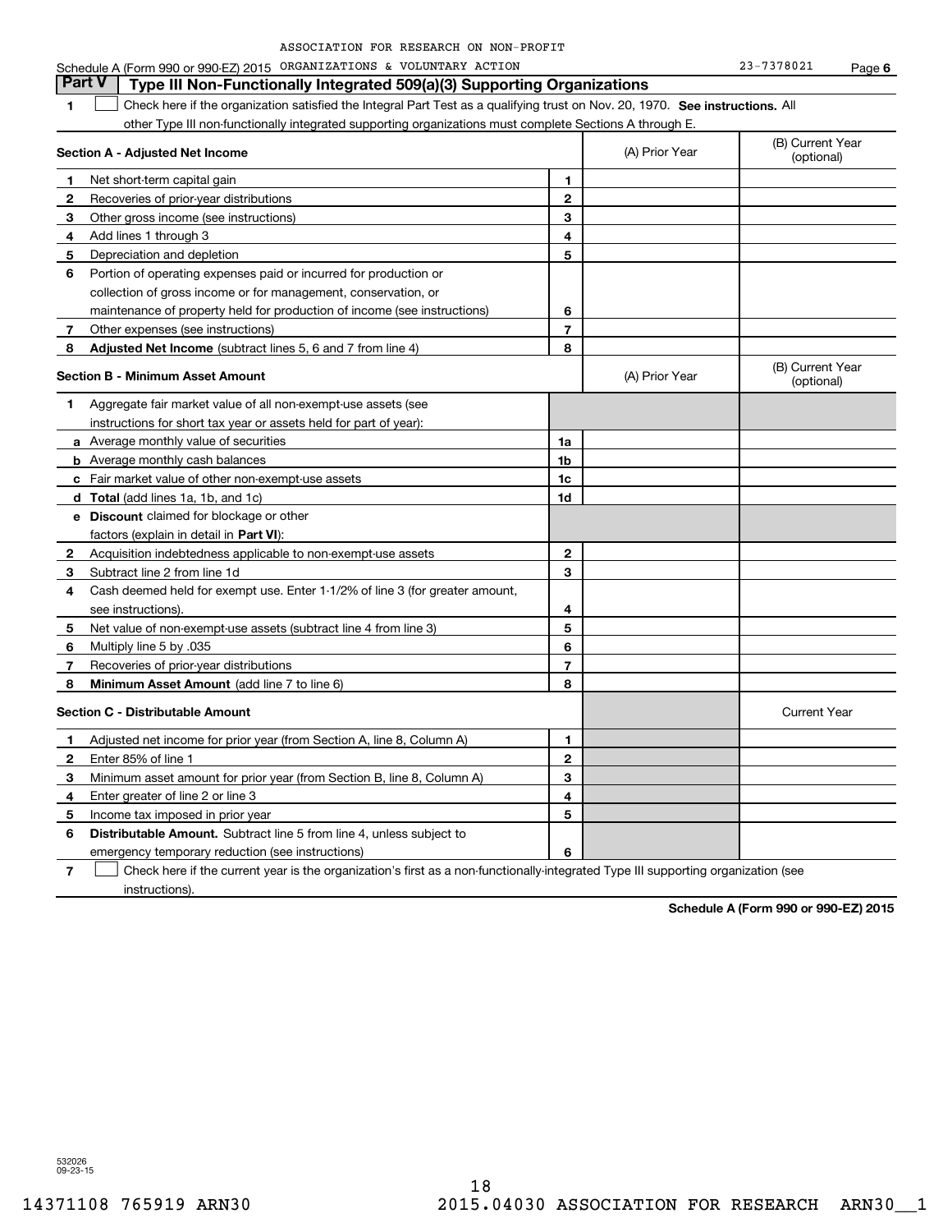ASSOCIATION FOR RESEARCH ON NON-PROFIT

Schedule A (Form 990 or 990-EZ) 2015 ORGANIZATIONS & VOLUNTARY ACTION 23-7378021 Page 6

## Part V Type III Non-Functionally Integrated 509(a)(3) Supporting Organizations

1 ☐ Check here if the organization satisfied the Integral Part Test as a qualifying trust on Nov. 20, 1970. **See instructions.** All other Type III non-functionally integrated supporting organizations must complete Sections A through E.

| **Section A - Adjusted Net Income** | | (A) Prior Year | (B) Current Year (optional) |
|---|---|---|---|
| **1** Net short-term capital gain | 1 | | |
| **2** Recoveries of prior-year distributions | 2 | | |
| **3** Other gross income (see instructions) | 3 | | |
| **4** Add lines 1 through 3 | 4 | | |
| **5** Depreciation and depletion | 5 | | |
| **6** Portion of operating expenses paid or incurred for production or collection of gross income or for management, conservation, or maintenance of property held for production of income (see instructions) | 6 | | |
| **7** Other expenses (see instructions) | 7 | | |
| **8** **Adjusted Net Income** (subtract lines 5, 6 and 7 from line 4) | 8 | | |

| **Section B - Minimum Asset Amount** | | (A) Prior Year | (B) Current Year (optional) |
|---|---|---|---|
| **1** Aggregate fair market value of all non-exempt-use assets (see instructions for short tax year or assets held for part of year): | | | |
| **a** Average monthly value of securities | 1a | | |
| **b** Average monthly cash balances | 1b | | |
| **c** Fair market value of other non-exempt-use assets | 1c | | |
| **d** **Total** (add lines 1a, 1b, and 1c) | 1d | | |
| **e** **Discount** claimed for blockage or other factors (explain in detail in **Part VI**): | | | |
| **2** Acquisition indebtedness applicable to non-exempt-use assets | 2 | | |
| **3** Subtract line 2 from line 1d | 3 | | |
| **4** Cash deemed held for exempt use. Enter 1-1/2% of line 3 (for greater amount, see instructions). | 4 | | |
| **5** Net value of non-exempt-use assets (subtract line 4 from line 3) | 5 | | |
| **6** Multiply line 5 by .035 | 6 | | |
| **7** Recoveries of prior-year distributions | 7 | | |
| **8** **Minimum Asset Amount** (add line 7 to line 6) | 8 | | |

| **Section C - Distributable Amount** | | | Current Year |
|---|---|---|---|
| **1** Adjusted net income for prior year (from Section A, line 8, Column A) | 1 | | |
| **2** Enter 85% of line 1 | 2 | | |
| **3** Minimum asset amount for prior year (from Section B, line 8, Column A) | 3 | | |
| **4** Enter greater of line 2 or line 3 | 4 | | |
| **5** Income tax imposed in prior year | 5 | | |
| **6** **Distributable Amount.** Subtract line 5 from line 4, unless subject to emergency temporary reduction (see instructions) | 6 | | |

7 ☐ Check here if the current year is the organization's first as a non-functionally-integrated Type III supporting organization (see instructions).

**Schedule A (Form 990 or 990-EZ) 2015**

532026 09-23-15

18

14371108 765919 ARN30 2015.04030 ASSOCIATION FOR RESEARCH ARN30__1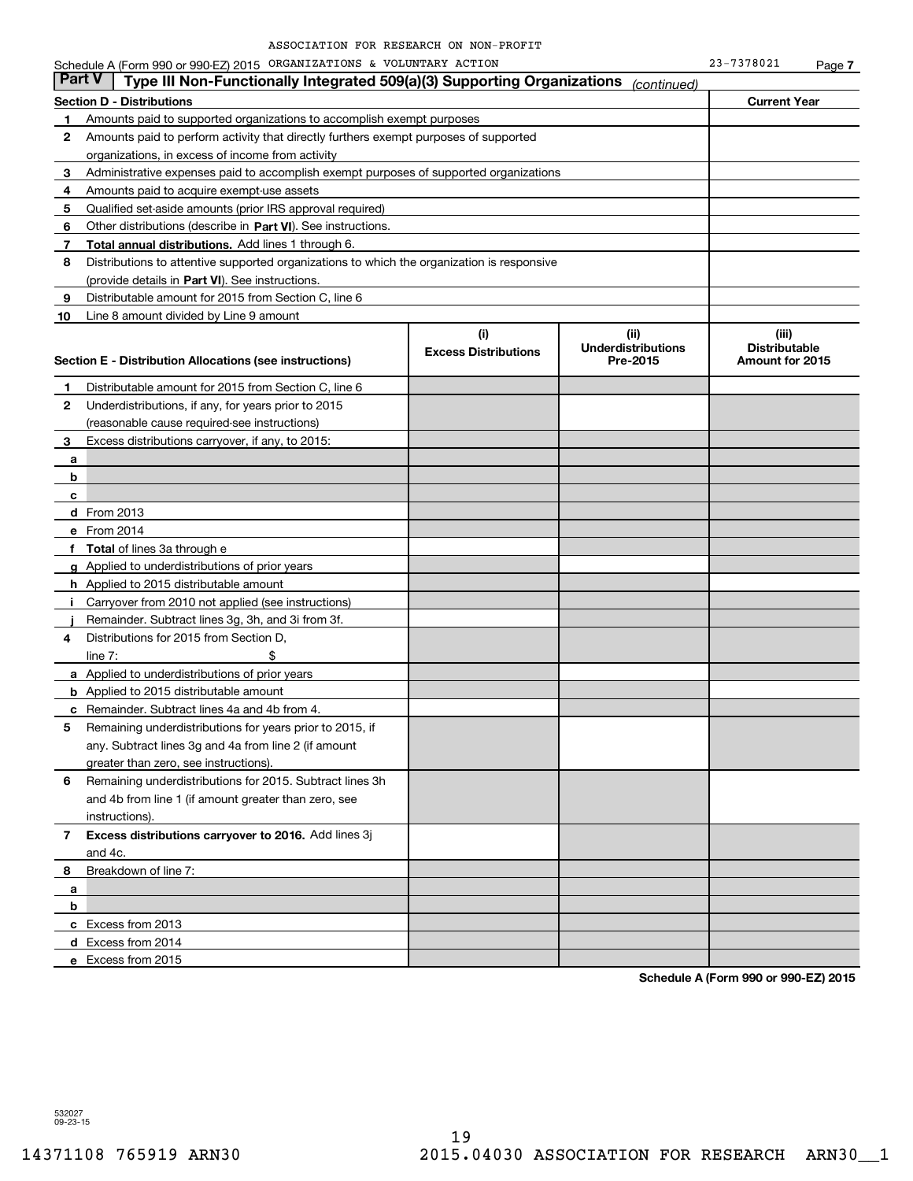ASSOCIATION FOR RESEARCH ON NON-PROFIT

Schedule A (Form 990 or 990-EZ) 2015 ORGANIZATIONS & VOLUNTARY ACTION 23-7378021 Page 7

## Part V Type III Non-Functionally Integrated 509(a)(3) Supporting Organizations *(continued)*

| Section D - Distributions | | Current Year |
|---|---|---|
| 1 | Amounts paid to supported organizations to accomplish exempt purposes | |
| 2 | Amounts paid to perform activity that directly furthers exempt purposes of supported organizations, in excess of income from activity | |
| 3 | Administrative expenses paid to accomplish exempt purposes of supported organizations | |
| 4 | Amounts paid to acquire exempt-use assets | |
| 5 | Qualified set-aside amounts (prior IRS approval required) | |
| 6 | Other distributions (describe in **Part VI**). See instructions. | |
| 7 | **Total annual distributions.** Add lines 1 through 6. | |
| 8 | Distributions to attentive supported organizations to which the organization is responsive (provide details in **Part VI**). See instructions. | |
| 9 | Distributable amount for 2015 from Section C, line 6 | |
| 10 | Line 8 amount divided by Line 9 amount | |

| Section E - Distribution Allocations (see instructions) | | (i) Excess Distributions | (ii) Underdistributions Pre-2015 | (iii) Distributable Amount for 2015 |
|---|---|---|---|---|
| 1 | Distributable amount for 2015 from Section C, line 6 | | | |
| 2 | Underdistributions, if any, for years prior to 2015 (reasonable cause required-see instructions) | | | |
| 3 | Excess distributions carryover, if any, to 2015: | | | |
| a | | | | |
| b | | | | |
| c | | | | |
| d | From 2013 | | | |
| e | From 2014 | | | |
| f | **Total** of lines 3a through e | | | |
| g | Applied to underdistributions of prior years | | | |
| h | Applied to 2015 distributable amount | | | |
| i | Carryover from 2010 not applied (see instructions) | | | |
| j | Remainder. Subtract lines 3g, 3h, and 3i from 3f. | | | |
| 4 | Distributions for 2015 from Section D, line 7: $ | | | |
| a | Applied to underdistributions of prior years | | | |
| b | Applied to 2015 distributable amount | | | |
| c | Remainder. Subtract lines 4a and 4b from 4. | | | |
| 5 | Remaining underdistributions for years prior to 2015, if any. Subtract lines 3g and 4a from line 2 (if amount greater than zero, see instructions). | | | |
| 6 | Remaining underdistributions for 2015. Subtract lines 3h and 4b from line 1 (if amount greater than zero, see instructions). | | | |
| 7 | **Excess distributions carryover to 2016.** Add lines 3j and 4c. | | | |
| 8 | Breakdown of line 7: | | | |
| a | | | | |
| b | | | | |
| c | Excess from 2013 | | | |
| d | Excess from 2014 | | | |
| e | Excess from 2015 | | | |

**Schedule A (Form 990 or 990-EZ) 2015**

532027 09-23-15

14371108 765919 ARN30 2015.04030 ASSOCIATION FOR RESEARCH ARN30__1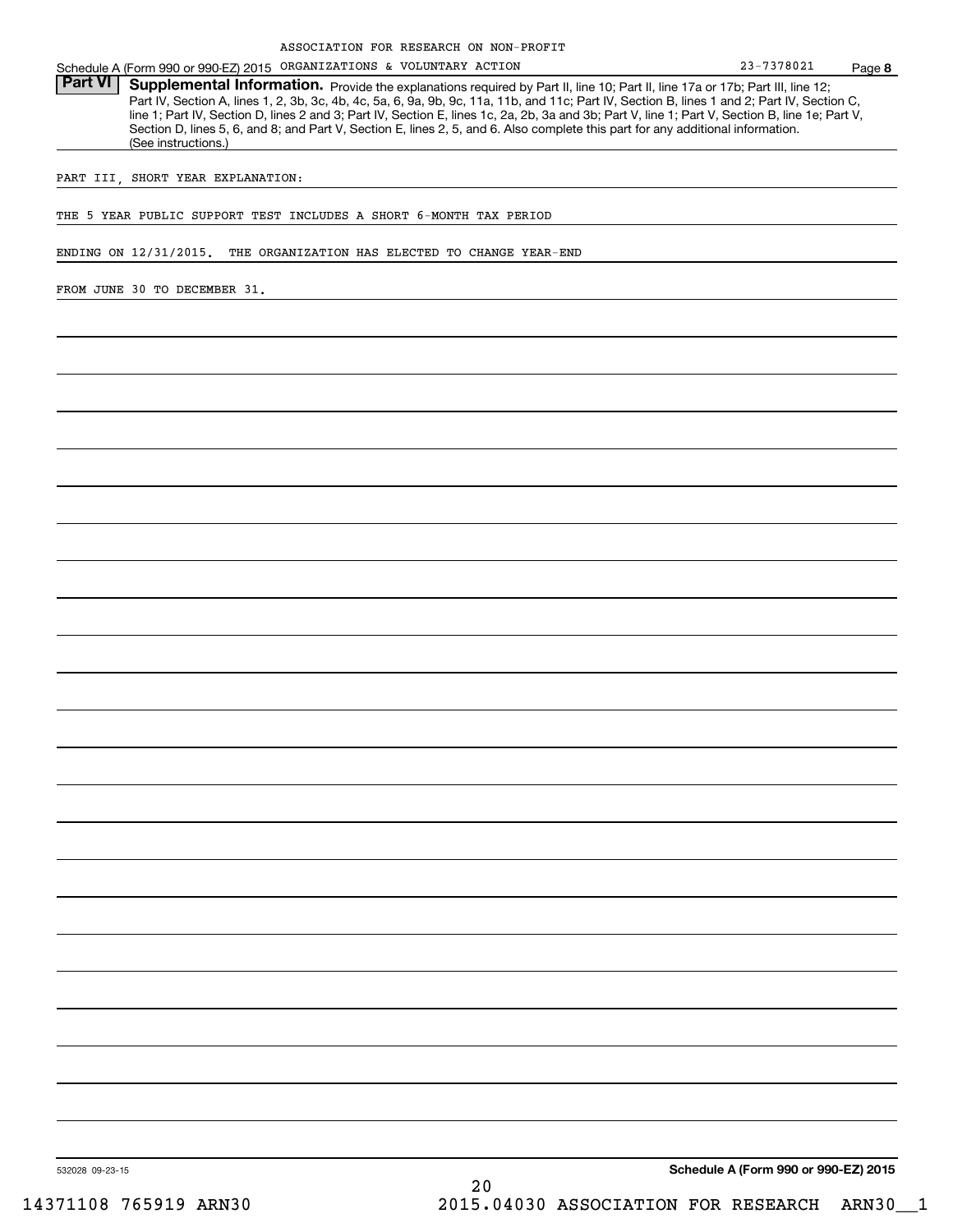ASSOCIATION FOR RESEARCH ON NON-PROFIT ORGANIZATIONS & VOLUNTARY ACTION 23-7378021

Schedule A (Form 990 or 990-EZ) 2015 Page **8**

**Part VI** **Supplemental Information.** Provide the explanations required by Part II, line 10; Part II, line 17a or 17b; Part III, line 12; Part IV, Section A, lines 1, 2, 3b, 3c, 4b, 4c, 5a, 6, 9a, 9b, 9c, 11a, 11b, and 11c; Part IV, Section B, lines 1 and 2; Part IV, Section C, line 1; Part IV, Section D, lines 2 and 3; Part IV, Section E, lines 1c, 2a, 2b, 3a and 3b; Part V, line 1; Part V, Section B, line 1e; Part V, Section D, lines 5, 6, and 8; and Part V, Section E, lines 2, 5, and 6. Also complete this part for any additional information. (See instructions.)

PART III, SHORT YEAR EXPLANATION:

THE 5 YEAR PUBLIC SUPPORT TEST INCLUDES A SHORT 6-MONTH TAX PERIOD

ENDING ON 12/31/2015. THE ORGANIZATION HAS ELECTED TO CHANGE YEAR-END

FROM JUNE 30 TO DECEMBER 31.

532028 09-23-15 **Schedule A (Form 990 or 990-EZ) 2015**

14371108 765919 ARN30 2015.04030 ASSOCIATION FOR RESEARCH ARN30__1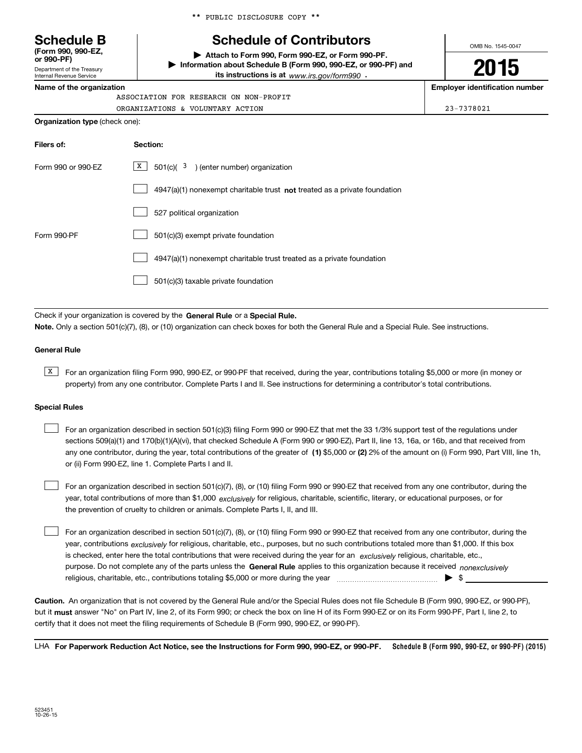** PUBLIC DISCLOSURE COPY **

# Schedule B

**(Form 990, 990-EZ, or 990-PF)**

Department of the Treasury
Internal Revenue Service

## Schedule of Contributors

▶ **Attach to Form 990, Form 990-EZ, or Form 990-PF.**

▶ **Information about Schedule B (Form 990, 990-EZ, or 990-PF) and its instructions is at** *www.irs.gov/form990* .

OMB No. 1545-0047

**2015**

**Name of the organization**

ASSOCIATION FOR RESEARCH ON NON-PROFIT
ORGANIZATIONS & VOLUNTARY ACTION

**Employer identification number**

23-7378021

**Organization type** (check one):

| **Filers of:** | **Section:** |
|---|---|
| Form 990 or 990-EZ | [X] 501(c)( 3 ) (enter number) organization |
| | [ ] 4947(a)(1) nonexempt charitable trust **not** treated as a private foundation |
| | [ ] 527 political organization |
| Form 990-PF | [ ] 501(c)(3) exempt private foundation |
| | [ ] 4947(a)(1) nonexempt charitable trust treated as a private foundation |
| | [ ] 501(c)(3) taxable private foundation |

Check if your organization is covered by the **General Rule** or a **Special Rule.**

**Note.** Only a section 501(c)(7), (8), or (10) organization can check boxes for both the General Rule and a Special Rule. See instructions.

### General Rule

[X] For an organization filing Form 990, 990-EZ, or 990-PF that received, during the year, contributions totaling $5,000 or more (in money or property) from any one contributor. Complete Parts I and II. See instructions for determining a contributor's total contributions.

### Special Rules

[ ] For an organization described in section 501(c)(3) filing Form 990 or 990-EZ that met the 33 1/3% support test of the regulations under sections 509(a)(1) and 170(b)(1)(A)(vi), that checked Schedule A (Form 990 or 990-EZ), Part II, line 13, 16a, or 16b, and that received from any one contributor, during the year, total contributions of the greater of **(1)** $5,000 or **(2)** 2% of the amount on (i) Form 990, Part VIII, line 1h, or (ii) Form 990-EZ, line 1. Complete Parts I and II.

[ ] For an organization described in section 501(c)(7), (8), or (10) filing Form 990 or 990-EZ that received from any one contributor, during the year, total contributions of more than $1,000 *exclusively* for religious, charitable, scientific, literary, or educational purposes, or for the prevention of cruelty to children or animals. Complete Parts I, II, and III.

[ ] For an organization described in section 501(c)(7), (8), or (10) filing Form 990 or 990-EZ that received from any one contributor, during the year, contributions *exclusively* for religious, charitable, etc., purposes, but no such contributions totaled more than $1,000. If this box is checked, enter here the total contributions that were received during the year for an *exclusively* religious, charitable, etc., purpose. Do not complete any of the parts unless the **General Rule** applies to this organization because it received *nonexclusively* religious, charitable, etc., contributions totaling $5,000 or more during the year ▶ $ ______

**Caution.** An organization that is not covered by the General Rule and/or the Special Rules does not file Schedule B (Form 990, 990-EZ, or 990-PF), but it **must** answer "No" on Part IV, line 2, of its Form 990; or check the box on line H of its Form 990-EZ or on its Form 990-PF, Part I, line 2, to certify that it does not meet the filing requirements of Schedule B (Form 990, 990-EZ, or 990-PF).

LHA **For Paperwork Reduction Act Notice, see the Instructions for Form 990, 990-EZ, or 990-PF.** **Schedule B (Form 990, 990-EZ, or 990-PF) (2015)**

523451
10-26-15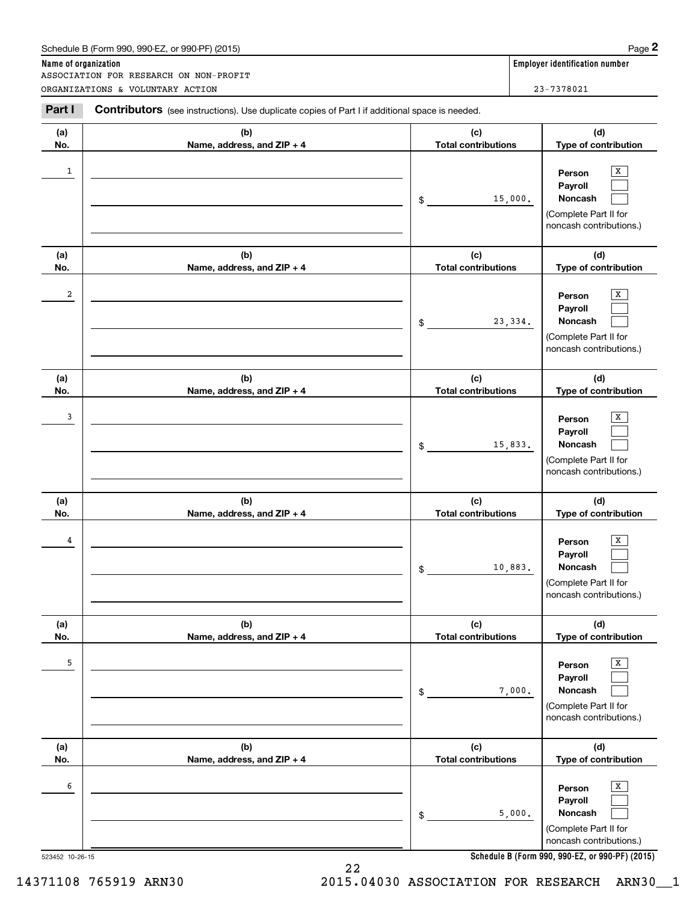Schedule B (Form 990, 990-EZ, or 990-PF) (2015) Page **2**

**Name of organization**
ASSOCIATION FOR RESEARCH ON NON-PROFIT ORGANIZATIONS & VOLUNTARY ACTION

**Employer identification number**
23-7378021

**Part I** **Contributors** (see instructions). Use duplicate copies of Part I if additional space is needed.

| (a) No. | (b) Name, address, and ZIP + 4 | (c) Total contributions | (d) Type of contribution |
|---|---|---|---|
| 1 | | $ 15,000. | Person [X] Payroll [ ] Noncash [ ] (Complete Part II for noncash contributions.) |
| 2 | | $ 23,334. | Person [X] Payroll [ ] Noncash [ ] (Complete Part II for noncash contributions.) |
| 3 | | $ 15,833. | Person [X] Payroll [ ] Noncash [ ] (Complete Part II for noncash contributions.) |
| 4 | | $ 10,883. | Person [X] Payroll [ ] Noncash [ ] (Complete Part II for noncash contributions.) |
| 5 | | $ 7,000. | Person [X] Payroll [ ] Noncash [ ] (Complete Part II for noncash contributions.) |
| 6 | | $ 5,000. | Person [X] Payroll [ ] Noncash [ ] (Complete Part II for noncash contributions.) |

523452 10-26-15

**Schedule B (Form 990, 990-EZ, or 990-PF) (2015)**

14371108 765919 ARN30 2015.04030 ASSOCIATION FOR RESEARCH ARN30__1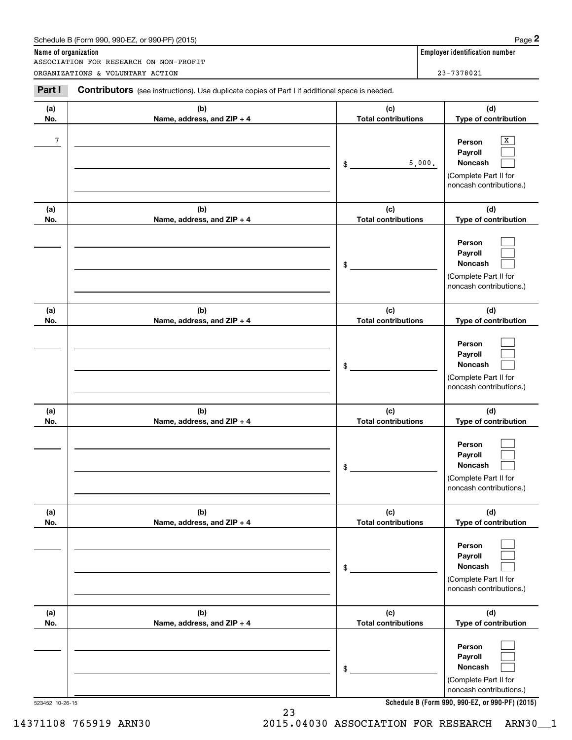Schedule B (Form 990, 990-EZ, or 990-PF) (2015)

**Name of organization**

ASSOCIATION FOR RESEARCH ON NON-PROFIT ORGANIZATIONS & VOLUNTARY ACTION

**Employer identification number**

23-7378021

## Part I Contributors (see instructions). Use duplicate copies of Part I if additional space is needed.

| (a) No. | (b) Name, address, and ZIP + 4 | (c) Total contributions | (d) Type of contribution |
|---|---|---|---|
| 7 | | $ 5,000. | Person [X] Payroll [ ] Noncash [ ] (Complete Part II for noncash contributions.) |
| | | $ | Person [ ] Payroll [ ] Noncash [ ] (Complete Part II for noncash contributions.) |
| | | $ | Person [ ] Payroll [ ] Noncash [ ] (Complete Part II for noncash contributions.) |
| | | $ | Person [ ] Payroll [ ] Noncash [ ] (Complete Part II for noncash contributions.) |
| | | $ | Person [ ] Payroll [ ] Noncash [ ] (Complete Part II for noncash contributions.) |
| | | $ | Person [ ] Payroll [ ] Noncash [ ] (Complete Part II for noncash contributions.) |

523452 10-26-15

**Schedule B (Form 990, 990-EZ, or 990-PF) (2015)**

14371108 765919 ARN30 2015.04030 ASSOCIATION FOR RESEARCH ARN30__1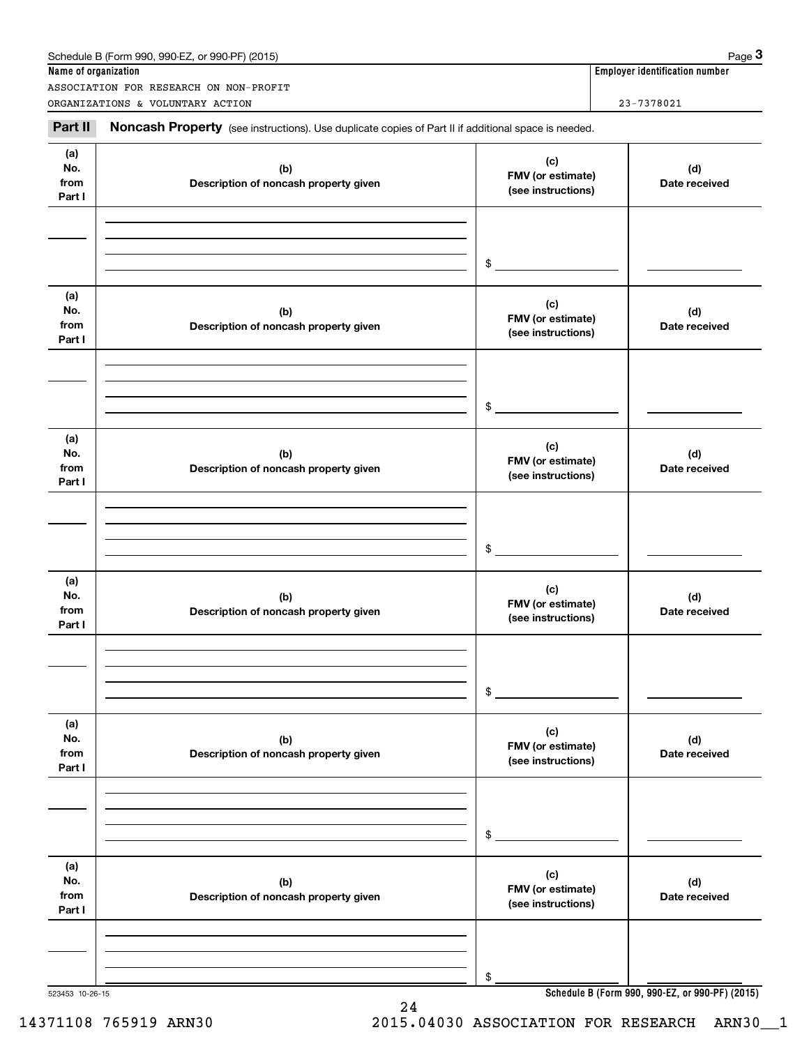Schedule B (Form 990, 990-EZ, or 990-PF) (2015) Page **3**

**Name of organization**

ASSOCIATION FOR RESEARCH ON NON-PROFIT ORGANIZATIONS & VOLUNTARY ACTION

**Employer identification number**

23-7378021

**Part II** **Noncash Property** (see instructions). Use duplicate copies of Part II if additional space is needed.

| (a) No. from Part I | (b) Description of noncash property given | (c) FMV (or estimate) (see instructions) | (d) Date received |
|---|---|---|---|
| | | $ | |

| (a) No. from Part I | (b) Description of noncash property given | (c) FMV (or estimate) (see instructions) | (d) Date received |
|---|---|---|---|
| | | $ | |

| (a) No. from Part I | (b) Description of noncash property given | (c) FMV (or estimate) (see instructions) | (d) Date received |
|---|---|---|---|
| | | $ | |

| (a) No. from Part I | (b) Description of noncash property given | (c) FMV (or estimate) (see instructions) | (d) Date received |
|---|---|---|---|
| | | $ | |

| (a) No. from Part I | (b) Description of noncash property given | (c) FMV (or estimate) (see instructions) | (d) Date received |
|---|---|---|---|
| | | $ | |

| (a) No. from Part I | (b) Description of noncash property given | (c) FMV (or estimate) (see instructions) | (d) Date received |
|---|---|---|---|
| | | $ | |

523453 10-26-15

**Schedule B (Form 990, 990-EZ, or 990-PF) (2015)**

14371108 765919 ARN30 2015.04030 ASSOCIATION FOR RESEARCH ARN30__1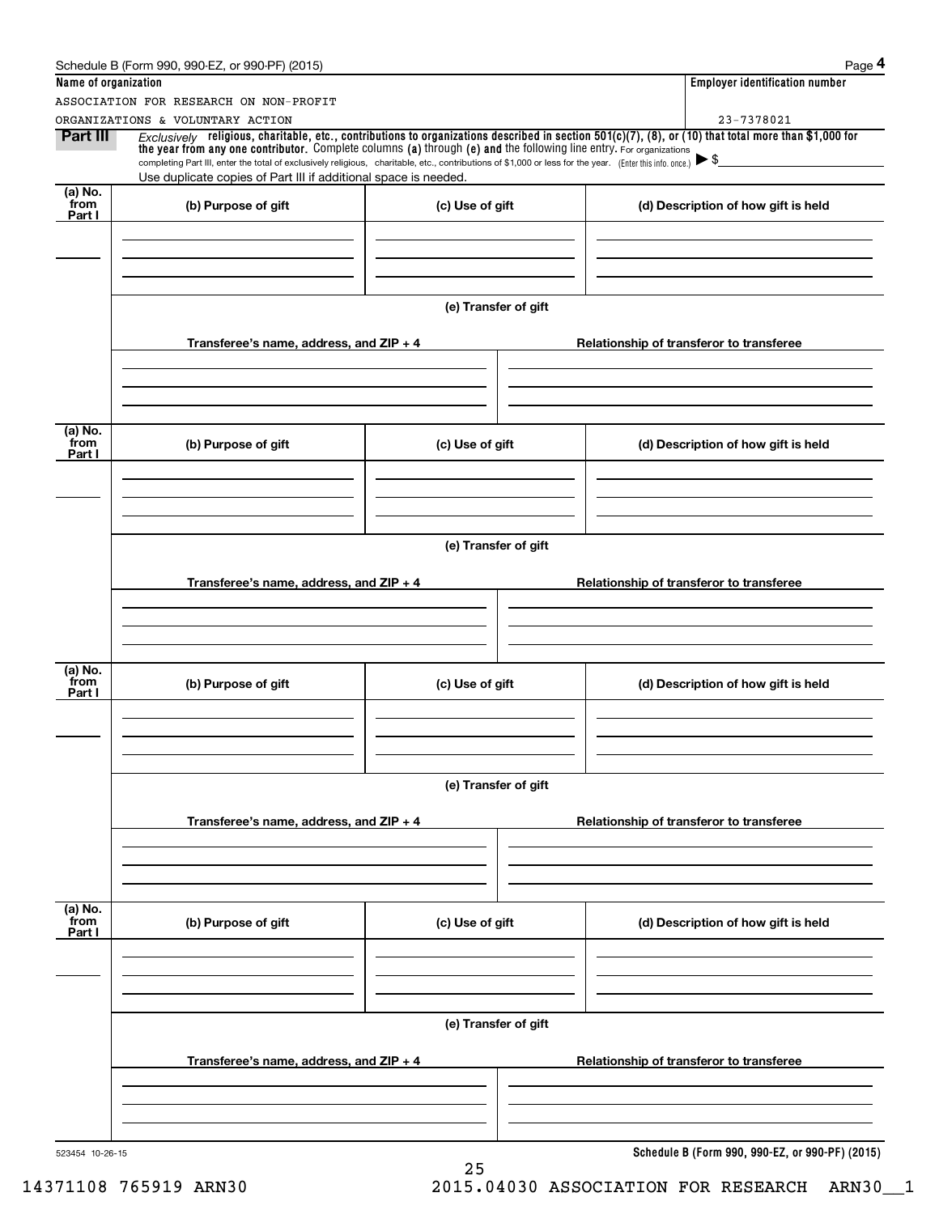Schedule B (Form 990, 990-EZ, or 990-PF) (2015)

**Name of organization**

ASSOCIATION FOR RESEARCH ON NON-PROFIT ORGANIZATIONS & VOLUNTARY ACTION

**Employer identification number**

23-7378021

**Part III** *Exclusively* **religious, charitable, etc., contributions to organizations described in section 501(c)(7), (8), or (10) that total more than $1,000 for the year from any one contributor.** Complete columns **(a)** through **(e) and** the following line entry. For organizations completing Part III, enter the total of exclusively religious, charitable, etc., contributions of $1,000 or less for the year. (Enter this info. once.) ▶ $

Use duplicate copies of Part III if additional space is needed.

| (a) No. from Part I | (b) Purpose of gift | (c) Use of gift | (d) Description of how gift is held |
|---|---|---|---|
| | | | |

**(e) Transfer of gift**

| Transferee's name, address, and ZIP + 4 | Relationship of transferor to transferee |
|---|---|
| | |

| (a) No. from Part I | (b) Purpose of gift | (c) Use of gift | (d) Description of how gift is held |
|---|---|---|---|
| | | | |

**(e) Transfer of gift**

| Transferee's name, address, and ZIP + 4 | Relationship of transferor to transferee |
|---|---|
| | |

| (a) No. from Part I | (b) Purpose of gift | (c) Use of gift | (d) Description of how gift is held |
|---|---|---|---|
| | | | |

**(e) Transfer of gift**

| Transferee's name, address, and ZIP + 4 | Relationship of transferor to transferee |
|---|---|
| | |

| (a) No. from Part I | (b) Purpose of gift | (c) Use of gift | (d) Description of how gift is held |
|---|---|---|---|
| | | | |

**(e) Transfer of gift**

| Transferee's name, address, and ZIP + 4 | Relationship of transferor to transferee |
|---|---|
| | |

523454 10-26-15

**Schedule B (Form 990, 990-EZ, or 990-PF) (2015)**

14371108 765919 ARN30 2015.04030 ASSOCIATION FOR RESEARCH ARN30__1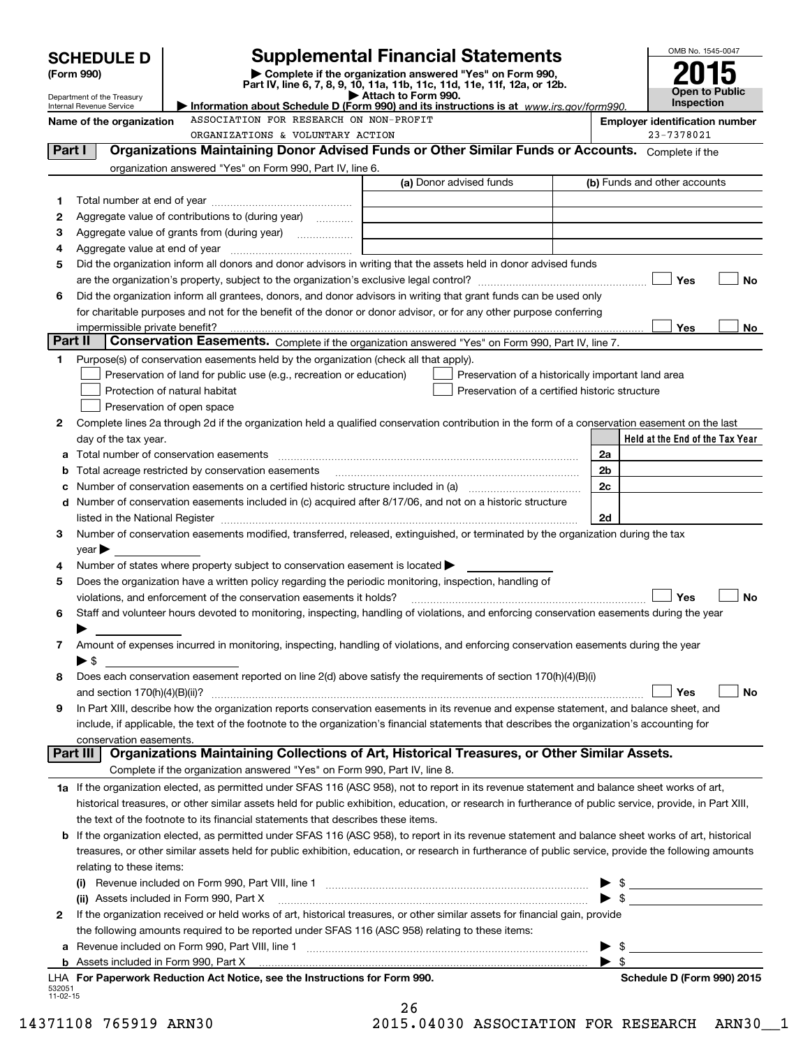# SCHEDULE D (Form 990)

Department of the Treasury
Internal Revenue Service

## Supplemental Financial Statements

▶ Complete if the organization answered "Yes" on Form 990, Part IV, line 6, 7, 8, 9, 10, 11a, 11b, 11c, 11d, 11e, 11f, 12a, or 12b.
▶ Attach to Form 990.
▶ Information about Schedule D (Form 990) and its instructions is at *www.irs.gov/form990.*

OMB No. 1545-0047

**2015**

**Open to Public Inspection**

**Name of the organization:** ASSOCIATION FOR RESEARCH ON NON-PROFIT ORGANIZATIONS & VOLUNTARY ACTION

**Employer identification number:** 23-7378021

### Part I — Organizations Maintaining Donor Advised Funds or Other Similar Funds or Accounts.

Complete if the organization answered "Yes" on Form 990, Part IV, line 6.

| | | (a) Donor advised funds | (b) Funds and other accounts |
|---|---|---|---|
| 1 | Total number at end of year | | |
| 2 | Aggregate value of contributions to (during year) | | |
| 3 | Aggregate value of grants from (during year) | | |
| 4 | Aggregate value at end of year | | |

5 Did the organization inform all donors and donor advisors in writing that the assets held in donor advised funds are the organization's property, subject to the organization's exclusive legal control? ☐ Yes ☐ No

6 Did the organization inform all grantees, donors, and donor advisors in writing that grant funds can be used only for charitable purposes and not for the benefit of the donor or donor advisor, or for any other purpose conferring impermissible private benefit? ☐ Yes ☐ No

### Part II — Conservation Easements.

Complete if the organization answered "Yes" on Form 990, Part IV, line 7.

1 Purpose(s) of conservation easements held by the organization (check all that apply).

- ☐ Preservation of land for public use (e.g., recreation or education)
- ☐ Preservation of a historically important land area
- ☐ Protection of natural habitat
- ☐ Preservation of a certified historic structure
- ☐ Preservation of open space

2 Complete lines 2a through 2d if the organization held a qualified conservation contribution in the form of a conservation easement on the last day of the tax year.

| | | | Held at the End of the Tax Year |
|---|---|---|---|
| a | Total number of conservation easements | 2a | |
| b | Total acreage restricted by conservation easements | 2b | |
| c | Number of conservation easements on a certified historic structure included in (a) | 2c | |
| d | Number of conservation easements included in (c) acquired after 8/17/06, and not on a historic structure listed in the National Register | 2d | |

3 Number of conservation easements modified, transferred, released, extinguished, or terminated by the organization during the tax year ▶

4 Number of states where property subject to conservation easement is located ▶

5 Does the organization have a written policy regarding the periodic monitoring, inspection, handling of violations, and enforcement of the conservation easements it holds? ☐ Yes ☐ No

6 Staff and volunteer hours devoted to monitoring, inspecting, handling of violations, and enforcing conservation easements during the year ▶

7 Amount of expenses incurred in monitoring, inspecting, handling of violations, and enforcing conservation easements during the year ▶ $

8 Does each conservation easement reported on line 2(d) above satisfy the requirements of section 170(h)(4)(B)(i) and section 170(h)(4)(B)(ii)? ☐ Yes ☐ No

9 In Part XIII, describe how the organization reports conservation easements in its revenue and expense statement, and balance sheet, and include, if applicable, the text of the footnote to the organization's financial statements that describes the organization's accounting for conservation easements.

### Part III — Organizations Maintaining Collections of Art, Historical Treasures, or Other Similar Assets.

Complete if the organization answered "Yes" on Form 990, Part IV, line 8.

1a If the organization elected, as permitted under SFAS 116 (ASC 958), not to report in its revenue statement and balance sheet works of art, historical treasures, or other similar assets held for public exhibition, education, or research in furtherance of public service, provide, in Part XIII, the text of the footnote to its financial statements that describes these items.

b If the organization elected, as permitted under SFAS 116 (ASC 958), to report in its revenue statement and balance sheet works of art, historical treasures, or other similar assets held for public exhibition, education, or research in furtherance of public service, provide the following amounts relating to these items:

(i) Revenue included on Form 990, Part VIII, line 1 ▶ $

(ii) Assets included in Form 990, Part X ▶ $

2 If the organization received or held works of art, historical treasures, or other similar assets for financial gain, provide the following amounts required to be reported under SFAS 116 (ASC 958) relating to these items:

a Revenue included on Form 990, Part VIII, line 1 ▶ $

b Assets included in Form 990, Part X ▶ $

LHA For Paperwork Reduction Act Notice, see the Instructions for Form 990. Schedule D (Form 990) 2015

532051 11-02-15

14371108 765919 ARN30 2015.04030 ASSOCIATION FOR RESEARCH ARN30__1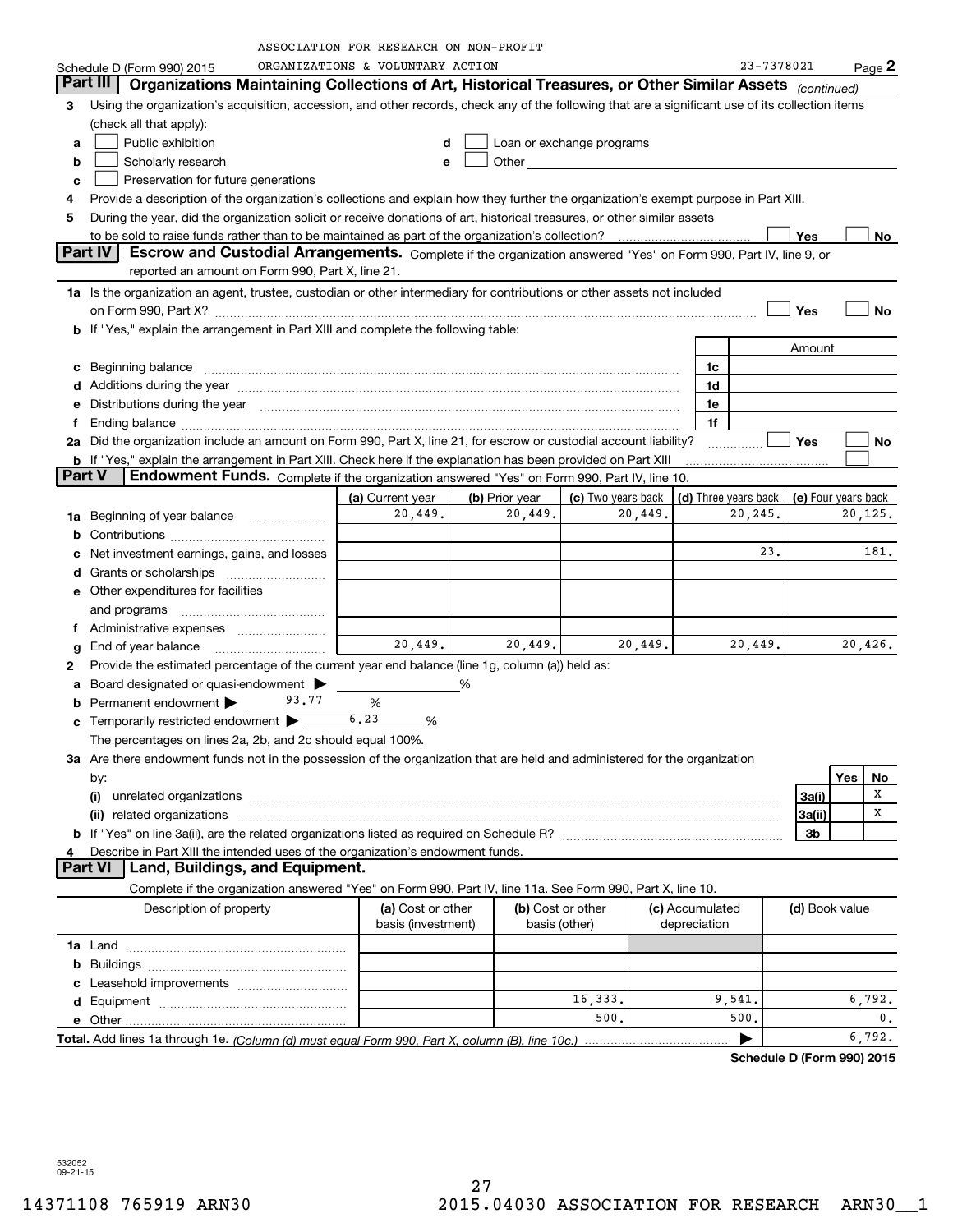ASSOCIATION FOR RESEARCH ON NON-PROFIT ORGANIZATIONS & VOLUNTARY ACTION

Schedule D (Form 990) 2015 23-7378021 Page 2

## Part III Organizations Maintaining Collections of Art, Historical Treasures, or Other Similar Assets *(continued)*

3 Using the organization's acquisition, accession, and other records, check any of the following that are a significant use of its collection items (check all that apply):

- a ☐ Public exhibition
- b ☐ Scholarly research
- c ☐ Preservation for future generations
- d ☐ Loan or exchange programs
- e ☐ Other

4 Provide a description of the organization's collections and explain how they further the organization's exempt purpose in Part XIII.

5 During the year, did the organization solicit or receive donations of art, historical treasures, or other similar assets to be sold to raise funds rather than to be maintained as part of the organization's collection? ☐ Yes ☐ No

## Part IV Escrow and Custodial Arrangements.

Complete if the organization answered "Yes" on Form 990, Part IV, line 9, or reported an amount on Form 990, Part X, line 21.

1a Is the organization an agent, trustee, custodian or other intermediary for contributions or other assets not included on Form 990, Part X? ☐ Yes ☐ No

b If "Yes," explain the arrangement in Part XIII and complete the following table:

| | | Amount |
|---|---|---|
| c Beginning balance | 1c | |
| d Additions during the year | 1d | |
| e Distributions during the year | 1e | |
| f Ending balance | 1f | |

2a Did the organization include an amount on Form 990, Part X, line 21, for escrow or custodial account liability? ☐ Yes ☐ No

b If "Yes," explain the arrangement in Part XIII. Check here if the explanation has been provided on Part XIII ☐

## Part V Endowment Funds.

Complete if the organization answered "Yes" on Form 990, Part IV, line 10.

| | (a) Current year | (b) Prior year | (c) Two years back | (d) Three years back | (e) Four years back |
|---|---|---|---|---|---|
| 1a Beginning of year balance | 20,449. | 20,449. | 20,449. | 20,245. | 20,125. |
| b Contributions | | | | | |
| c Net investment earnings, gains, and losses | | | | 23. | 181. |
| d Grants or scholarships | | | | | |
| e Other expenditures for facilities and programs | | | | | |
| f Administrative expenses | | | | | |
| g End of year balance | 20,449. | 20,449. | 20,449. | 20,449. | 20,426. |

2 Provide the estimated percentage of the current year end balance (line 1g, column (a)) held as:

- a Board designated or quasi-endowment ▶ ______ %
- b Permanent endowment ▶ 93.77 %
- c Temporarily restricted endowment ▶ 6.23 %

The percentages on lines 2a, 2b, and 2c should equal 100%.

3a Are there endowment funds not in the possession of the organization that are held and administered for the organization by:

| | | Yes | No |
|---|---|---|---|
| (i) unrelated organizations | 3a(i) | | X |
| (ii) related organizations | 3a(ii) | | X |
| b If "Yes" on line 3a(ii), are the related organizations listed as required on Schedule R? | 3b | | |

4 Describe in Part XIII the intended uses of the organization's endowment funds.

## Part VI Land, Buildings, and Equipment.

Complete if the organization answered "Yes" on Form 990, Part IV, line 11a. See Form 990, Part X, line 10.

| Description of property | (a) Cost or other basis (investment) | (b) Cost or other basis (other) | (c) Accumulated depreciation | (d) Book value |
|---|---|---|---|---|
| 1a Land | | | | |
| b Buildings | | | | |
| c Leasehold improvements | | | | |
| d Equipment | | 16,333. | 9,541. | 6,792. |
| e Other | | 500. | 500. | 0. |
| **Total.** Add lines 1a through 1e. *(Column (d) must equal Form 990, Part X, column (B), line 10c.)* | | | ▶ | 6,792. |

**Schedule D (Form 990) 2015**

532052 09-21-15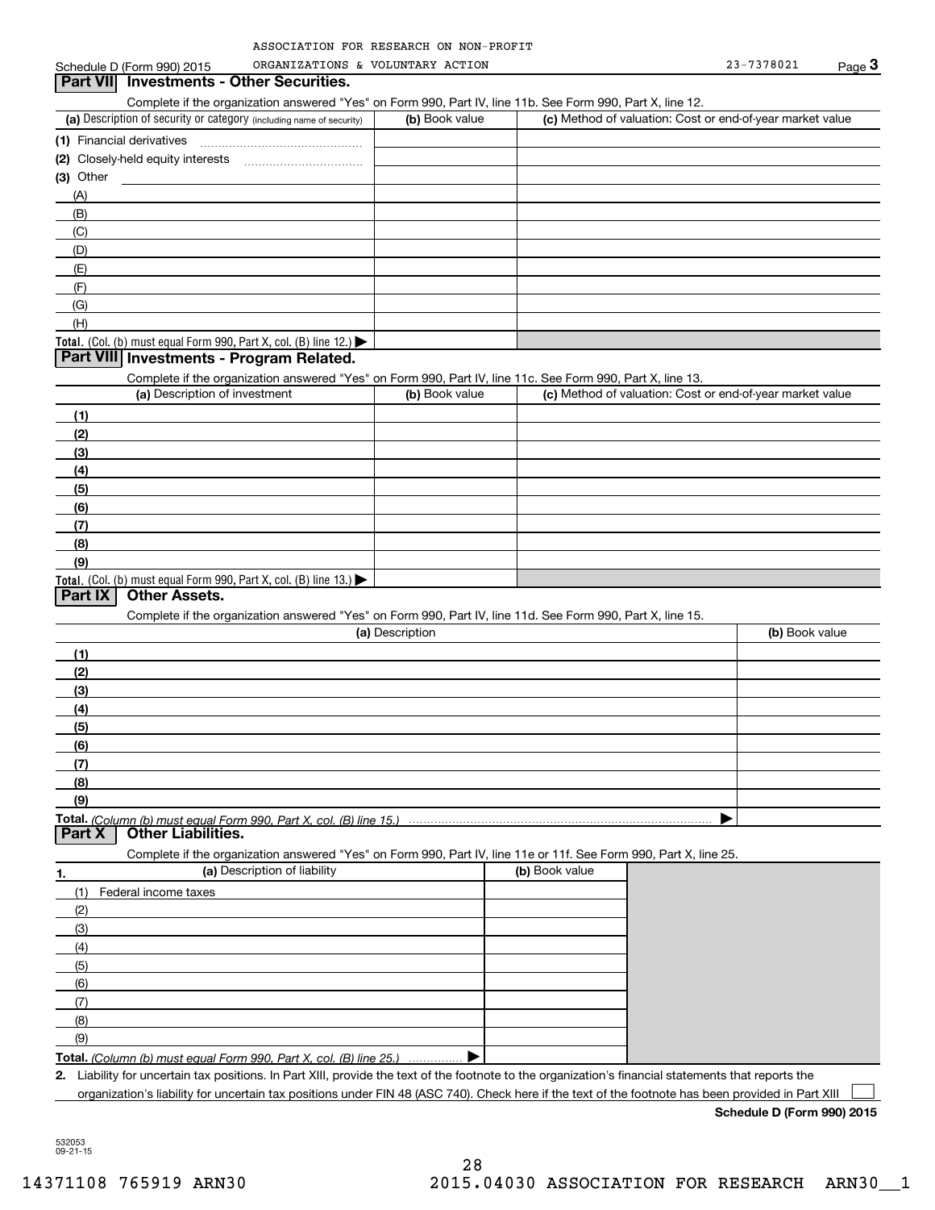ASSOCIATION FOR RESEARCH ON NON-PROFIT ORGANIZATIONS & VOLUNTARY ACTION 23-7378021

Schedule D (Form 990) 2015 Page 3

## Part VII Investments - Other Securities.

Complete if the organization answered "Yes" on Form 990, Part IV, line 11b. See Form 990, Part X, line 12.

| (a) Description of security or category (including name of security) | (b) Book value | (c) Method of valuation: Cost or end-of-year market value |
|---|---|---|
| (1) Financial derivatives | | |
| (2) Closely-held equity interests | | |
| (3) Other | | |
| (A) | | |
| (B) | | |
| (C) | | |
| (D) | | |
| (E) | | |
| (F) | | |
| (G) | | |
| (H) | | |
| **Total.** (Col. (b) must equal Form 990, Part X, col. (B) line 12.) ▶ | | |

## Part VIII Investments - Program Related.

Complete if the organization answered "Yes" on Form 990, Part IV, line 11c. See Form 990, Part X, line 13.

| (a) Description of investment | (b) Book value | (c) Method of valuation: Cost or end-of-year market value |
|---|---|---|
| (1) | | |
| (2) | | |
| (3) | | |
| (4) | | |
| (5) | | |
| (6) | | |
| (7) | | |
| (8) | | |
| (9) | | |
| **Total.** (Col. (b) must equal Form 990, Part X, col. (B) line 13.) ▶ | | |

## Part IX Other Assets.

Complete if the organization answered "Yes" on Form 990, Part IV, line 11d. See Form 990, Part X, line 15.

| (a) Description | (b) Book value |
|---|---|
| (1) | |
| (2) | |
| (3) | |
| (4) | |
| (5) | |
| (6) | |
| (7) | |
| (8) | |
| (9) | |
| **Total.** *(Column (b) must equal Form 990, Part X, col. (B) line 15.)* ▶ | |

## Part X Other Liabilities.

Complete if the organization answered "Yes" on Form 990, Part IV, line 11e or 11f. See Form 990, Part X, line 25.

| 1. (a) Description of liability | (b) Book value |
|---|---|
| (1) Federal income taxes | |
| (2) | |
| (3) | |
| (4) | |
| (5) | |
| (6) | |
| (7) | |
| (8) | |
| (9) | |
| **Total.** *(Column (b) must equal Form 990, Part X, col. (B) line 25.)* ▶ | |

**2.** Liability for uncertain tax positions. In Part XIII, provide the text of the footnote to the organization's financial statements that reports the organization's liability for uncertain tax positions under FIN 48 (ASC 740). Check here if the text of the footnote has been provided in Part XIII ☐

**Schedule D (Form 990) 2015**

532053 09-21-15

14371108 765919 ARN30 2015.04030 ASSOCIATION FOR RESEARCH ARN30__1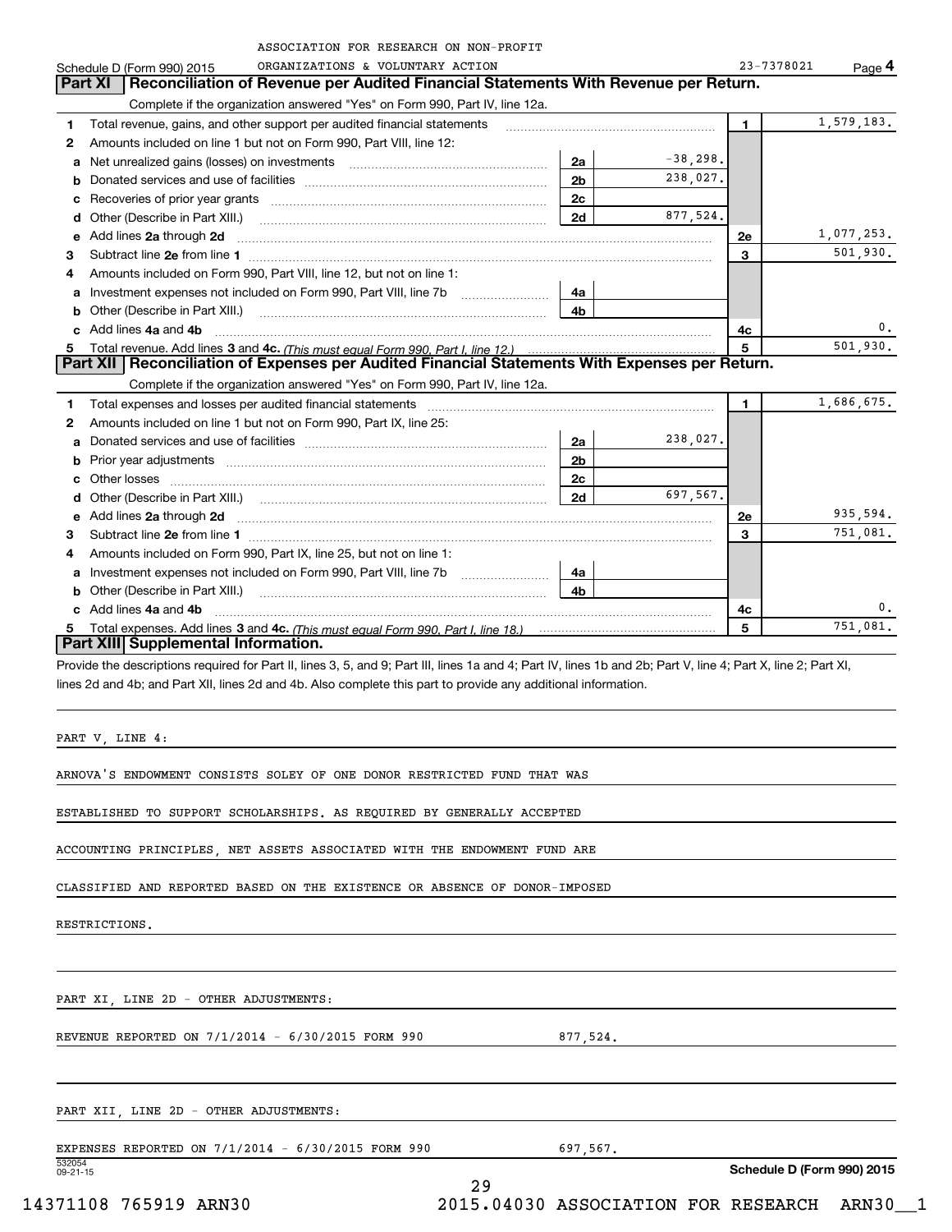ASSOCIATION FOR RESEARCH ON NON-PROFIT ORGANIZATIONS & VOLUNTARY ACTION

Schedule D (Form 990) 2015 — 23-7378021 — Page 4

## Part XI Reconciliation of Revenue per Audited Financial Statements With Revenue per Return.

Complete if the organization answered "Yes" on Form 990, Part IV, line 12a.

| | | | | | |
|---|---|---|---|---|---|
| 1 | Total revenue, gains, and other support per audited financial statements | | | 1 | 1,579,183. |
| 2 | Amounts included on line 1 but not on Form 990, Part VIII, line 12: | | | | |
| a | Net unrealized gains (losses) on investments | 2a | -38,298. | | |
| b | Donated services and use of facilities | 2b | 238,027. | | |
| c | Recoveries of prior year grants | 2c | | | |
| d | Other (Describe in Part XIII.) | 2d | 877,524. | | |
| e | Add lines 2a through 2d | | | 2e | 1,077,253. |
| 3 | Subtract line 2e from line 1 | | | 3 | 501,930. |
| 4 | Amounts included on Form 990, Part VIII, line 12, but not on line 1: | | | | |
| a | Investment expenses not included on Form 990, Part VIII, line 7b | 4a | | | |
| b | Other (Describe in Part XIII.) | 4b | | | |
| c | Add lines 4a and 4b | | | 4c | 0. |
| 5 | Total revenue. Add lines 3 and 4c. *(This must equal Form 990, Part I, line 12.)* | | | 5 | 501,930. |

## Part XII Reconciliation of Expenses per Audited Financial Statements With Expenses per Return.

Complete if the organization answered "Yes" on Form 990, Part IV, line 12a.

| | | | | | |
|---|---|---|---|---|---|
| 1 | Total expenses and losses per audited financial statements | | | 1 | 1,686,675. |
| 2 | Amounts included on line 1 but not on Form 990, Part IX, line 25: | | | | |
| a | Donated services and use of facilities | 2a | 238,027. | | |
| b | Prior year adjustments | 2b | | | |
| c | Other losses | 2c | | | |
| d | Other (Describe in Part XIII.) | 2d | 697,567. | | |
| e | Add lines 2a through 2d | | | 2e | 935,594. |
| 3 | Subtract line 2e from line 1 | | | 3 | 751,081. |
| 4 | Amounts included on Form 990, Part IX, line 25, but not on line 1: | | | | |
| a | Investment expenses not included on Form 990, Part VIII, line 7b | 4a | | | |
| b | Other (Describe in Part XIII.) | 4b | | | |
| c | Add lines 4a and 4b | | | 4c | 0. |
| 5 | Total expenses. Add lines 3 and 4c. *(This must equal Form 990, Part I, line 18.)* | | | 5 | 751,081. |

## Part XIII Supplemental Information.

Provide the descriptions required for Part II, lines 3, 5, and 9; Part III, lines 1a and 4; Part IV, lines 1b and 2b; Part V, line 4; Part X, line 2; Part XI, lines 2d and 4b; and Part XII, lines 2d and 4b. Also complete this part to provide any additional information.

PART V, LINE 4:

ARNOVA'S ENDOWMENT CONSISTS SOLEY OF ONE DONOR RESTRICTED FUND THAT WAS ESTABLISHED TO SUPPORT SCHOLARSHIPS. AS REQUIRED BY GENERALLY ACCEPTED ACCOUNTING PRINCIPLES, NET ASSETS ASSOCIATED WITH THE ENDOWMENT FUND ARE CLASSIFIED AND REPORTED BASED ON THE EXISTENCE OR ABSENCE OF DONOR-IMPOSED RESTRICTIONS.

PART XI, LINE 2D - OTHER ADJUSTMENTS:

REVENUE REPORTED ON 7/1/2014 - 6/30/2015 FORM 990 — 877,524.

PART XII, LINE 2D - OTHER ADJUSTMENTS:

EXPENSES REPORTED ON 7/1/2014 - 6/30/2015 FORM 990 — 697,567.

532054 09-21-15 — Schedule D (Form 990) 2015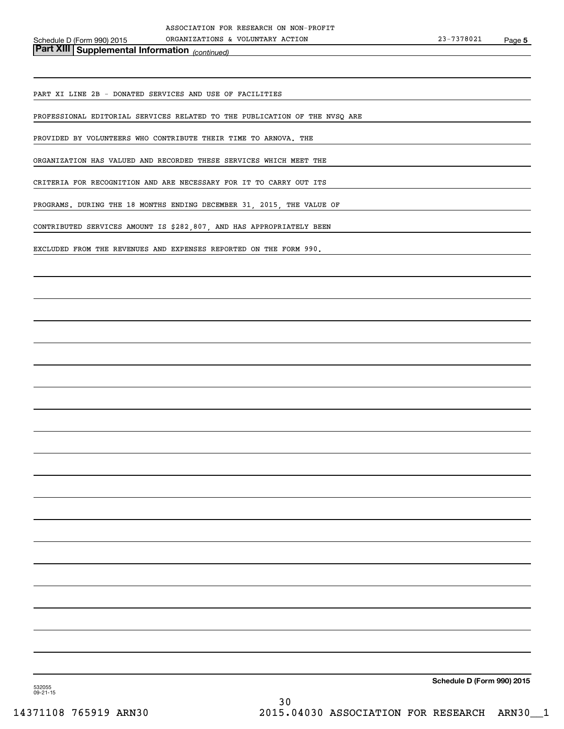## Part XIII Supplemental Information *(continued)*

PART XI LINE 2B - DONATED SERVICES AND USE OF FACILITIES

PROFESSIONAL EDITORIAL SERVICES RELATED TO THE PUBLICATION OF THE NVSQ ARE PROVIDED BY VOLUNTEERS WHO CONTRIBUTE THEIR TIME TO ARNOVA. THE ORGANIZATION HAS VALUED AND RECORDED THESE SERVICES WHICH MEET THE CRITERIA FOR RECOGNITION AND ARE NECESSARY FOR IT TO CARRY OUT ITS PROGRAMS. DURING THE 18 MONTHS ENDING DECEMBER 31, 2015, THE VALUE OF CONTRIBUTED SERVICES AMOUNT IS $282,807, AND HAS APPROPRIATELY BEEN EXCLUDED FROM THE REVENUES AND EXPENSES REPORTED ON THE FORM 990.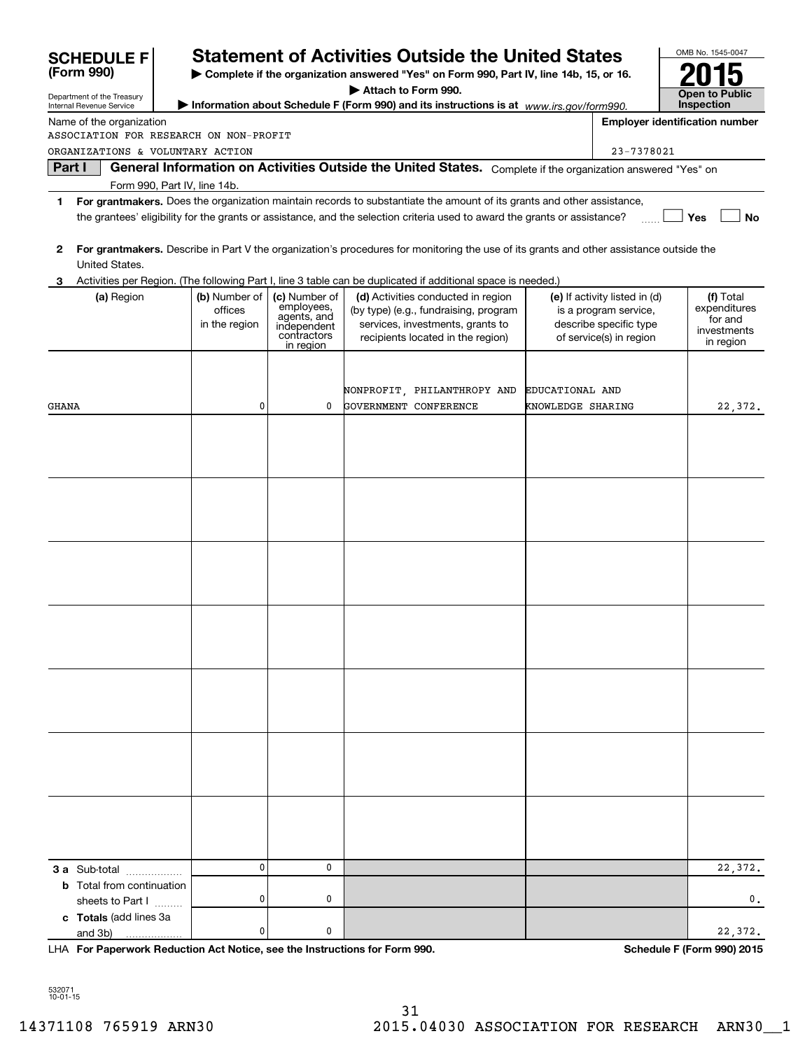# SCHEDULE F (Form 990)

Department of the Treasury
Internal Revenue Service

## Statement of Activities Outside the United States

▶ Complete if the organization answered "Yes" on Form 990, Part IV, line 14b, 15, or 16.

▶ Attach to Form 990.

▶ Information about Schedule F (Form 990) and its instructions is at www.irs.gov/form990.

OMB No. 1545-0047

**2015**

**Open to Public Inspection**

Name of the organization: ASSOCIATION FOR RESEARCH ON NON-PROFIT ORGANIZATIONS & VOLUNTARY ACTION

Employer identification number: 23-7378021

**Part I** **General Information on Activities Outside the United States.** Complete if the organization answered "Yes" on Form 990, Part IV, line 14b.

1 **For grantmakers.** Does the organization maintain records to substantiate the amount of its grants and other assistance, the grantees' eligibility for the grants or assistance, and the selection criteria used to award the grants or assistance? ☐ Yes ☐ No

2 **For grantmakers.** Describe in Part V the organization's procedures for monitoring the use of its grants and other assistance outside the United States.

3 Activities per Region. (The following Part I, line 3 table can be duplicated if additional space is needed.)

| (a) Region | (b) Number of offices in the region | (c) Number of employees, agents, and independent contractors in region | (d) Activities conducted in region (by type) (e.g., fundraising, program services, investments, grants to recipients located in the region) | (e) If activity listed in (d) is a program service, describe specific type of service(s) in region | (f) Total expenditures for and investments in region |
|---|---|---|---|---|---|
| GHANA | 0 | 0 | NONPROFIT, PHILANTHROPY AND GOVERNMENT CONFERENCE | EDUCATIONAL AND KNOWLEDGE SHARING | 22,372. |
| | | | | | |
| | | | | | |
| | | | | | |
| | | | | | |
| | | | | | |
| | | | | | |
| | | | | | |
| **3 a** Sub-total | 0 | 0 | | | 22,372. |
| **b** Total from continuation sheets to Part I | 0 | 0 | | | 0. |
| **c Totals** (add lines 3a and 3b) | 0 | 0 | | | 22,372. |

LHA **For Paperwork Reduction Act Notice, see the Instructions for Form 990.** **Schedule F (Form 990) 2015**

532071 10-01-15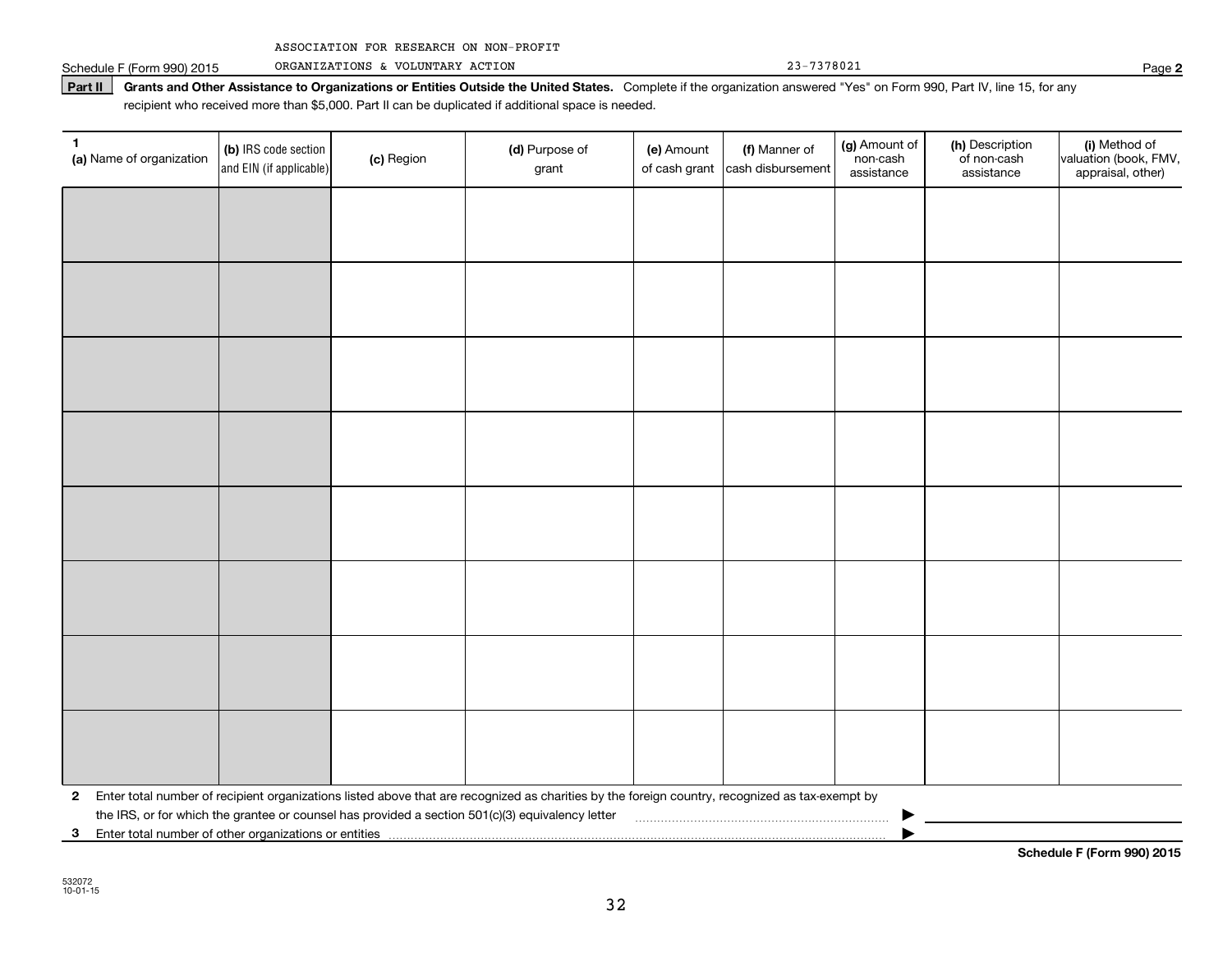ASSOCIATION FOR RESEARCH ON NON-PROFIT ORGANIZATIONS & VOLUNTARY ACTION 23-7378021

Schedule F (Form 990) 2015 Page **2**

**Part II** **Grants and Other Assistance to Organizations or Entities Outside the United States.** Complete if the organization answered "Yes" on Form 990, Part IV, line 15, for any recipient who received more than $5,000. Part II can be duplicated if additional space is needed.

| **1** **(a)** Name of organization | **(b)** IRS code section and EIN (if applicable) | **(c)** Region | **(d)** Purpose of grant | **(e)** Amount of cash grant | **(f)** Manner of cash disbursement | **(g)** Amount of non-cash assistance | **(h)** Description of non-cash assistance | **(i)** Method of valuation (book, FMV, appraisal, other) |
|---|---|---|---|---|---|---|---|---|
| | | | | | | | | |
| | | | | | | | | |
| | | | | | | | | |
| | | | | | | | | |
| | | | | | | | | |
| | | | | | | | | |
| | | | | | | | | |
| | | | | | | | | |

**2** Enter total number of recipient organizations listed above that are recognized as charities by the foreign country, recognized as tax-exempt by the IRS, or for which the grantee or counsel has provided a section 501(c)(3) equivalency letter ▶

**3** Enter total number of other organizations or entities ▶

**Schedule F (Form 990) 2015**

532072 10-01-15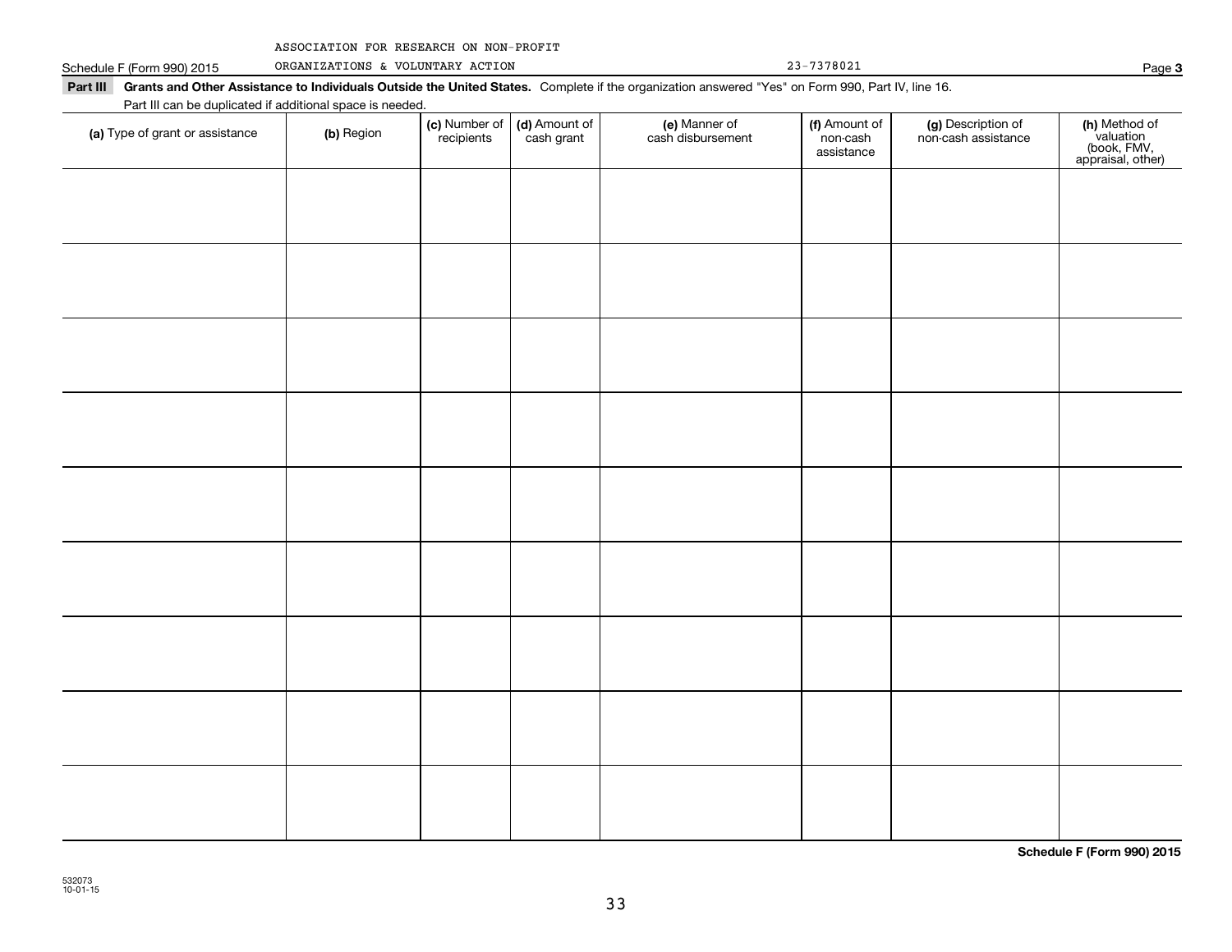ASSOCIATION FOR RESEARCH ON NON-PROFIT
Schedule F (Form 990) 2015 ORGANIZATIONS & VOLUNTARY ACTION 23-7378021 Page **3**

**Part III** **Grants and Other Assistance to Individuals Outside the United States.** Complete if the organization answered "Yes" on Form 990, Part IV, line 16.
Part III can be duplicated if additional space is needed.

| **(a)** Type of grant or assistance | **(b)** Region | **(c)** Number of recipients | **(d)** Amount of cash grant | **(e)** Manner of cash disbursement | **(f)** Amount of non-cash assistance | **(g)** Description of non-cash assistance | **(h)** Method of valuation (book, FMV, appraisal, other) |
|---|---|---|---|---|---|---|---|
| | | | | | | | |
| | | | | | | | |
| | | | | | | | |
| | | | | | | | |
| | | | | | | | |
| | | | | | | | |
| | | | | | | | |
| | | | | | | | |
| | | | | | | | |

**Schedule F (Form 990) 2015**

532073
10-01-15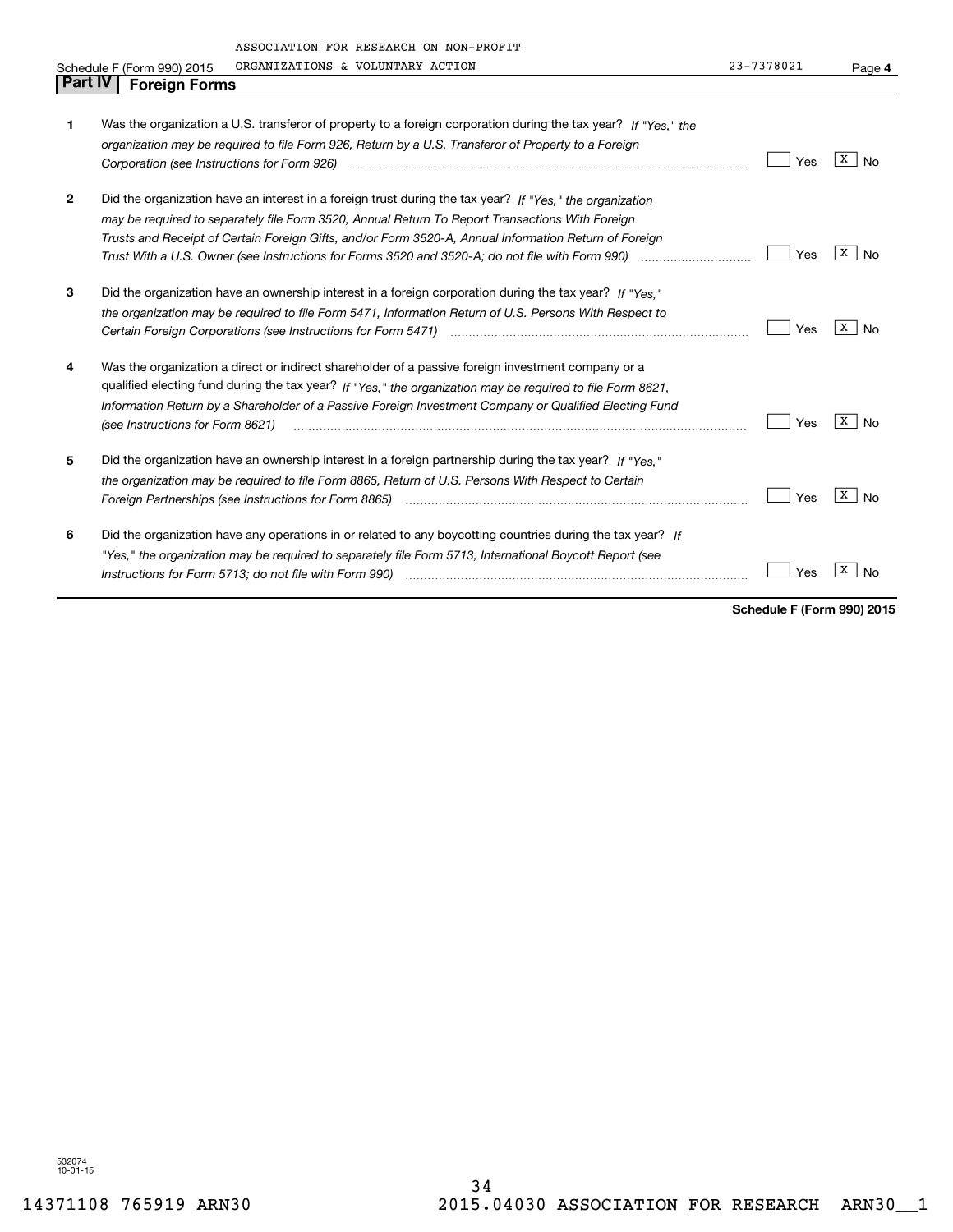ASSOCIATION FOR RESEARCH ON NON-PROFIT ORGANIZATIONS & VOLUNTARY ACTION 23-7378021

Schedule F (Form 990) 2015 Page **4**

## Part IV Foreign Forms

| | | Yes | No |
|---|---|---|---|
| **1** | Was the organization a U.S. transferor of property to a foreign corporation during the tax year? *If "Yes," the organization may be required to file Form 926, Return by a U.S. Transferor of Property to a Foreign Corporation (see Instructions for Form 926)* | | X |
| **2** | Did the organization have an interest in a foreign trust during the tax year? *If "Yes," the organization may be required to separately file Form 3520, Annual Return To Report Transactions With Foreign Trusts and Receipt of Certain Foreign Gifts, and/or Form 3520-A, Annual Information Return of Foreign Trust With a U.S. Owner (see Instructions for Forms 3520 and 3520-A; do not file with Form 990)* | | X |
| **3** | Did the organization have an ownership interest in a foreign corporation during the tax year? *If "Yes," the organization may be required to file Form 5471, Information Return of U.S. Persons With Respect to Certain Foreign Corporations (see Instructions for Form 5471)* | | X |
| **4** | Was the organization a direct or indirect shareholder of a passive foreign investment company or a qualified electing fund during the tax year? *If "Yes," the organization may be required to file Form 8621, Information Return by a Shareholder of a Passive Foreign Investment Company or Qualified Electing Fund (see Instructions for Form 8621)* | | X |
| **5** | Did the organization have an ownership interest in a foreign partnership during the tax year? *If "Yes," the organization may be required to file Form 8865, Return of U.S. Persons With Respect to Certain Foreign Partnerships (see Instructions for Form 8865)* | | X |
| **6** | Did the organization have any operations in or related to any boycotting countries during the tax year? *If "Yes," the organization may be required to separately file Form 5713, International Boycott Report (see Instructions for Form 5713; do not file with Form 990)* | | X |

**Schedule F (Form 990) 2015**

532074
10-01-15

14371108 765919 ARN30 2015.04030 ASSOCIATION FOR RESEARCH ARN30__1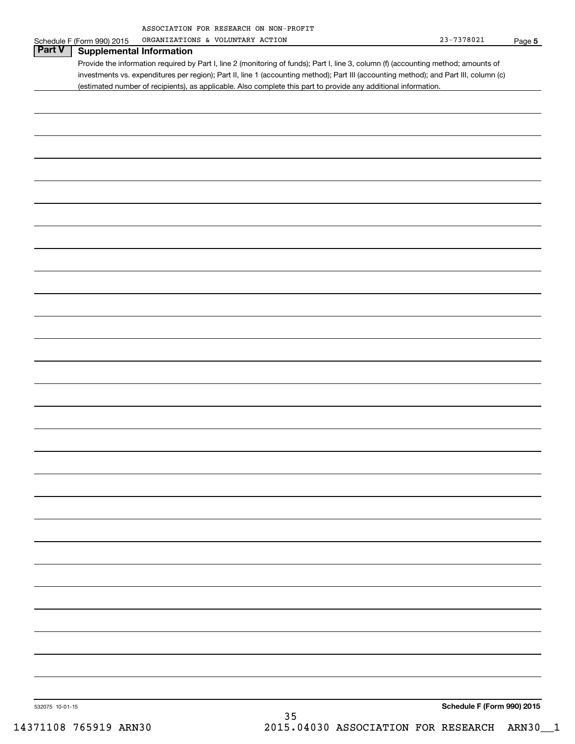ASSOCIATION FOR RESEARCH ON NON-PROFIT ORGANIZATIONS & VOLUNTARY ACTION 23-7378021

Schedule F (Form 990) 2015 Page **5**

## Part V Supplemental Information

Provide the information required by Part I, line 2 (monitoring of funds); Part I, line 3, column (f) (accounting method; amounts of investments vs. expenditures per region); Part II, line 1 (accounting method); Part III (accounting method); and Part III, column (c) (estimated number of recipients), as applicable. Also complete this part to provide any additional information.

532075 10-01-15 **Schedule F (Form 990) 2015**

14371108 765919 ARN30 2015.04030 ASSOCIATION FOR RESEARCH ARN30__1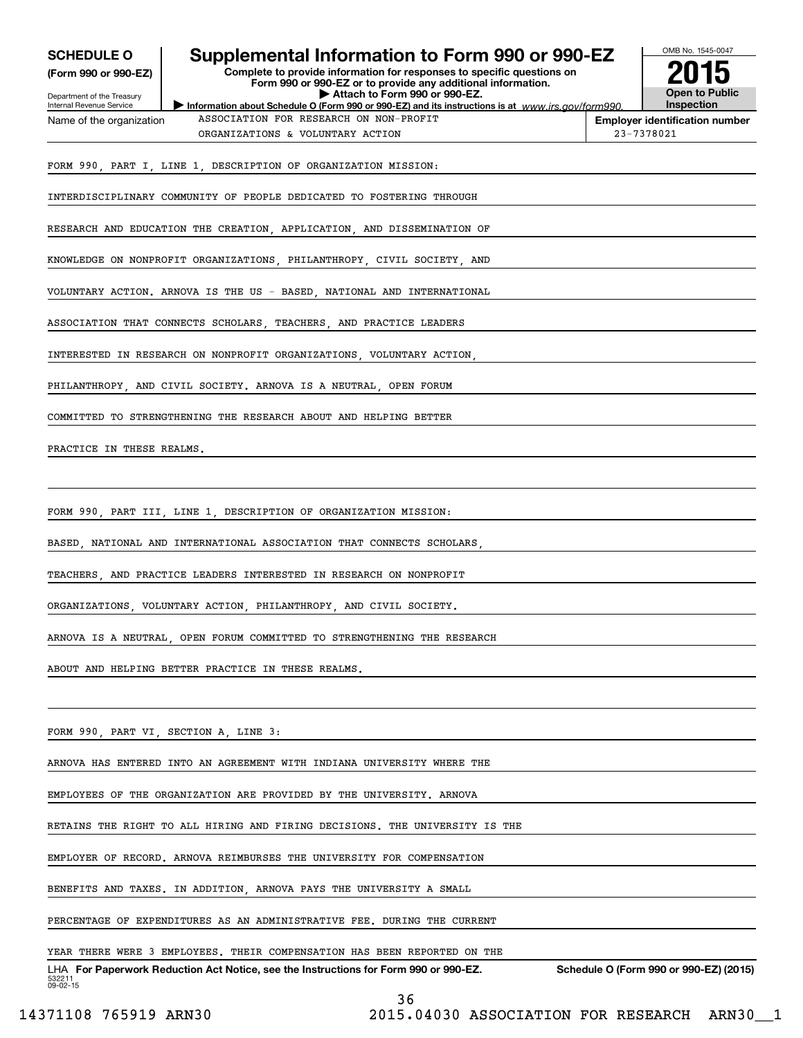**SCHEDULE O**
**(Form 990 or 990-EZ)**

Department of the Treasury
Internal Revenue Service

# Supplemental Information to Form 990 or 990-EZ

**Complete to provide information for responses to specific questions on Form 990 or 990-EZ or to provide any additional information.**
**▶ Attach to Form 990 or 990-EZ.**
**▶ Information about Schedule O (Form 990 or 990-EZ) and its instructions is at** *www.irs.gov/form990.*

OMB No. 1545-0047

**2015**

**Open to Public Inspection**

| Name of the organization | Employer identification number |
|---|---|
| ASSOCIATION FOR RESEARCH ON NON-PROFIT ORGANIZATIONS & VOLUNTARY ACTION | 23-7378021 |

FORM 990, PART I, LINE 1, DESCRIPTION OF ORGANIZATION MISSION:

INTERDISCIPLINARY COMMUNITY OF PEOPLE DEDICATED TO FOSTERING THROUGH RESEARCH AND EDUCATION THE CREATION, APPLICATION, AND DISSEMINATION OF KNOWLEDGE ON NONPROFIT ORGANIZATIONS, PHILANTHROPY, CIVIL SOCIETY, AND VOLUNTARY ACTION. ARNOVA IS THE US - BASED, NATIONAL AND INTERNATIONAL ASSOCIATION THAT CONNECTS SCHOLARS, TEACHERS, AND PRACTICE LEADERS INTERESTED IN RESEARCH ON NONPROFIT ORGANIZATIONS, VOLUNTARY ACTION, PHILANTHROPY, AND CIVIL SOCIETY. ARNOVA IS A NEUTRAL, OPEN FORUM COMMITTED TO STRENGTHENING THE RESEARCH ABOUT AND HELPING BETTER PRACTICE IN THESE REALMS.

FORM 990, PART III, LINE 1, DESCRIPTION OF ORGANIZATION MISSION:

BASED, NATIONAL AND INTERNATIONAL ASSOCIATION THAT CONNECTS SCHOLARS, TEACHERS, AND PRACTICE LEADERS INTERESTED IN RESEARCH ON NONPROFIT ORGANIZATIONS, VOLUNTARY ACTION, PHILANTHROPY, AND CIVIL SOCIETY. ARNOVA IS A NEUTRAL, OPEN FORUM COMMITTED TO STRENGTHENING THE RESEARCH ABOUT AND HELPING BETTER PRACTICE IN THESE REALMS.

FORM 990, PART VI, SECTION A, LINE 3:

ARNOVA HAS ENTERED INTO AN AGREEMENT WITH INDIANA UNIVERSITY WHERE THE EMPLOYEES OF THE ORGANIZATION ARE PROVIDED BY THE UNIVERSITY. ARNOVA RETAINS THE RIGHT TO ALL HIRING AND FIRING DECISIONS. THE UNIVERSITY IS THE EMPLOYER OF RECORD. ARNOVA REIMBURSES THE UNIVERSITY FOR COMPENSATION BENEFITS AND TAXES. IN ADDITION, ARNOVA PAYS THE UNIVERSITY A SMALL PERCENTAGE OF EXPENDITURES AS AN ADMINISTRATIVE FEE. DURING THE CURRENT YEAR THERE WERE 3 EMPLOYEES. THEIR COMPENSATION HAS BEEN REPORTED ON THE

LHA **For Paperwork Reduction Act Notice, see the Instructions for Form 990 or 990-EZ.** **Schedule O (Form 990 or 990-EZ) (2015)**
532211 09-02-15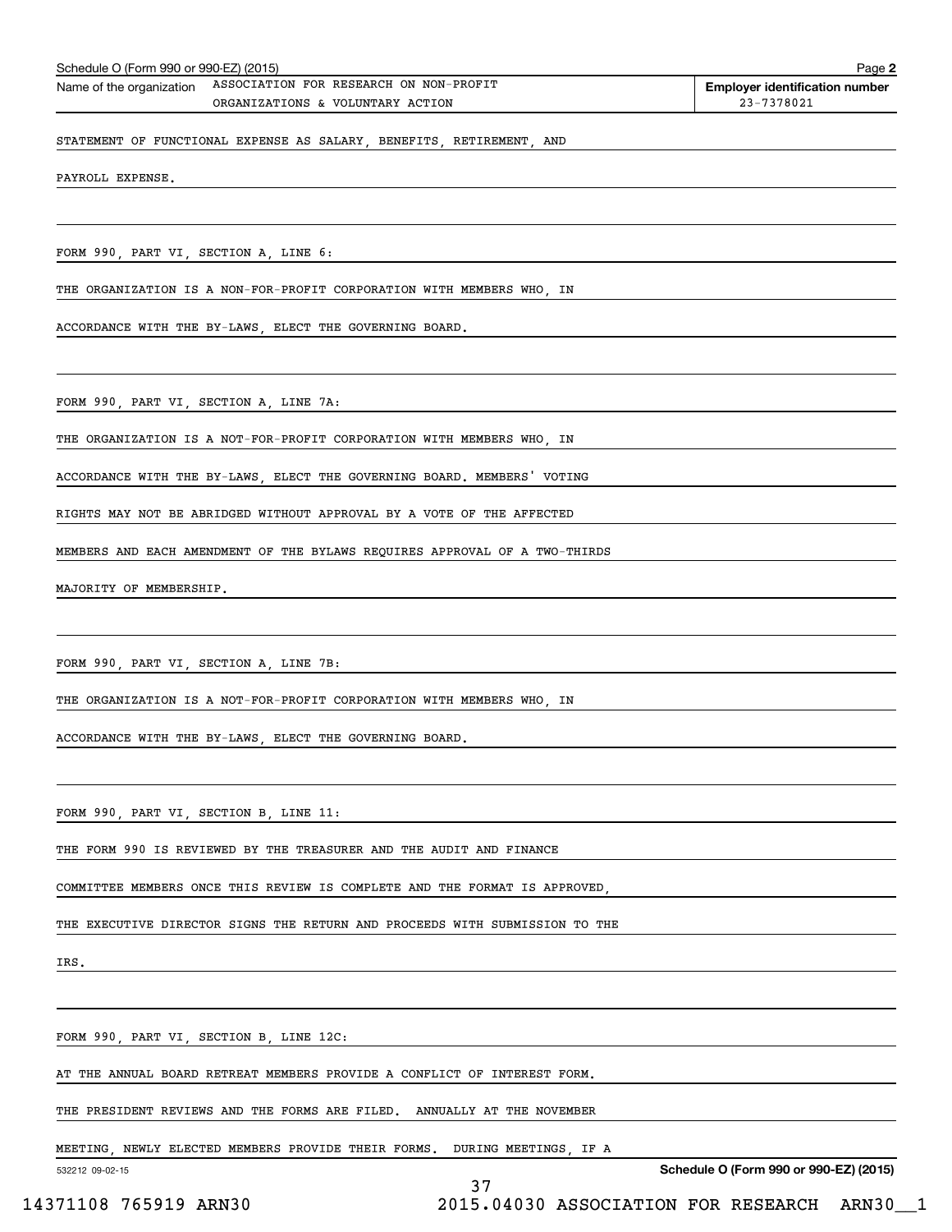Schedule O (Form 990 or 990-EZ) (2015)

| Name of the organization | Employer identification number |
| --- | --- |
| ASSOCIATION FOR RESEARCH ON NON-PROFIT ORGANIZATIONS & VOLUNTARY ACTION | 23-7378021 |

STATEMENT OF FUNCTIONAL EXPENSE AS SALARY, BENEFITS, RETIREMENT, AND PAYROLL EXPENSE.

FORM 990, PART VI, SECTION A, LINE 6:

THE ORGANIZATION IS A NON-FOR-PROFIT CORPORATION WITH MEMBERS WHO, IN ACCORDANCE WITH THE BY-LAWS, ELECT THE GOVERNING BOARD.

FORM 990, PART VI, SECTION A, LINE 7A:

THE ORGANIZATION IS A NOT-FOR-PROFIT CORPORATION WITH MEMBERS WHO, IN ACCORDANCE WITH THE BY-LAWS, ELECT THE GOVERNING BOARD. MEMBERS' VOTING RIGHTS MAY NOT BE ABRIDGED WITHOUT APPROVAL BY A VOTE OF THE AFFECTED MEMBERS AND EACH AMENDMENT OF THE BYLAWS REQUIRES APPROVAL OF A TWO-THIRDS MAJORITY OF MEMBERSHIP.

FORM 990, PART VI, SECTION A, LINE 7B:

THE ORGANIZATION IS A NOT-FOR-PROFIT CORPORATION WITH MEMBERS WHO, IN ACCORDANCE WITH THE BY-LAWS, ELECT THE GOVERNING BOARD.

FORM 990, PART VI, SECTION B, LINE 11:

THE FORM 990 IS REVIEWED BY THE TREASURER AND THE AUDIT AND FINANCE COMMITTEE MEMBERS ONCE THIS REVIEW IS COMPLETE AND THE FORMAT IS APPROVED, THE EXECUTIVE DIRECTOR SIGNS THE RETURN AND PROCEEDS WITH SUBMISSION TO THE IRS.

FORM 990, PART VI, SECTION B, LINE 12C:

AT THE ANNUAL BOARD RETREAT MEMBERS PROVIDE A CONFLICT OF INTEREST FORM. THE PRESIDENT REVIEWS AND THE FORMS ARE FILED. ANNUALLY AT THE NOVEMBER MEETING, NEWLY ELECTED MEMBERS PROVIDE THEIR FORMS. DURING MEETINGS, IF A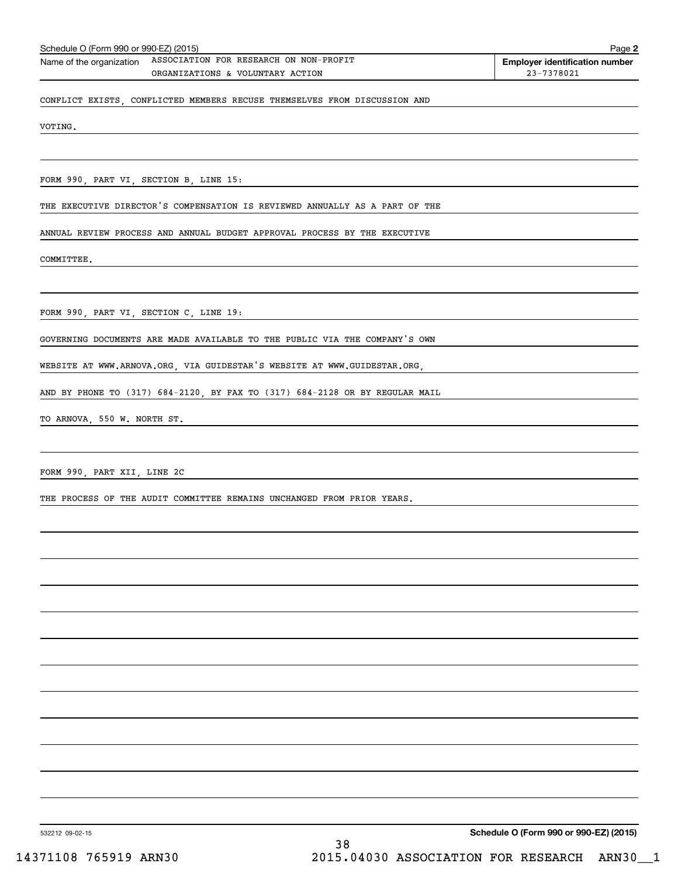Name of the organization: ASSOCIATION FOR RESEARCH ON NON-PROFIT ORGANIZATIONS & VOLUNTARY ACTION

Employer identification number: 23-7378021

CONFLICT EXISTS, CONFLICTED MEMBERS RECUSE THEMSELVES FROM DISCUSSION AND VOTING.

FORM 990, PART VI, SECTION B, LINE 15:

THE EXECUTIVE DIRECTOR'S COMPENSATION IS REVIEWED ANNUALLY AS A PART OF THE ANNUAL REVIEW PROCESS AND ANNUAL BUDGET APPROVAL PROCESS BY THE EXECUTIVE COMMITTEE.

FORM 990, PART VI, SECTION C, LINE 19:

GOVERNING DOCUMENTS ARE MADE AVAILABLE TO THE PUBLIC VIA THE COMPANY'S OWN WEBSITE AT WWW.ARNOVA.ORG, VIA GUIDESTAR'S WEBSITE AT WWW.GUIDESTAR.ORG, AND BY PHONE TO (317) 684-2120, BY FAX TO (317) 684-2128 OR BY REGULAR MAIL TO ARNOVA, 550 W. NORTH ST.

FORM 990, PART XII, LINE 2C

THE PROCESS OF THE AUDIT COMMITTEE REMAINS UNCHANGED FROM PRIOR YEARS.